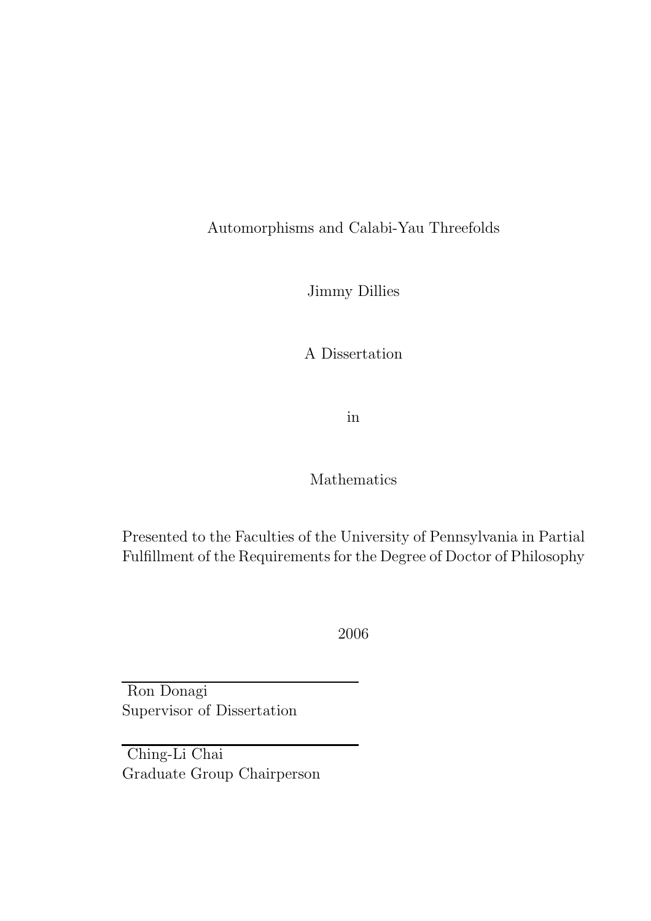# Automorphisms and Calabi-Yau Threefolds

Jimmy Dillies

A Dissertation

in

Mathematics

Presented to the Faculties of the University of Pennsylvania in Partial Fulfillment of the Requirements for the Degree of Doctor of Philosophy

2006

---

Ron Donagi
Supervisor of Dissertation

---

Ching-Li Chai
Graduate Group Chairperson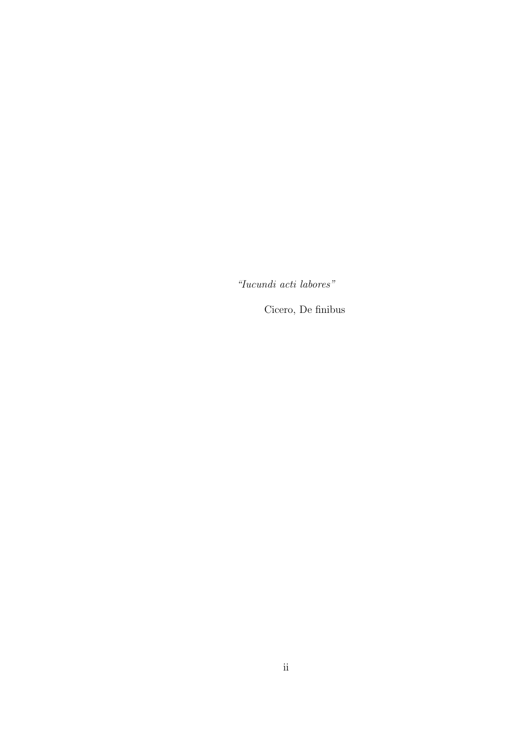*"Iucundi acti labores"*

Cicero, De finibus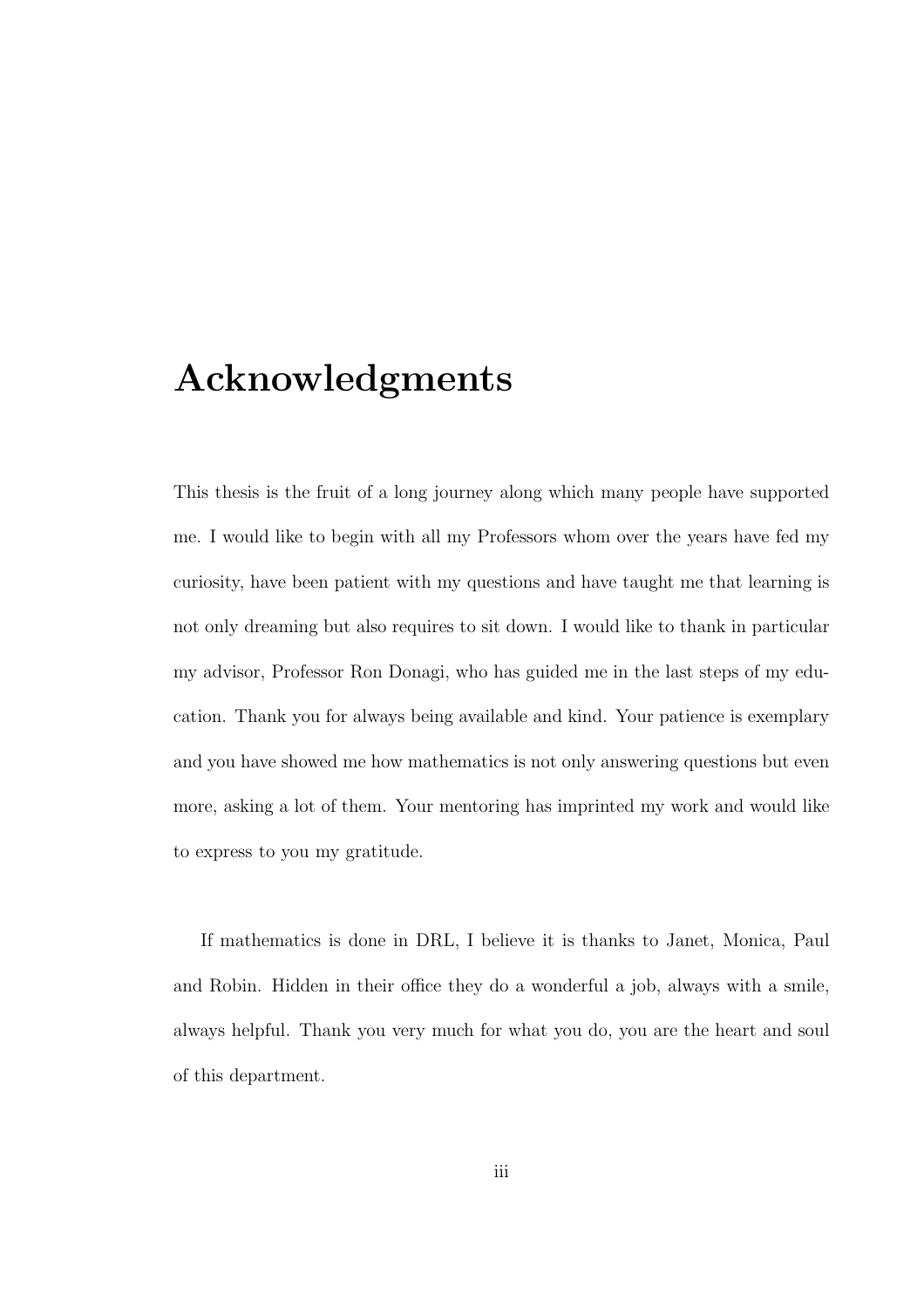# Acknowledgments

This thesis is the fruit of a long journey along which many people have supported me. I would like to begin with all my Professors whom over the years have fed my curiosity, have been patient with my questions and have taught me that learning is not only dreaming but also requires to sit down. I would like to thank in particular my advisor, Professor Ron Donagi, who has guided me in the last steps of my education. Thank you for always being available and kind. Your patience is exemplary and you have showed me how mathematics is not only answering questions but even more, asking a lot of them. Your mentoring has imprinted my work and would like to express to you my gratitude.

If mathematics is done in DRL, I believe it is thanks to Janet, Monica, Paul and Robin. Hidden in their office they do a wonderful a job, always with a smile, always helpful. Thank you very much for what you do, you are the heart and soul of this department.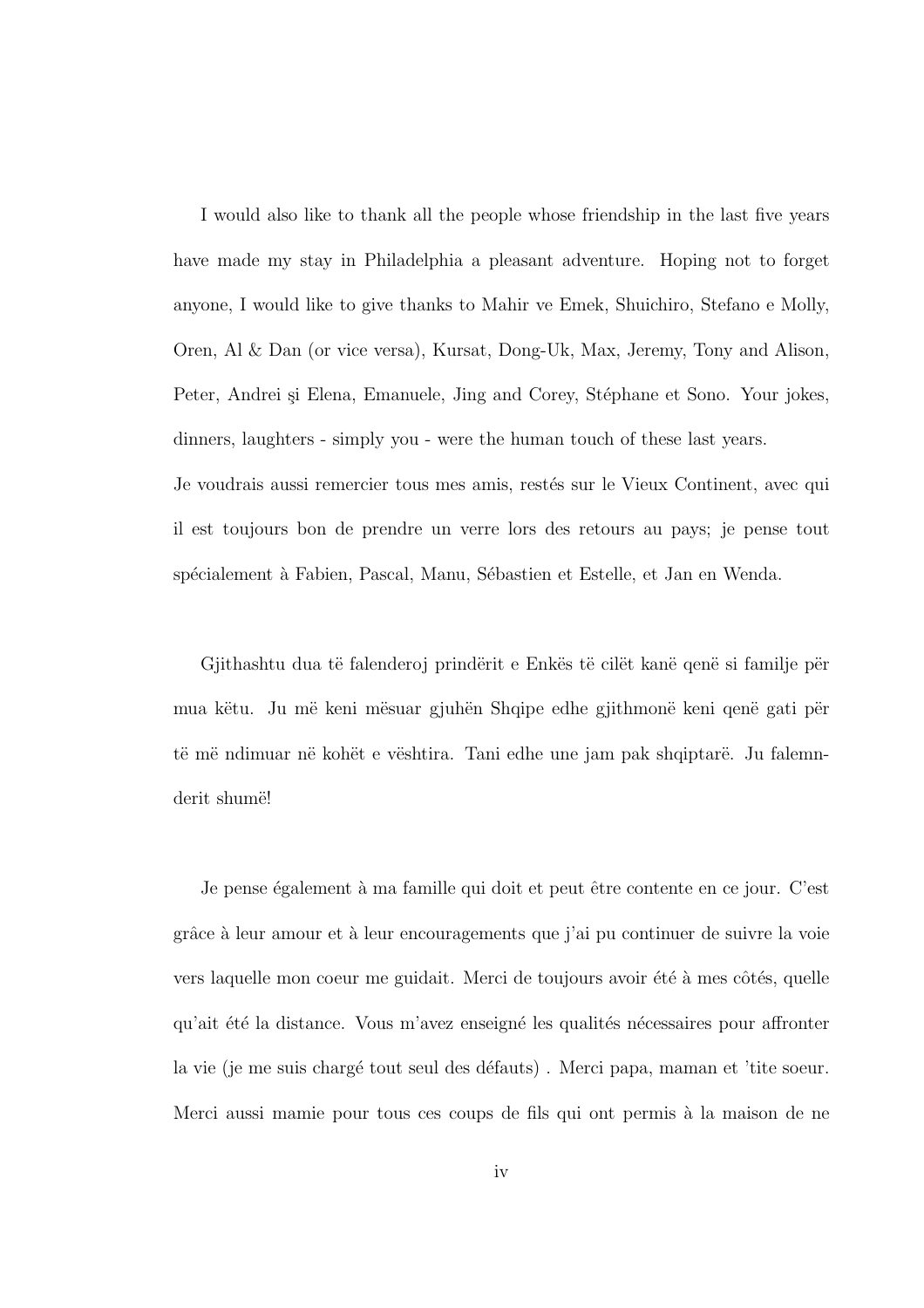I would also like to thank all the people whose friendship in the last five years have made my stay in Philadelphia a pleasant adventure. Hoping not to forget anyone, I would like to give thanks to Mahir ve Emek, Shuichiro, Stefano e Molly, Oren, Al & Dan (or vice versa), Kursat, Dong-Uk, Max, Jeremy, Tony and Alison, Peter, Andrei şi Elena, Emanuele, Jing and Corey, Stéphane et Sono. Your jokes, dinners, laughters - simply you - were the human touch of these last years.
Je voudrais aussi remercier tous mes amis, restés sur le Vieux Continent, avec qui il est toujours bon de prendre un verre lors des retours au pays; je pense tout spécialement à Fabien, Pascal, Manu, Sébastien et Estelle, et Jan en Wenda.

Gjithashtu dua të falenderoj prindërit e Enkës të cilët kanë qenë si familje për mua këtu. Ju më keni mësuar gjuhën Shqipe edhe gjithmonë keni qenë gati për të më ndimuar në kohët e vështira. Tani edhe une jam pak shqiptarë. Ju falemnderit shumë!

Je pense également à ma famille qui doit et peut être contente en ce jour. C'est grâce à leur amour et à leur encouragements que j'ai pu continuer de suivre la voie vers laquelle mon coeur me guidait. Merci de toujours avoir été à mes côtés, quelle qu'ait été la distance. Vous m'avez enseigné les qualités nécessaires pour affronter la vie (je me suis chargé tout seul des défauts) . Merci papa, maman et 'tite soeur. Merci aussi mamie pour tous ces coups de fils qui ont permis à la maison de ne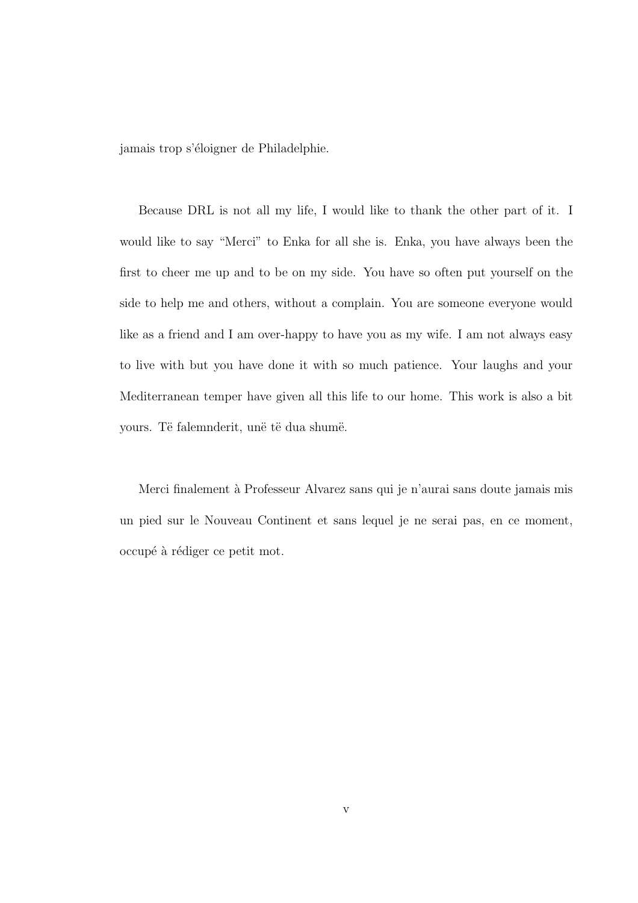jamais trop s'éloigner de Philadelphie.

Because DRL is not all my life, I would like to thank the other part of it. I would like to say "Merci" to Enka for all she is. Enka, you have always been the first to cheer me up and to be on my side. You have so often put yourself on the side to help me and others, without a complain. You are someone everyone would like as a friend and I am over-happy to have you as my wife. I am not always easy to live with but you have done it with so much patience. Your laughs and your Mediterranean temper have given all this life to our home. This work is also a bit yours. Të falemnderit, unë të dua shumë.

Merci finalement à Professeur Alvarez sans qui je n'aurai sans doute jamais mis un pied sur le Nouveau Continent et sans lequel je ne serai pas, en ce moment, occupé à rédiger ce petit mot.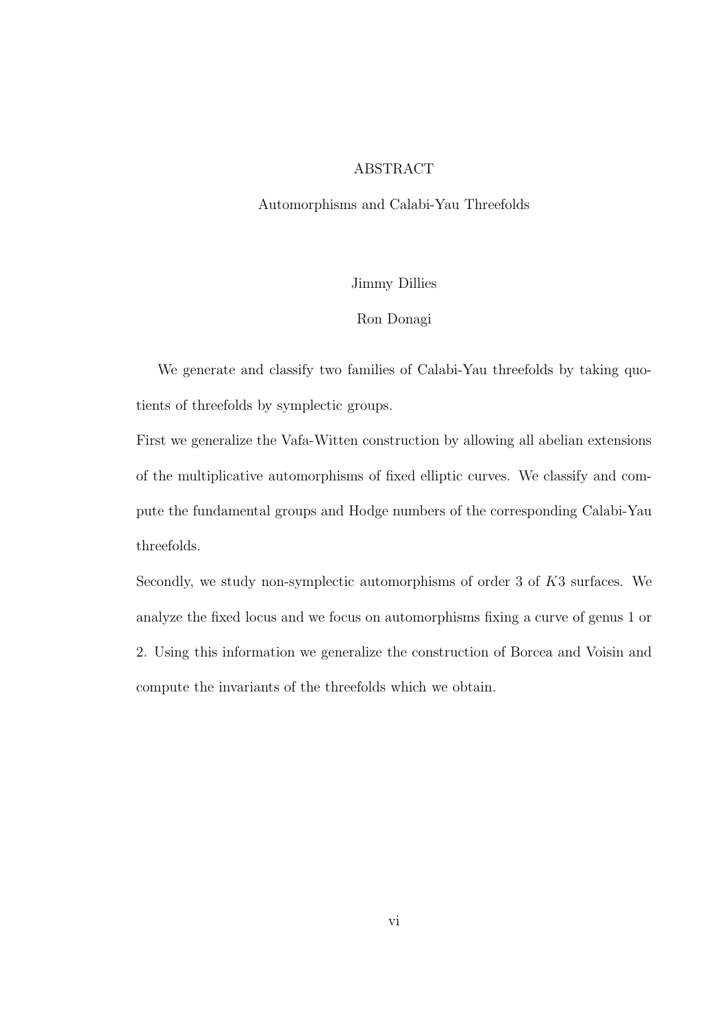# ABSTRACT

## Automorphisms and Calabi-Yau Threefolds

Jimmy Dillies

Ron Donagi

We generate and classify two families of Calabi-Yau threefolds by taking quotients of threefolds by symplectic groups.

First we generalize the Vafa-Witten construction by allowing all abelian extensions of the multiplicative automorphisms of fixed elliptic curves. We classify and compute the fundamental groups and Hodge numbers of the corresponding Calabi-Yau threefolds.

Secondly, we study non-symplectic automorphisms of order 3 of $K3$ surfaces. We analyze the fixed locus and we focus on automorphisms fixing a curve of genus 1 or 2. Using this information we generalize the construction of Borcea and Voisin and compute the invariants of the threefolds which we obtain.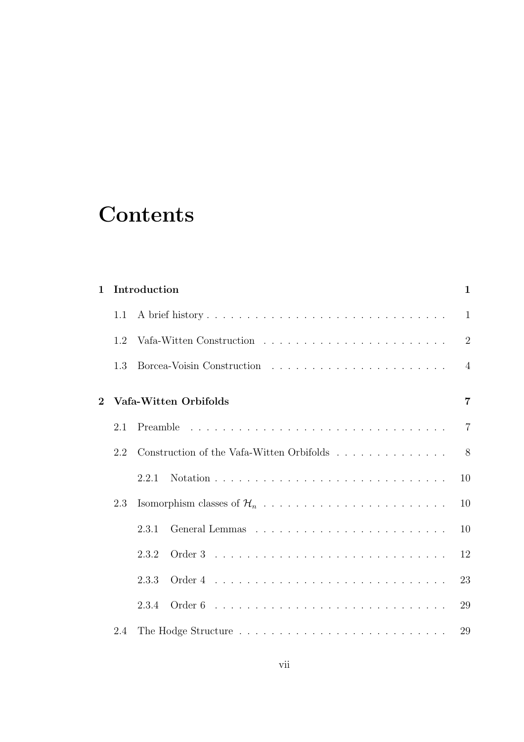# Contents

**1 Introduction** **1**

- 1.1 A brief history . . . . . . . . . . 1
- 1.2 Vafa-Witten Construction . . . . . . . . . . 2
- 1.3 Borcea-Voisin Construction . . . . . . . . . . 4

**2 Vafa-Witten Orbifolds** **7**

- 2.1 Preamble . . . . . . . . . . 7
- 2.2 Construction of the Vafa-Witten Orbifolds . . . . . . . . . . 8
  - 2.2.1 Notation . . . . . . . . . . 10
- 2.3 Isomorphism classes of $\mathcal{H}_n$ . . . . . . . . . . 10
  - 2.3.1 General Lemmas . . . . . . . . . . 10
  - 2.3.2 Order 3 . . . . . . . . . . 12
  - 2.3.3 Order 4 . . . . . . . . . . 23
  - 2.3.4 Order 6 . . . . . . . . . . 29
- 2.4 The Hodge Structure . . . . . . . . . . 29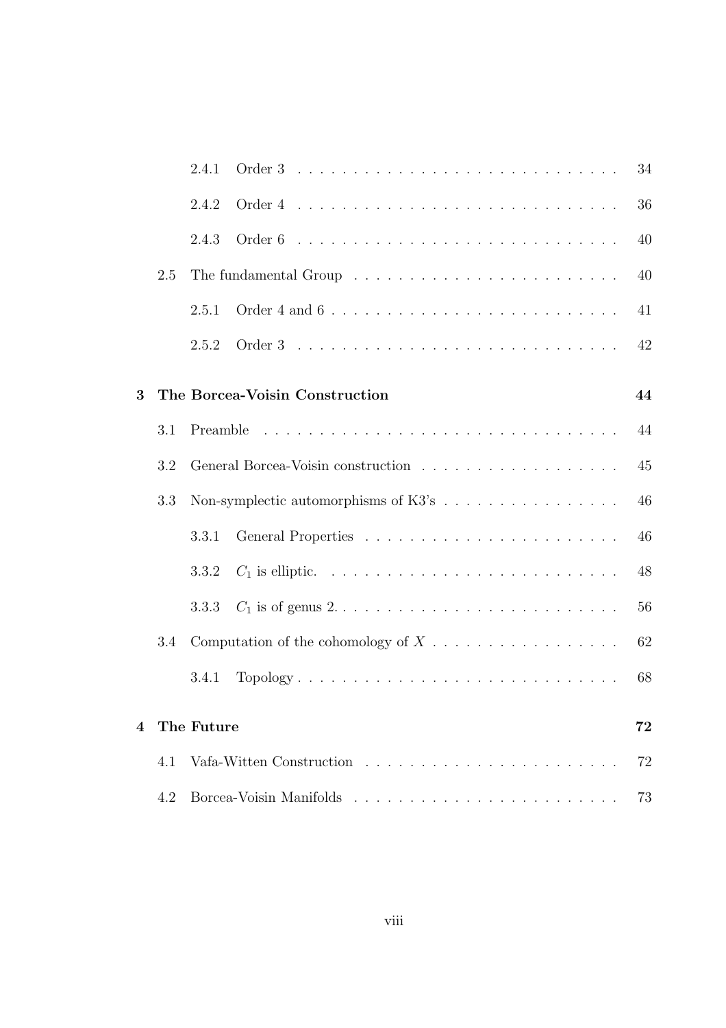2.4.1 Order 3 . . . . . . . . . . . . . . . . . . . . . . . . . . . . 34

2.4.2 Order 4 . . . . . . . . . . . . . . . . . . . . . . . . . . . . 36

2.4.3 Order 6 . . . . . . . . . . . . . . . . . . . . . . . . . . . . 40

2.5 The fundamental Group . . . . . . . . . . . . . . . . . . . . . . . . 40

2.5.1 Order 4 and 6 . . . . . . . . . . . . . . . . . . . . . . . . . 41

2.5.2 Order 3 . . . . . . . . . . . . . . . . . . . . . . . . . . . . 42

**3 The Borcea-Voisin Construction** **44**

3.1 Preamble . . . . . . . . . . . . . . . . . . . . . . . . . . . . . . . 44

3.2 General Borcea-Voisin construction . . . . . . . . . . . . . . . . . . 45

3.3 Non-symplectic automorphisms of K3's . . . . . . . . . . . . . . . . 46

3.3.1 General Properties . . . . . . . . . . . . . . . . . . . . . . . 46

3.3.2 $C_1$ is elliptic. . . . . . . . . . . . . . . . . . . . . . . . . . . 48

3.3.3 $C_1$ is of genus 2. . . . . . . . . . . . . . . . . . . . . . . . . 56

3.4 Computation of the cohomology of $X$ . . . . . . . . . . . . . . . . . 62

3.4.1 Topology . . . . . . . . . . . . . . . . . . . . . . . . . . . . . 68

**4 The Future** **72**

4.1 Vafa-Witten Construction . . . . . . . . . . . . . . . . . . . . . . . 72

4.2 Borcea-Voisin Manifolds . . . . . . . . . . . . . . . . . . . . . . . . 73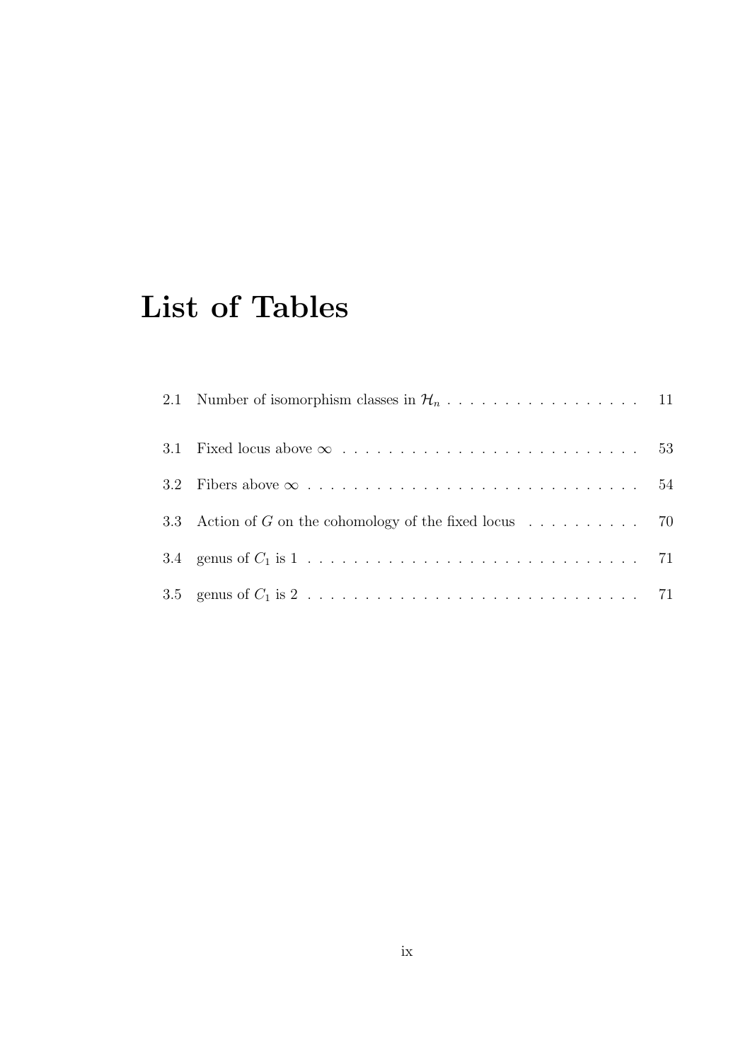# List of Tables

2.1 Number of isomorphism classes in $\mathcal{H}_n$ . . . . . . . . . . . . . . . . . 11

3.1 Fixed locus above $\infty$ . . . . . . . . . . . . . . . . . . . . . . . . . . 53

3.2 Fibers above $\infty$ . . . . . . . . . . . . . . . . . . . . . . . . . . . . . 54

3.3 Action of $G$ on the cohomology of the fixed locus . . . . . . . . . . 70

3.4 genus of $C_1$ is 1 . . . . . . . . . . . . . . . . . . . . . . . . . . . . . 71

3.5 genus of $C_1$ is 2 . . . . . . . . . . . . . . . . . . . . . . . . . . . . . 71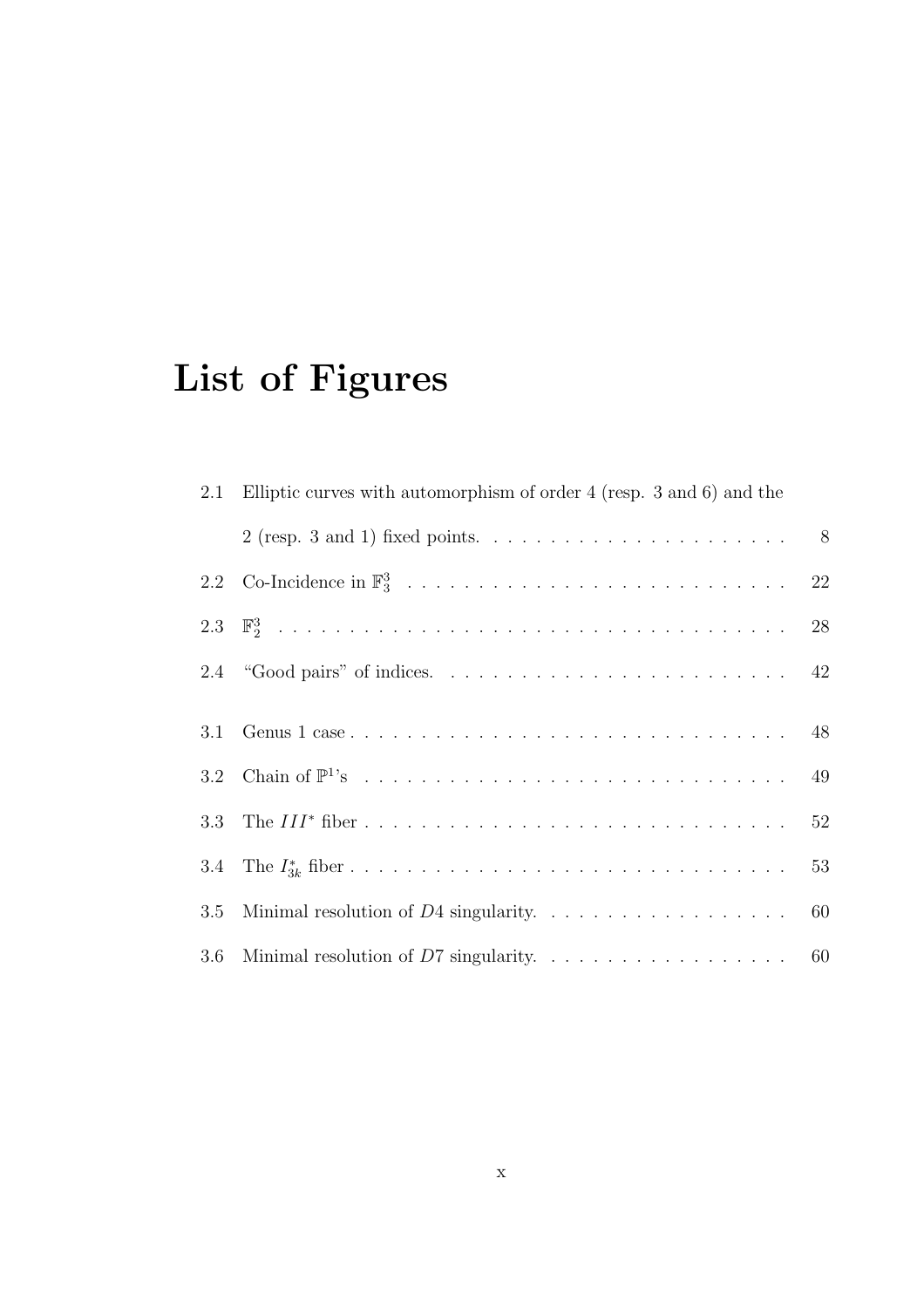# List of Figures

2.1 Elliptic curves with automorphism of order 4 (resp. 3 and 6) and the 2 (resp. 3 and 1) fixed points. . . . . . . . . . . . . . . . . . . . . . 8

2.2 Co-Incidence in $\mathbb{F}_3^3$ . . . . . . . . . . . . . . . . . . . . . . . . . . . . 22

2.3 $\mathbb{F}_2^3$ . . . . . . . . . . . . . . . . . . . . . . . . . . . . . . . . . . . . 28

2.4 "Good pairs" of indices. . . . . . . . . . . . . . . . . . . . . . . . . 42

3.1 Genus 1 case . . . . . . . . . . . . . . . . . . . . . . . . . . . . . . . 48

3.2 Chain of $\mathbb{P}^1$'s . . . . . . . . . . . . . . . . . . . . . . . . . . . . . 49

3.3 The $III^*$ fiber . . . . . . . . . . . . . . . . . . . . . . . . . . . . . . 52

3.4 The $I_{3k}^*$ fiber . . . . . . . . . . . . . . . . . . . . . . . . . . . . . . 53

3.5 Minimal resolution of $D4$ singularity. . . . . . . . . . . . . . . . . . 60

3.6 Minimal resolution of $D7$ singularity. . . . . . . . . . . . . . . . . . 60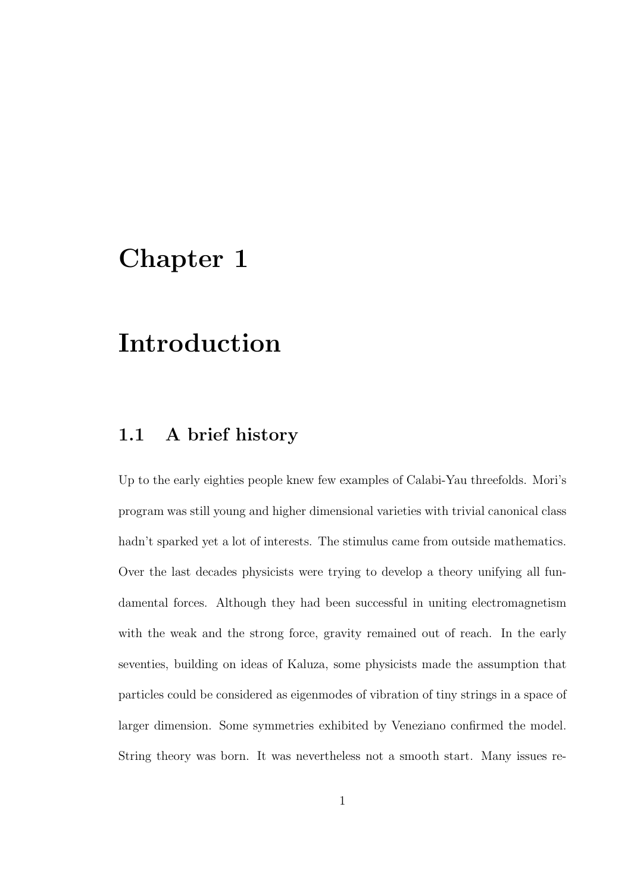# Chapter 1

# Introduction

## 1.1 A brief history

Up to the early eighties people knew few examples of Calabi-Yau threefolds. Mori's program was still young and higher dimensional varieties with trivial canonical class hadn't sparked yet a lot of interests. The stimulus came from outside mathematics. Over the last decades physicists were trying to develop a theory unifying all fundamental forces. Although they had been successful in uniting electromagnetism with the weak and the strong force, gravity remained out of reach. In the early seventies, building on ideas of Kaluza, some physicists made the assumption that particles could be considered as eigenmodes of vibration of tiny strings in a space of larger dimension. Some symmetries exhibited by Veneziano confirmed the model. String theory was born. It was nevertheless not a smooth start. Many issues re-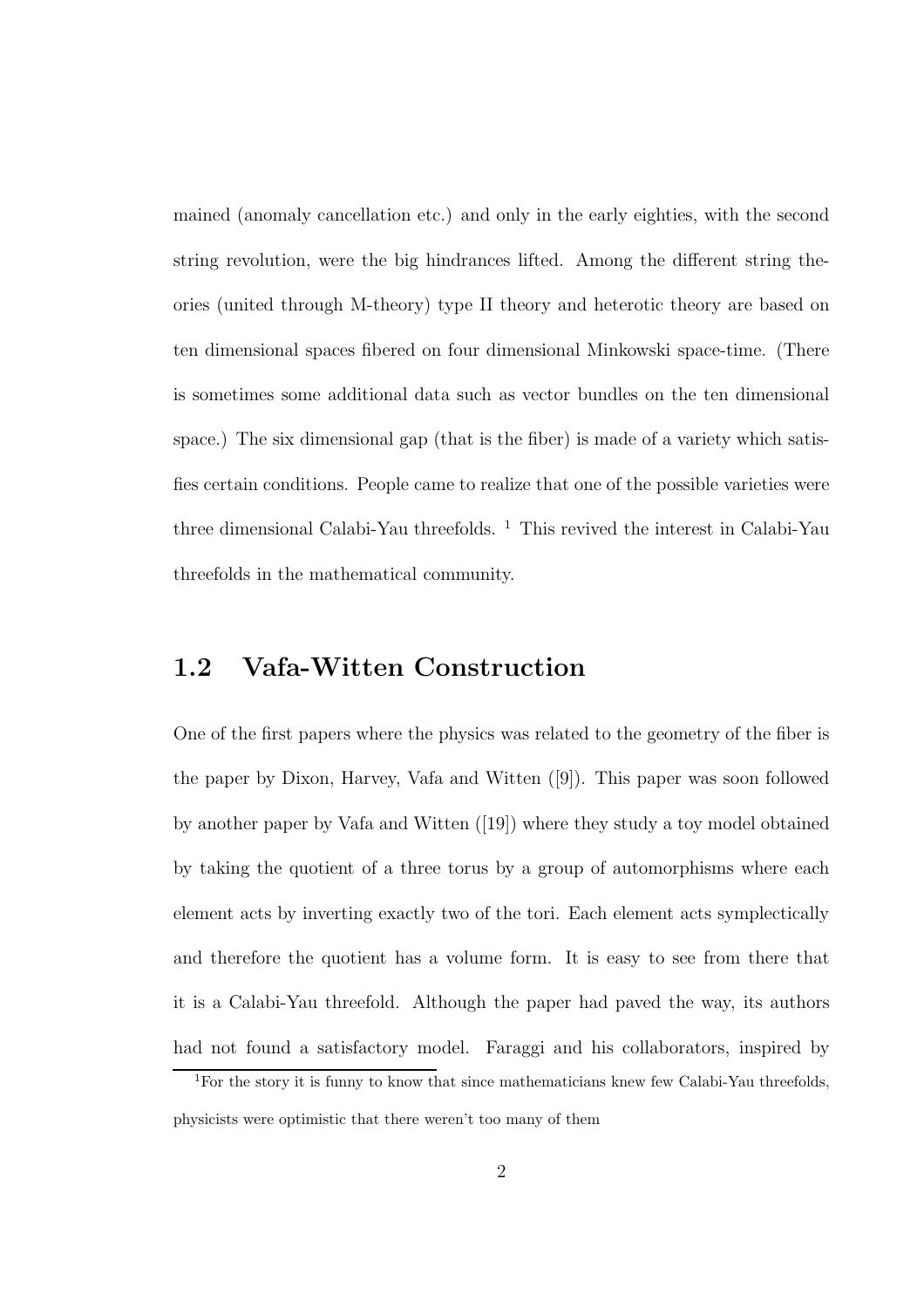mained (anomaly cancellation etc.) and only in the early eighties, with the second string revolution, were the big hindrances lifted. Among the different string theories (united through M-theory) type II theory and heterotic theory are based on ten dimensional spaces fibered on four dimensional Minkowski space-time. (There is sometimes some additional data such as vector bundles on the ten dimensional space.) The six dimensional gap (that is the fiber) is made of a variety which satisfies certain conditions. People came to realize that one of the possible varieties were three dimensional Calabi-Yau threefolds. [1] This revived the interest in Calabi-Yau threefolds in the mathematical community.

## 1.2 Vafa-Witten Construction

One of the first papers where the physics was related to the geometry of the fiber is the paper by Dixon, Harvey, Vafa and Witten ([9]). This paper was soon followed by another paper by Vafa and Witten ([19]) where they study a toy model obtained by taking the quotient of a three torus by a group of automorphisms where each element acts by inverting exactly two of the tori. Each element acts symplectically and therefore the quotient has a volume form. It is easy to see from there that it is a Calabi-Yau threefold. Although the paper had paved the way, its authors had not found a satisfactory model. Faraggi and his collaborators, inspired by

[1] For the story it is funny to know that since mathematicians knew few Calabi-Yau threefolds, physicists were optimistic that there weren't too many of them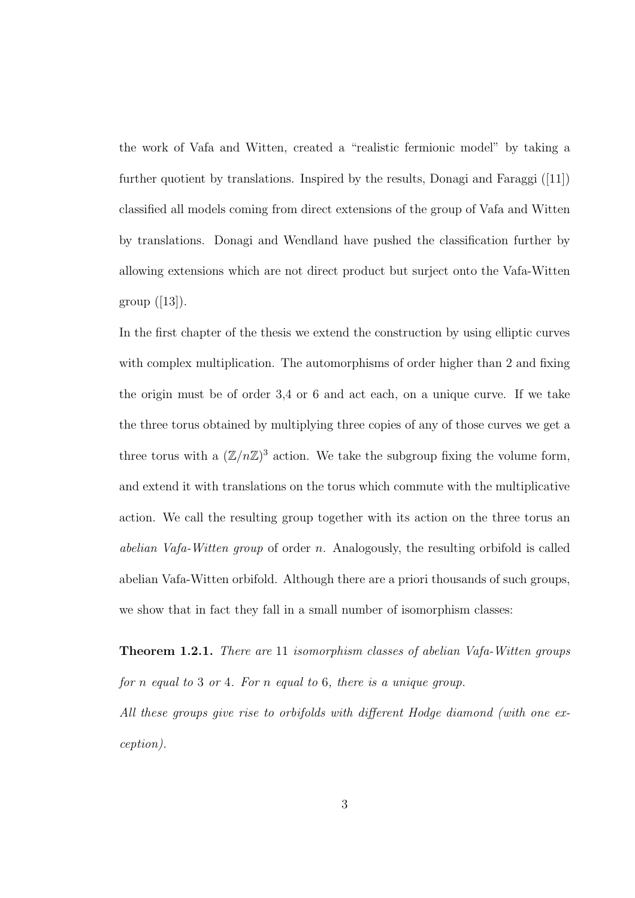the work of Vafa and Witten, created a "realistic fermionic model" by taking a further quotient by translations. Inspired by the results, Donagi and Faraggi ([11]) classified all models coming from direct extensions of the group of Vafa and Witten by translations. Donagi and Wendland have pushed the classification further by allowing extensions which are not direct product but surject onto the Vafa-Witten group ([13]).

In the first chapter of the thesis we extend the construction by using elliptic curves with complex multiplication. The automorphisms of order higher than 2 and fixing the origin must be of order 3,4 or 6 and act each, on a unique curve. If we take the three torus obtained by multiplying three copies of any of those curves we get a three torus with a $(\mathbb{Z}/n\mathbb{Z})^3$ action. We take the subgroup fixing the volume form, and extend it with translations on the torus which commute with the multiplicative action. We call the resulting group together with its action on the three torus an *abelian Vafa-Witten group* of order $n$. Analogously, the resulting orbifold is called abelian Vafa-Witten orbifold. Although there are a priori thousands of such groups, we show that in fact they fall in a small number of isomorphism classes:

**Theorem 1.2.1.** *There are* 11 *isomorphism classes of abelian Vafa-Witten groups for* $n$ *equal to* 3 *or* 4*. For* $n$ *equal to* 6*, there is a unique group.*

*All these groups give rise to orbifolds with different Hodge diamond (with one exception).*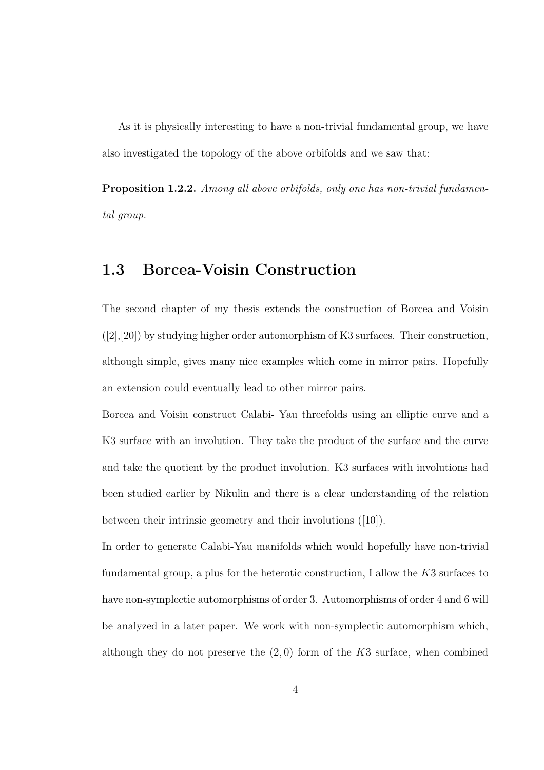As it is physically interesting to have a non-trivial fundamental group, we have also investigated the topology of the above orbifolds and we saw that:

**Proposition 1.2.2.** *Among all above orbifolds, only one has non-trivial fundamental group.*

## 1.3 Borcea-Voisin Construction

The second chapter of my thesis extends the construction of Borcea and Voisin ([2],[20]) by studying higher order automorphism of K3 surfaces. Their construction, although simple, gives many nice examples which come in mirror pairs. Hopefully an extension could eventually lead to other mirror pairs.

Borcea and Voisin construct Calabi- Yau threefolds using an elliptic curve and a K3 surface with an involution. They take the product of the surface and the curve and take the quotient by the product involution. K3 surfaces with involutions had been studied earlier by Nikulin and there is a clear understanding of the relation between their intrinsic geometry and their involutions ([10]).

In order to generate Calabi-Yau manifolds which would hopefully have non-trivial fundamental group, a plus for the heterotic construction, I allow the $K3$ surfaces to have non-symplectic automorphisms of order 3. Automorphisms of order 4 and 6 will be analyzed in a later paper. We work with non-symplectic automorphism which, although they do not preserve the $(2, 0)$ form of the $K3$ surface, when combined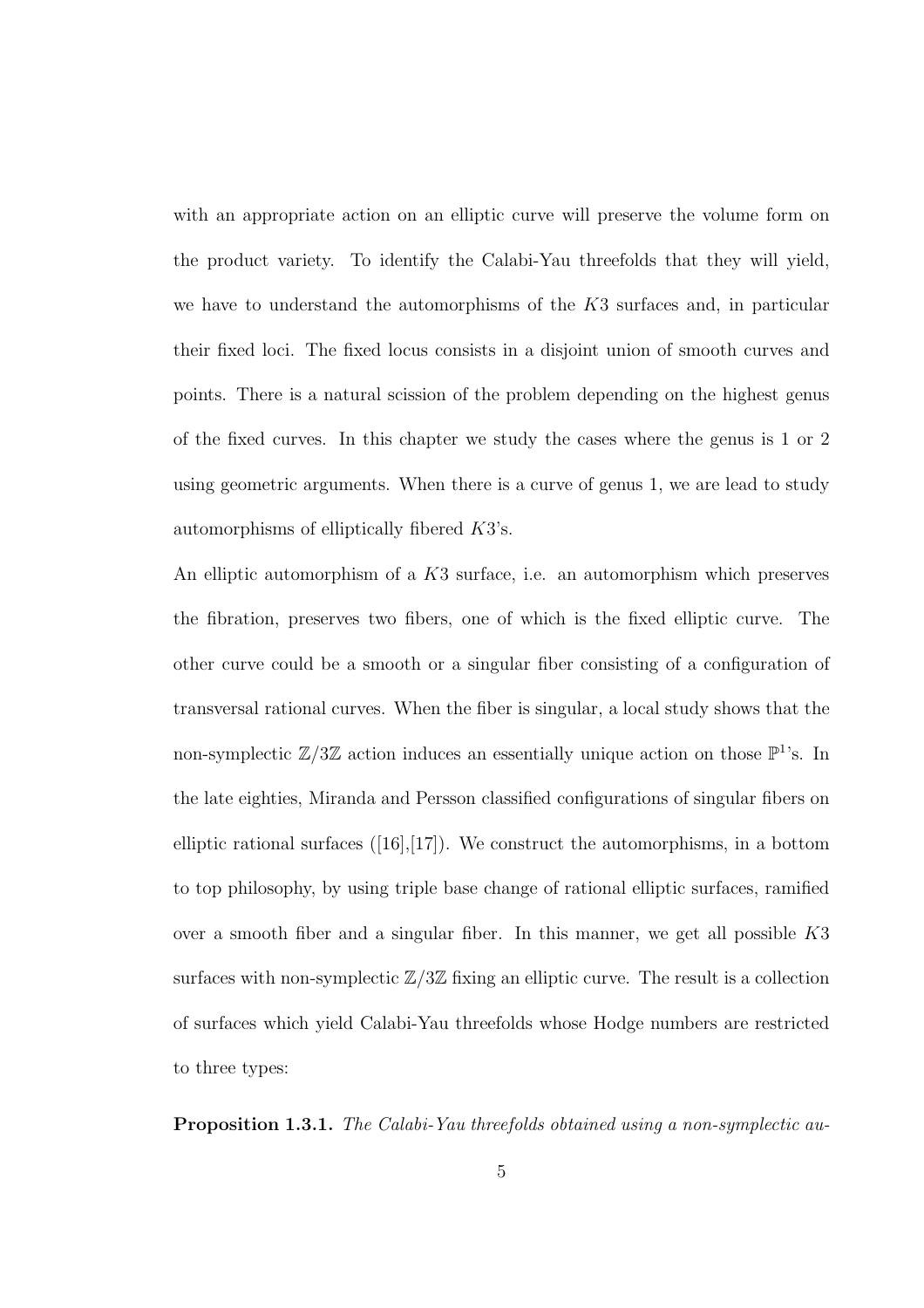with an appropriate action on an elliptic curve will preserve the volume form on the product variety. To identify the Calabi-Yau threefolds that they will yield, we have to understand the automorphisms of the $K3$ surfaces and, in particular their fixed loci. The fixed locus consists in a disjoint union of smooth curves and points. There is a natural scission of the problem depending on the highest genus of the fixed curves. In this chapter we study the cases where the genus is 1 or 2 using geometric arguments. When there is a curve of genus 1, we are lead to study automorphisms of elliptically fibered $K3$'s.

An elliptic automorphism of a $K3$ surface, i.e. an automorphism which preserves the fibration, preserves two fibers, one of which is the fixed elliptic curve. The other curve could be a smooth or a singular fiber consisting of a configuration of transversal rational curves. When the fiber is singular, a local study shows that the non-symplectic $\mathbb{Z}/3\mathbb{Z}$ action induces an essentially unique action on those $\mathbb{P}^1$'s. In the late eighties, Miranda and Persson classified configurations of singular fibers on elliptic rational surfaces ([16],[17]). We construct the automorphisms, in a bottom to top philosophy, by using triple base change of rational elliptic surfaces, ramified over a smooth fiber and a singular fiber. In this manner, we get all possible $K3$ surfaces with non-symplectic $\mathbb{Z}/3\mathbb{Z}$ fixing an elliptic curve. The result is a collection of surfaces which yield Calabi-Yau threefolds whose Hodge numbers are restricted to three types:

**Proposition 1.3.1.** *The Calabi-Yau threefolds obtained using a non-symplectic au-*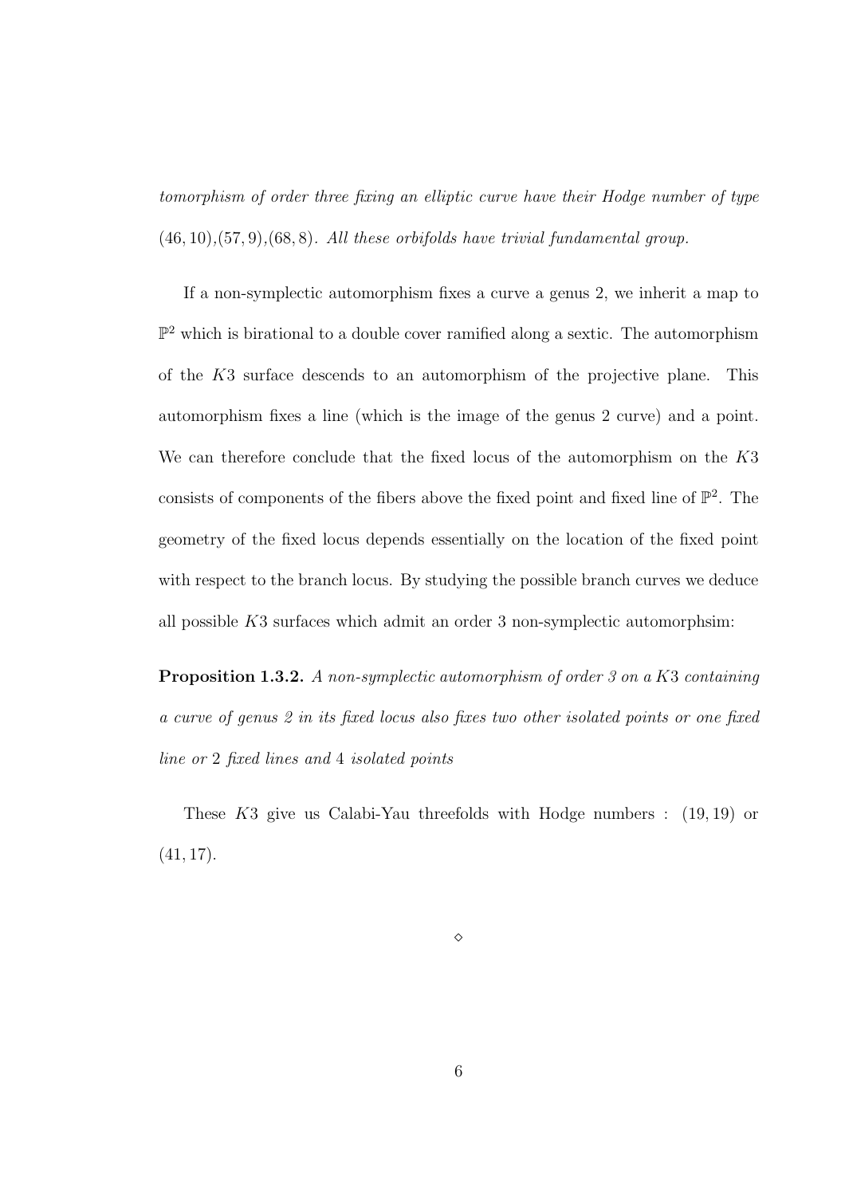*tomorphism of order three fixing an elliptic curve have their Hodge number of type $(46, 10)$,$(57, 9)$,$(68, 8)$. All these orbifolds have trivial fundamental group.*

If a non-symplectic automorphism fixes a curve a genus 2, we inherit a map to $\mathbb{P}^2$ which is birational to a double cover ramified along a sextic. The automorphism of the $K3$ surface descends to an automorphism of the projective plane. This automorphism fixes a line (which is the image of the genus 2 curve) and a point. We can therefore conclude that the fixed locus of the automorphism on the $K3$ consists of components of the fibers above the fixed point and fixed line of $\mathbb{P}^2$. The geometry of the fixed locus depends essentially on the location of the fixed point with respect to the branch locus. By studying the possible branch curves we deduce all possible $K3$ surfaces which admit an order 3 non-symplectic automorphsim:

**Proposition 1.3.2.** *A non-symplectic automorphism of order 3 on a $K3$ containing a curve of genus 2 in its fixed locus also fixes two other isolated points or one fixed line or 2 fixed lines and 4 isolated points*

These $K3$ give us Calabi-Yau threefolds with Hodge numbers : $(19, 19)$ or $(41, 17)$.

$\diamond$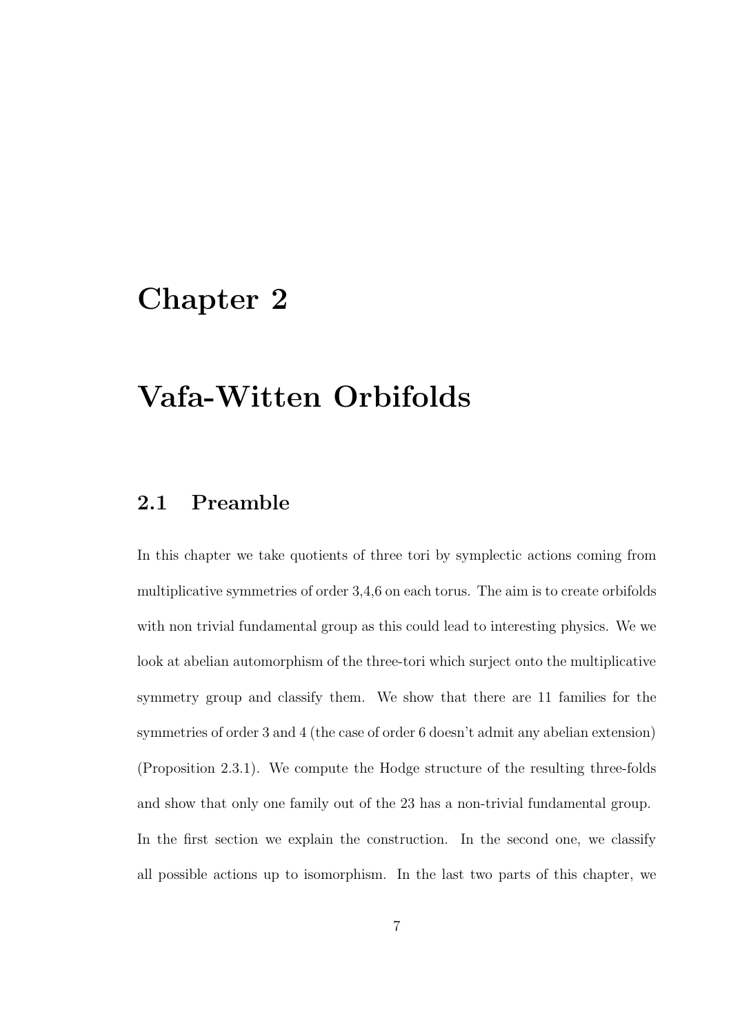# Chapter 2

# Vafa-Witten Orbifolds

## 2.1 Preamble

In this chapter we take quotients of three tori by symplectic actions coming from multiplicative symmetries of order 3,4,6 on each torus. The aim is to create orbifolds with non trivial fundamental group as this could lead to interesting physics. We we look at abelian automorphism of the three-tori which surject onto the multiplicative symmetry group and classify them. We show that there are 11 families for the symmetries of order 3 and 4 (the case of order 6 doesn't admit any abelian extension) (Proposition 2.3.1). We compute the Hodge structure of the resulting three-folds and show that only one family out of the 23 has a non-trivial fundamental group. In the first section we explain the construction. In the second one, we classify all possible actions up to isomorphism. In the last two parts of this chapter, we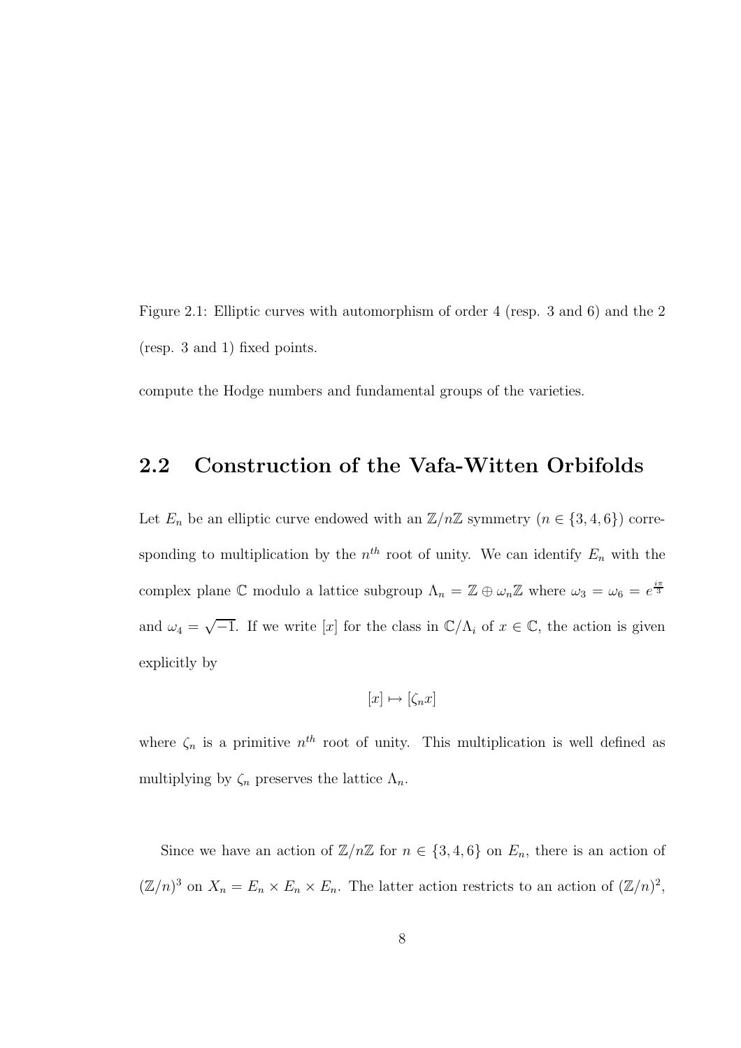Figure 2.1: Elliptic curves with automorphism of order 4 (resp. 3 and 6) and the 2 (resp. 3 and 1) fixed points.

compute the Hodge numbers and fundamental groups of the varieties.

## 2.2 Construction of the Vafa-Witten Orbifolds

Let $E_n$ be an elliptic curve endowed with an $\mathbb{Z}/n\mathbb{Z}$ symmetry ($n \in \{3, 4, 6\}$) corresponding to multiplication by the $n^{th}$ root of unity. We can identify $E_n$ with the complex plane $\mathbb{C}$ modulo a lattice subgroup $\Lambda_n = \mathbb{Z} \oplus \omega_n \mathbb{Z}$ where $\omega_3 = \omega_6 = e^{\frac{i\pi}{3}}$ and $\omega_4 = \sqrt{-1}$. If we write $[x]$ for the class in $\mathbb{C}/\Lambda_i$ of $x \in \mathbb{C}$, the action is given explicitly by

$$[x] \mapsto [\zeta_n x]$$

where $\zeta_n$ is a primitive $n^{th}$ root of unity. This multiplication is well defined as multiplying by $\zeta_n$ preserves the lattice $\Lambda_n$.

Since we have an action of $\mathbb{Z}/n\mathbb{Z}$ for $n \in \{3, 4, 6\}$ on $E_n$, there is an action of $(\mathbb{Z}/n)^3$ on $X_n = E_n \times E_n \times E_n$. The latter action restricts to an action of $(\mathbb{Z}/n)^2$,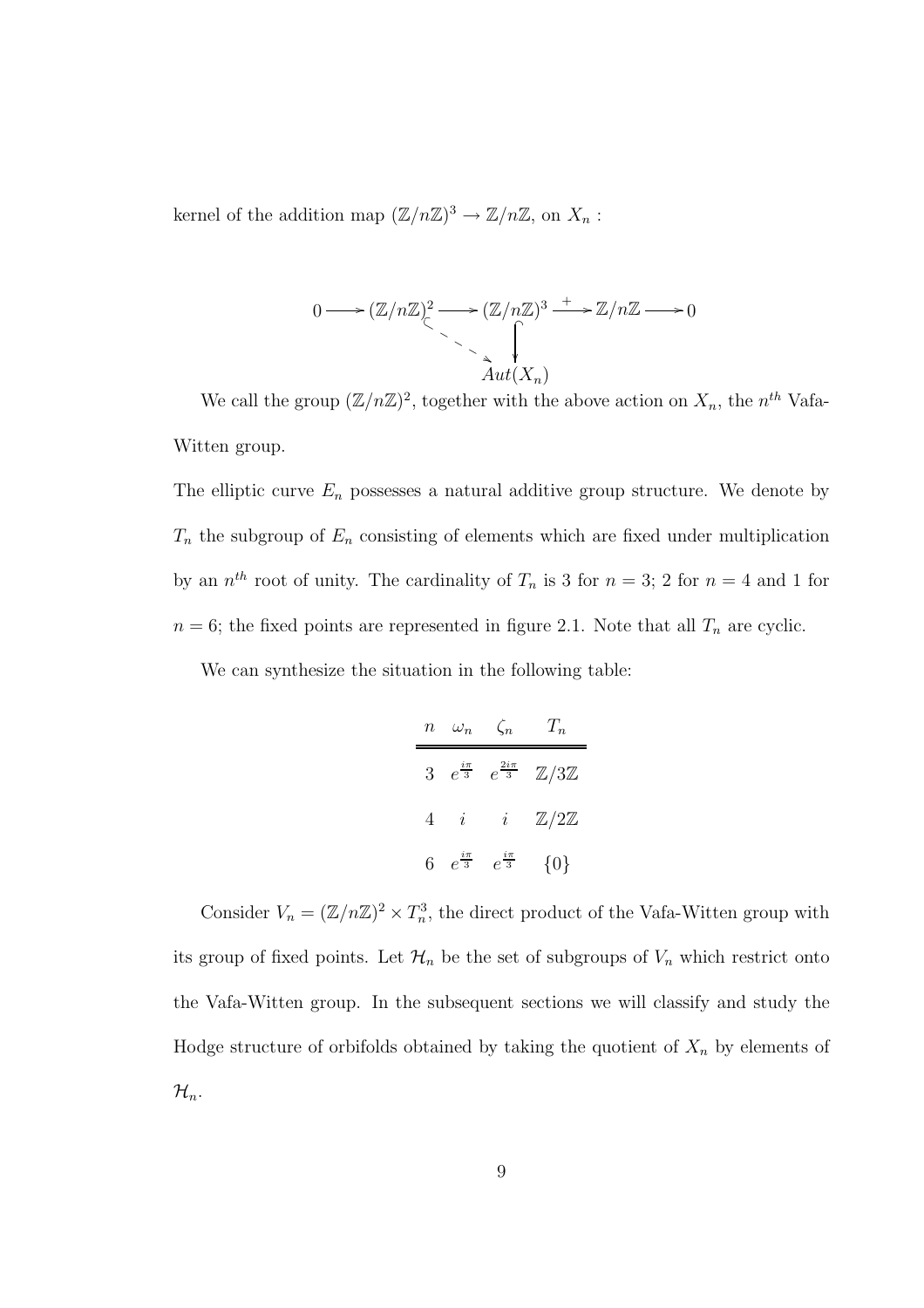kernel of the addition map $(\mathbb{Z}/n\mathbb{Z})^3 \to \mathbb{Z}/n\mathbb{Z}$, on $X_n$ :

$$
\begin{array}{ccccccccc}
0 & \longrightarrow & (\mathbb{Z}/n\mathbb{Z})^2 & \longrightarrow & (\mathbb{Z}/n\mathbb{Z})^3 & \xrightarrow{+} & \mathbb{Z}/n\mathbb{Z} & \longrightarrow & 0 \\
& & & \searrow & \downarrow & & & & \\
& & & & Aut(X_n) & & & &
\end{array}
$$

We call the group $(\mathbb{Z}/n\mathbb{Z})^2$, together with the above action on $X_n$, the $n^{th}$ Vafa-Witten group.

The elliptic curve $E_n$ possesses a natural additive group structure. We denote by $T_n$ the subgroup of $E_n$ consisting of elements which are fixed under multiplication by an $n^{th}$ root of unity. The cardinality of $T_n$ is 3 for $n = 3$; 2 for $n = 4$ and 1 for $n = 6$; the fixed points are represented in figure 2.1. Note that all $T_n$ are cyclic.

We can synthesize the situation in the following table:

| $n$ | $\omega_n$ | $\zeta_n$ | $T_n$ |
|---|---|---|---|
| 3 | $e^{\frac{i\pi}{3}}$ | $e^{\frac{2i\pi}{3}}$ | $\mathbb{Z}/3\mathbb{Z}$ |
| 4 | $i$ | $i$ | $\mathbb{Z}/2\mathbb{Z}$ |
| 6 | $e^{\frac{i\pi}{3}}$ | $e^{\frac{i\pi}{3}}$ | $\{0\}$ |

Consider $V_n = (\mathbb{Z}/n\mathbb{Z})^2 \times T_n^3$, the direct product of the Vafa-Witten group with its group of fixed points. Let $\mathcal{H}_n$ be the set of subgroups of $V_n$ which restrict onto the Vafa-Witten group. In the subsequent sections we will classify and study the Hodge structure of orbifolds obtained by taking the quotient of $X_n$ by elements of $\mathcal{H}_n$.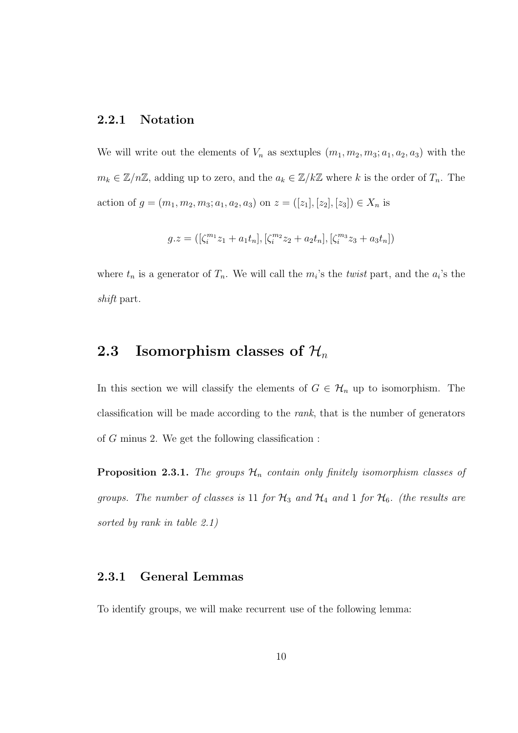### 2.2.1 Notation

We will write out the elements of $V_n$ as sextuples $(m_1, m_2, m_3; a_1, a_2, a_3)$ with the $m_k \in \mathbb{Z}/n\mathbb{Z}$, adding up to zero, and the $a_k \in \mathbb{Z}/k\mathbb{Z}$ where $k$ is the order of $T_n$. The action of $g = (m_1, m_2, m_3; a_1, a_2, a_3)$ on $z = ([z_1], [z_2], [z_3]) \in X_n$ is

$$g.z = ([\zeta_i^{m_1} z_1 + a_1 t_n], [\zeta_i^{m_2} z_2 + a_2 t_n], [\zeta_i^{m_3} z_3 + a_3 t_n])$$

where $t_n$ is a generator of $T_n$. We will call the $m_i$'s the *twist* part, and the $a_i$'s the *shift* part.

## 2.3 Isomorphism classes of $\mathcal{H}_n$

In this section we will classify the elements of $G \in \mathcal{H}_n$ up to isomorphism. The classification will be made according to the *rank*, that is the number of generators of $G$ minus 2. We get the following classification :

**Proposition 2.3.1.** *The groups $\mathcal{H}_n$ contain only finitely isomorphism classes of groups. The number of classes is* 11 *for $\mathcal{H}_3$ and $\mathcal{H}_4$ and* 1 *for $\mathcal{H}_6$. (the results are sorted by rank in table 2.1)*

### 2.3.1 General Lemmas

To identify groups, we will make recurrent use of the following lemma: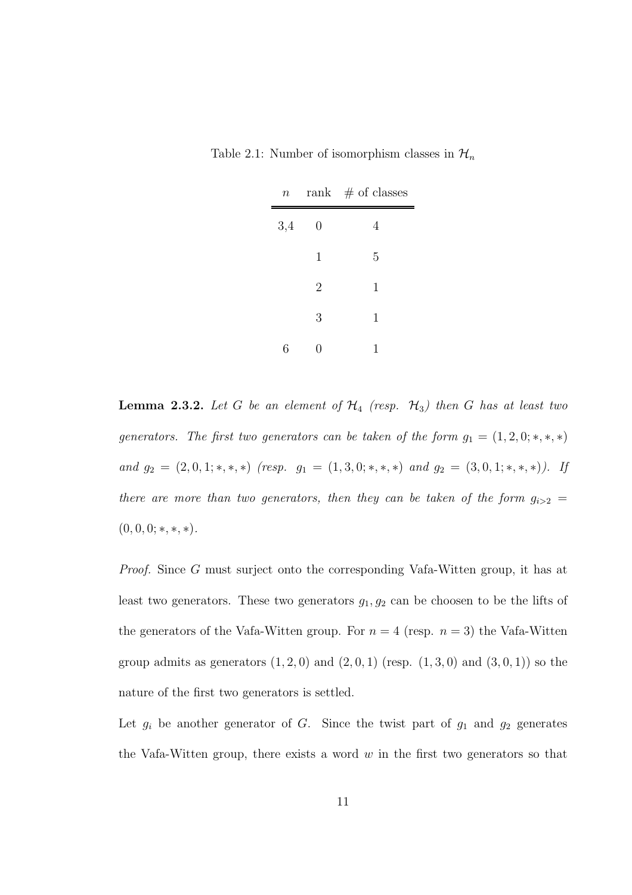Table 2.1: Number of isomorphism classes in $\mathcal{H}_n$

| $n$ | rank | # of classes |
|---|---|---|
| 3,4 | 0 | 4 |
| | 1 | 5 |
| | 2 | 1 |
| | 3 | 1 |
| 6 | 0 | 1 |

**Lemma 2.3.2.** *Let $G$ be an element of $\mathcal{H}_4$ (resp. $\mathcal{H}_3$) then $G$ has at least two generators. The first two generators can be taken of the form $g_1 = (1, 2, 0; *, *, *)$ and $g_2 = (2, 0, 1; *, *, *)$ (resp. $g_1 = (1, 3, 0; *, *, *)$ and $g_2 = (3, 0, 1; *, *, *)$). If there are more than two generators, then they can be taken of the form $g_{i>2} = (0, 0, 0; *, *, *)$.*

*Proof.* Since $G$ must surject onto the corresponding Vafa-Witten group, it has at least two generators. These two generators $g_1, g_2$ can be choosen to be the lifts of the generators of the Vafa-Witten group. For $n = 4$ (resp. $n = 3$) the Vafa-Witten group admits as generators $(1, 2, 0)$ and $(2, 0, 1)$ (resp. $(1, 3, 0)$ and $(3, 0, 1)$) so the nature of the first two generators is settled.

Let $g_i$ be another generator of $G$. Since the twist part of $g_1$ and $g_2$ generates the Vafa-Witten group, there exists a word $w$ in the first two generators so that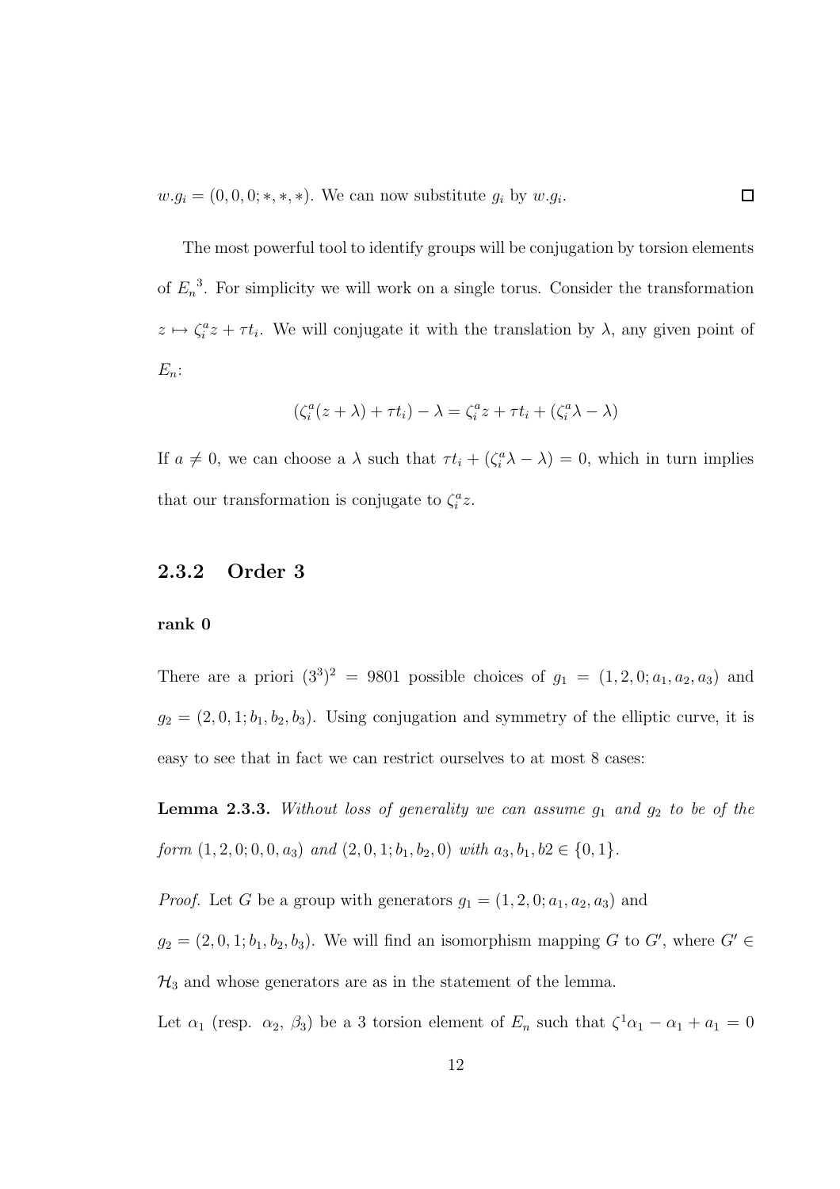$w.g_i = (0, 0, 0; *, *, *)$. We can now substitute $g_i$ by $w.g_i$. $\square$

The most powerful tool to identify groups will be conjugation by torsion elements of ${E_n}^3$. For simplicity we will work on a single torus. Consider the transformation $z \mapsto \zeta_i^a z + \tau t_i$. We will conjugate it with the translation by $\lambda$, any given point of $E_n$:

$$(\zeta_i^a(z + \lambda) + \tau t_i) - \lambda = \zeta_i^a z + \tau t_i + (\zeta_i^a \lambda - \lambda)$$

If $a \neq 0$, we can choose a $\lambda$ such that $\tau t_i + (\zeta_i^a \lambda - \lambda) = 0$, which in turn implies that our transformation is conjugate to $\zeta_i^a z$.

### 2.3.2 Order 3

#### rank 0

There are a priori $(3^3)^2 = 9801$ possible choices of $g_1 = (1, 2, 0; a_1, a_2, a_3)$ and $g_2 = (2, 0, 1; b_1, b_2, b_3)$. Using conjugation and symmetry of the elliptic curve, it is easy to see that in fact we can restrict ourselves to at most 8 cases:

**Lemma 2.3.3.** *Without loss of generality we can assume $g_1$ and $g_2$ to be of the form $(1, 2, 0; 0, 0, a_3)$ and $(2, 0, 1; b_1, b_2, 0)$ with $a_3, b_1, b2 \in \{0, 1\}$.*

*Proof.* Let $G$ be a group with generators $g_1 = (1, 2, 0; a_1, a_2, a_3)$ and $g_2 = (2, 0, 1; b_1, b_2, b_3)$. We will find an isomorphism mapping $G$ to $G'$, where $G' \in \mathcal{H}_3$ and whose generators are as in the statement of the lemma.

Let $\alpha_1$ (resp. $\alpha_2$, $\beta_3$) be a 3 torsion element of $E_n$ such that $\zeta^1 \alpha_1 - \alpha_1 + a_1 = 0$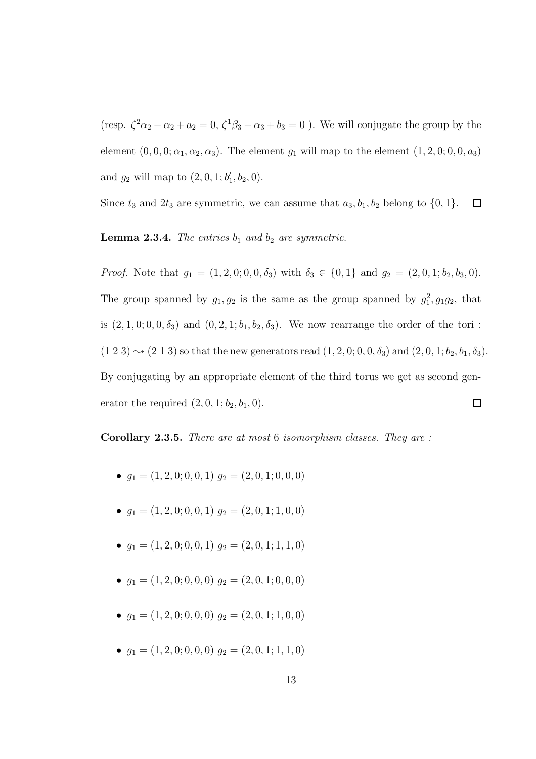(resp. $\zeta^2\alpha_2 - \alpha_2 + a_2 = 0$, $\zeta^1\beta_3 - \alpha_3 + b_3 = 0$ ). We will conjugate the group by the element $(0, 0, 0; \alpha_1, \alpha_2, \alpha_3)$. The element $g_1$ will map to the element $(1, 2, 0; 0, 0, a_3)$ and $g_2$ will map to $(2, 0, 1; b_1', b_2, 0)$.

Since $t_3$ and $2t_3$ are symmetric, we can assume that $a_3, b_1, b_2$ belong to $\{0, 1\}$. $\square$

**Lemma 2.3.4.** *The entries $b_1$ and $b_2$ are symmetric.*

*Proof.* Note that $g_1 = (1, 2, 0; 0, 0, \delta_3)$ with $\delta_3 \in \{0, 1\}$ and $g_2 = (2, 0, 1; b_2, b_3, 0)$. The group spanned by $g_1, g_2$ is the same as the group spanned by $g_1^2, g_1g_2$, that is $(2, 1, 0; 0, 0, \delta_3)$ and $(0, 2, 1; b_1, b_2, \delta_3)$. We now rearrange the order of the tori : $(1\ 2\ 3) \rightsquigarrow (2\ 1\ 3)$ so that the new generators read $(1, 2, 0; 0, 0, \delta_3)$ and $(2, 0, 1; b_2, b_1, \delta_3)$. By conjugating by an appropriate element of the third torus we get as second generator the required $(2, 0, 1; b_2, b_1, 0)$. $\square$

**Corollary 2.3.5.** *There are at most 6 isomorphism classes. They are :*

- $g_1 = (1, 2, 0; 0, 0, 1)$ $g_2 = (2, 0, 1; 0, 0, 0)$
- $g_1 = (1, 2, 0; 0, 0, 1)$ $g_2 = (2, 0, 1; 1, 0, 0)$
- $g_1 = (1, 2, 0; 0, 0, 1)$ $g_2 = (2, 0, 1; 1, 1, 0)$
- $g_1 = (1, 2, 0; 0, 0, 0)$ $g_2 = (2, 0, 1; 0, 0, 0)$
- $g_1 = (1, 2, 0; 0, 0, 0)$ $g_2 = (2, 0, 1; 1, 0, 0)$
- $g_1 = (1, 2, 0; 0, 0, 0)$ $g_2 = (2, 0, 1; 1, 1, 0)$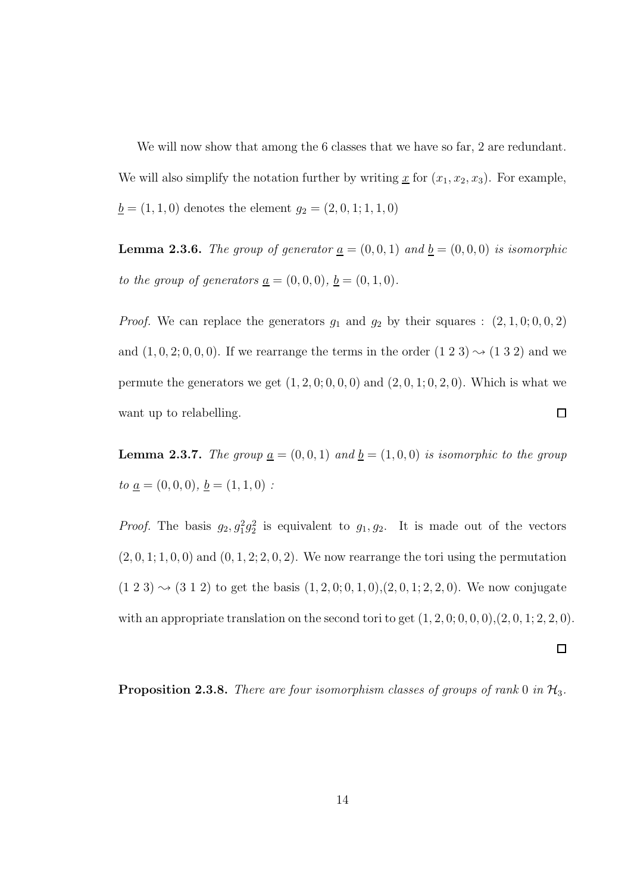We will now show that among the 6 classes that we have so far, 2 are redundant. We will also simplify the notation further by writing $\underline{x}$ for $(x_1, x_2, x_3)$. For example, $\underline{b} = (1, 1, 0)$ denotes the element $g_2 = (2, 0, 1; 1, 1, 0)$

**Lemma 2.3.6.** *The group of generator $\underline{a} = (0, 0, 1)$ and $\underline{b} = (0, 0, 0)$ is isomorphic to the group of generators $\underline{a} = (0, 0, 0)$, $\underline{b} = (0, 1, 0)$.*

*Proof.* We can replace the generators $g_1$ and $g_2$ by their squares : $(2, 1, 0; 0, 0, 2)$ and $(1, 0, 2; 0, 0, 0)$. If we rearrange the terms in the order $(1\ 2\ 3) \rightsquigarrow (1\ 3\ 2)$ and we permute the generators we get $(1, 2, 0; 0, 0, 0)$ and $(2, 0, 1; 0, 2, 0)$. Which is what we want up to relabelling. □

**Lemma 2.3.7.** *The group $\underline{a} = (0, 0, 1)$ and $\underline{b} = (1, 0, 0)$ is isomorphic to the group to $\underline{a} = (0, 0, 0)$, $\underline{b} = (1, 1, 0)$ :*

*Proof.* The basis $g_2, g_1^2 g_2^2$ is equivalent to $g_1, g_2$. It is made out of the vectors $(2, 0, 1; 1, 0, 0)$ and $(0, 1, 2; 2, 0, 2)$. We now rearrange the tori using the permutation $(1\ 2\ 3) \rightsquigarrow (3\ 1\ 2)$ to get the basis $(1, 2, 0; 0, 1, 0)$,$(2, 0, 1; 2, 2, 0)$. We now conjugate with an appropriate translation on the second tori to get $(1, 2, 0; 0, 0, 0)$,$(2, 0, 1; 2, 2, 0)$. □

**Proposition 2.3.8.** *There are four isomorphism classes of groups of rank 0 in $\mathcal{H}_3$.*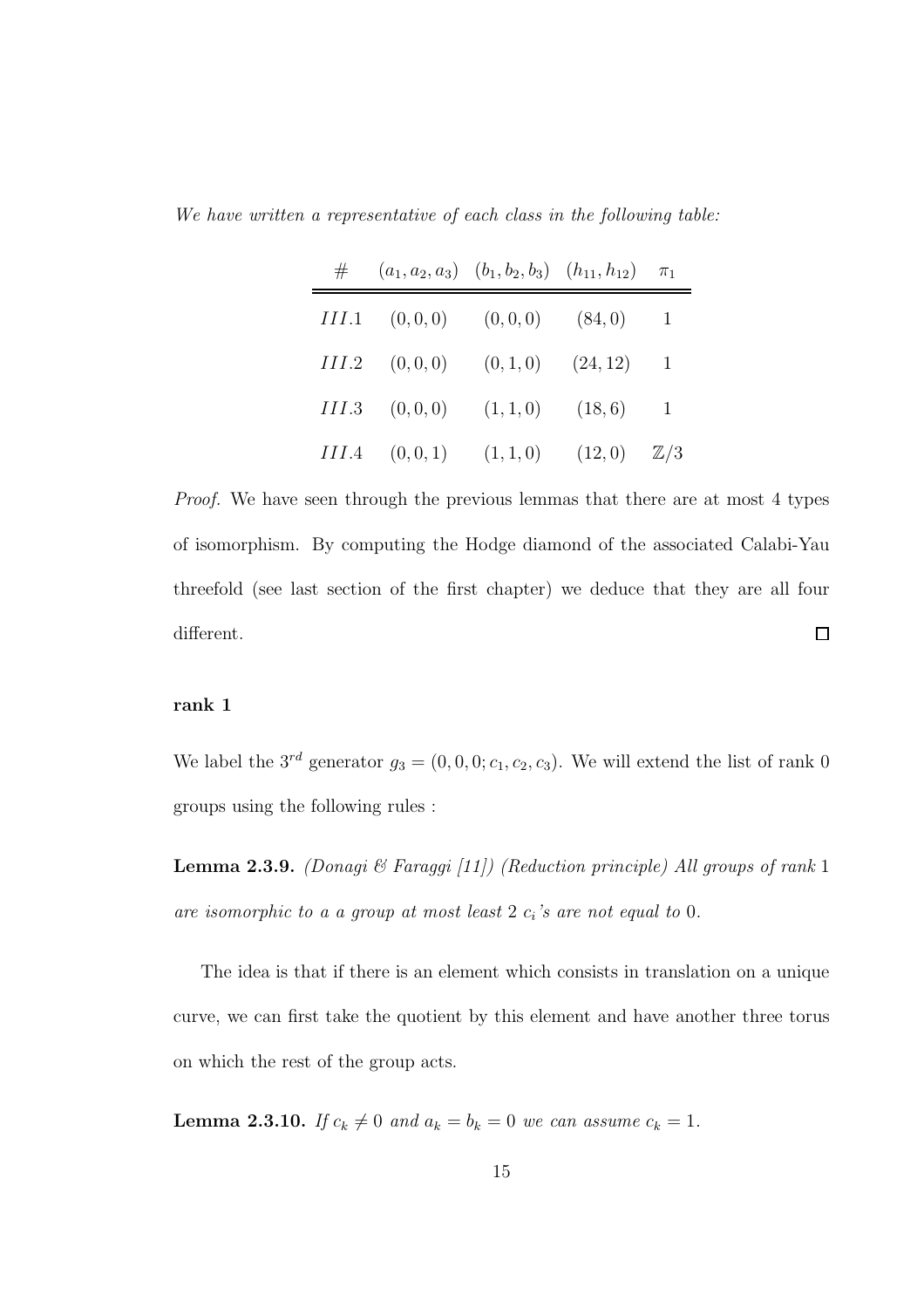*We have written a representative of each class in the following table:*

| $\#$ | $(a_1, a_2, a_3)$ | $(b_1, b_2, b_3)$ | $(h_{11}, h_{12})$ | $\pi_1$ |
|---|---|---|---|---|
| $III.1$ | $(0, 0, 0)$ | $(0, 0, 0)$ | $(84, 0)$ | $1$ |
| $III.2$ | $(0, 0, 0)$ | $(0, 1, 0)$ | $(24, 12)$ | $1$ |
| $III.3$ | $(0, 0, 0)$ | $(1, 1, 0)$ | $(18, 6)$ | $1$ |
| $III.4$ | $(0, 0, 1)$ | $(1, 1, 0)$ | $(12, 0)$ | $\mathbb{Z}/3$ |

*Proof.* We have seen through the previous lemmas that there are at most 4 types of isomorphism. By computing the Hodge diamond of the associated Calabi-Yau threefold (see last section of the first chapter) we deduce that they are all four different. □

**rank 1**

We label the $3^{rd}$ generator $g_3 = (0, 0, 0; c_1, c_2, c_3)$. We will extend the list of rank 0 groups using the following rules :

**Lemma 2.3.9.** *(Donagi & Faraggi [11]) (Reduction principle) All groups of rank* 1 *are isomorphic to a a group at most least* 2 *$c_i$'s are not equal to* 0*.*

The idea is that if there is an element which consists in translation on a unique curve, we can first take the quotient by this element and have another three torus on which the rest of the group acts.

**Lemma 2.3.10.** *If $c_k \neq 0$ and $a_k = b_k = 0$ we can assume $c_k = 1$.*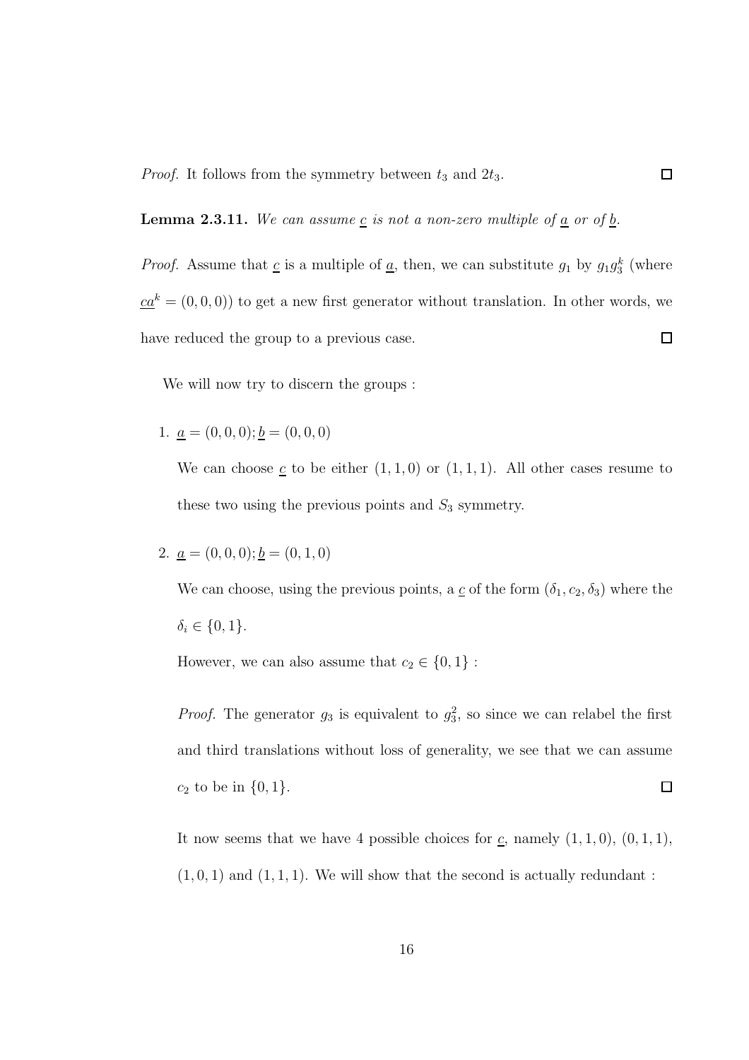*Proof.* It follows from the symmetry between $t_3$ and $2t_3$. $\square$

**Lemma 2.3.11.** *We can assume $\underline{c}$ is not a non-zero multiple of $\underline{a}$ or of $\underline{b}$.*

*Proof.* Assume that $\underline{c}$ is a multiple of $\underline{a}$, then, we can substitute $g_1$ by $g_1 g_3^k$ (where $\underline{ca}^k = (0,0,0)$) to get a new first generator without translation. In other words, we have reduced the group to a previous case. $\square$

We will now try to discern the groups :

1. $\underline{a} = (0,0,0); \underline{b} = (0,0,0)$

   We can choose $\underline{c}$ to be either $(1,1,0)$ or $(1,1,1)$. All other cases resume to these two using the previous points and $S_3$ symmetry.

2. $\underline{a} = (0,0,0); \underline{b} = (0,1,0)$

   We can choose, using the previous points, a $\underline{c}$ of the form $(\delta_1, c_2, \delta_3)$ where the $\delta_i \in \{0,1\}$.

   However, we can also assume that $c_2 \in \{0,1\}$ :

   *Proof.* The generator $g_3$ is equivalent to $g_3^2$, so since we can relabel the first and third translations without loss of generality, we see that we can assume $c_2$ to be in $\{0,1\}$. $\square$

   It now seems that we have 4 possible choices for $\underline{c}$, namely $(1,1,0)$, $(0,1,1)$, $(1,0,1)$ and $(1,1,1)$. We will show that the second is actually redundant :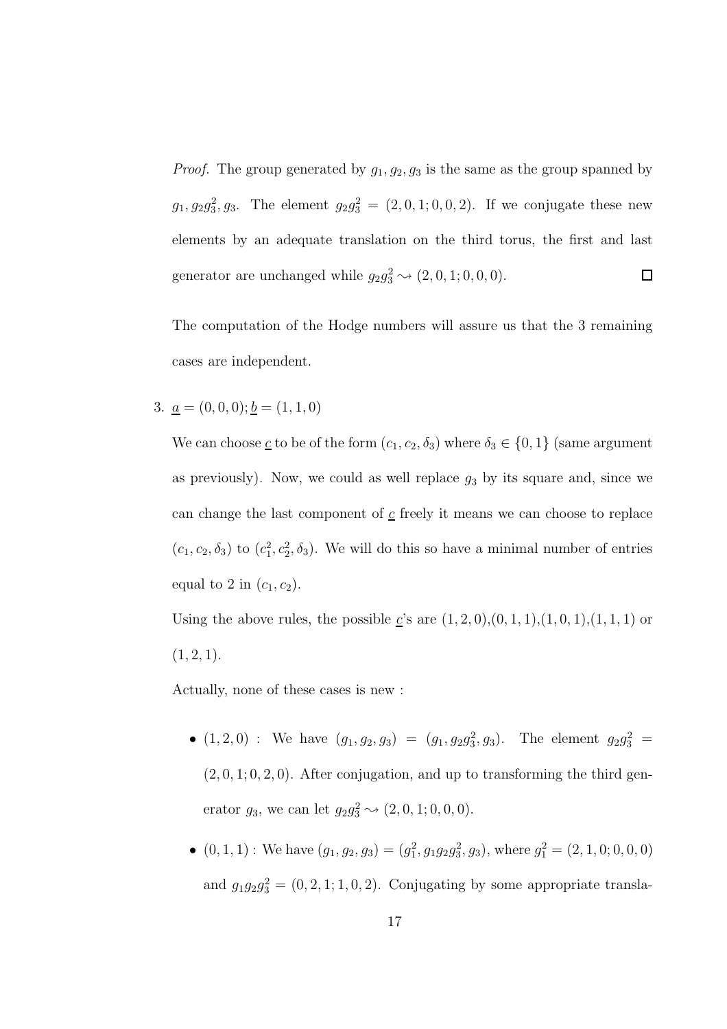*Proof.* The group generated by $g_1, g_2, g_3$ is the same as the group spanned by $g_1, g_2g_3^2, g_3$. The element $g_2g_3^2 = (2, 0, 1; 0, 0, 2)$. If we conjugate these new elements by an adequate translation on the third torus, the first and last generator are unchanged while $g_2g_3^2 \rightsquigarrow (2, 0, 1; 0, 0, 0)$. $\square$

The computation of the Hodge numbers will assure us that the 3 remaining cases are independent.

3. $\underline{a} = (0, 0, 0); \underline{b} = (1, 1, 0)$

   We can choose $\underline{c}$ to be of the form $(c_1, c_2, \delta_3)$ where $\delta_3 \in \{0, 1\}$ (same argument as previously). Now, we could as well replace $g_3$ by its square and, since we can change the last component of $\underline{c}$ freely it means we can choose to replace $(c_1, c_2, \delta_3)$ to $(c_1^2, c_2^2, \delta_3)$. We will do this so have a minimal number of entries equal to 2 in $(c_1, c_2)$.

   Using the above rules, the possible $\underline{c}$'s are $(1, 2, 0)$,$(0, 1, 1)$,$(1, 0, 1)$,$(1, 1, 1)$ or $(1, 2, 1)$.

   Actually, none of these cases is new :

   - $(1, 2, 0)$ : We have $(g_1, g_2, g_3) = (g_1, g_2g_3^2, g_3)$. The element $g_2g_3^2 = (2, 0, 1; 0, 2, 0)$. After conjugation, and up to transforming the third generator $g_3$, we can let $g_2g_3^2 \rightsquigarrow (2, 0, 1; 0, 0, 0)$.
   - $(0, 1, 1)$ : We have $(g_1, g_2, g_3) = (g_1^2, g_1g_2g_3^2, g_3)$, where $g_1^2 = (2, 1, 0; 0, 0, 0)$ and $g_1g_2g_3^2 = (0, 2, 1; 1, 0, 2)$. Conjugating by some appropriate transla-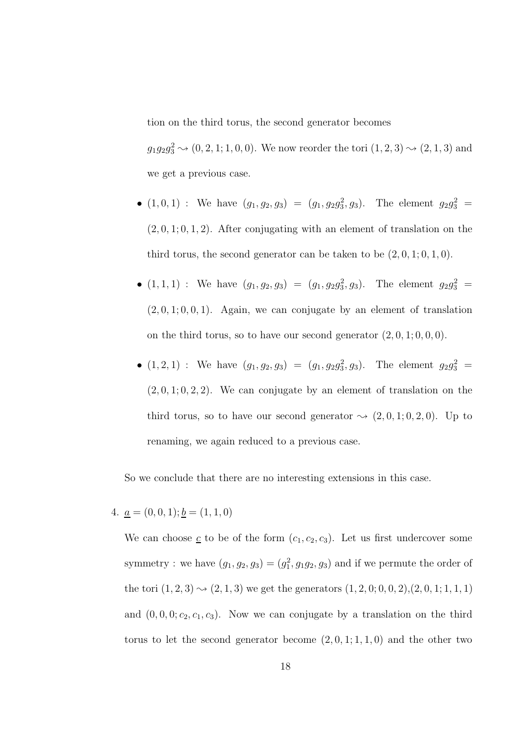tion on the third torus, the second generator becomes

$g_1 g_2 g_3^2 \rightsquigarrow (0,2,1;1,0,0)$. We now reorder the tori $(1,2,3) \rightsquigarrow (2,1,3)$ and we get a previous case.

- $(1,0,1)$ : We have $(g_1, g_2, g_3) = (g_1, g_2 g_3^2, g_3)$. The element $g_2 g_3^2 = (2,0,1;0,1,2)$. After conjugating with an element of translation on the third torus, the second generator can be taken to be $(2,0,1;0,1,0)$.
- $(1,1,1)$ : We have $(g_1, g_2, g_3) = (g_1, g_2 g_3^2, g_3)$. The element $g_2 g_3^2 = (2,0,1;0,0,1)$. Again, we can conjugate by an element of translation on the third torus, so to have our second generator $(2,0,1;0,0,0)$.
- $(1,2,1)$ : We have $(g_1, g_2, g_3) = (g_1, g_2 g_3^2, g_3)$. The element $g_2 g_3^2 = (2,0,1;0,2,2)$. We can conjugate by an element of translation on the third torus, so to have our second generator $\rightsquigarrow (2,0,1;0,2,0)$. Up to renaming, we again reduced to a previous case.

So we conclude that there are no interesting extensions in this case.

4. $\underline{a} = (0,0,1); \underline{b} = (1,1,0)$

We can choose $\underline{c}$ to be of the form $(c_1, c_2, c_3)$. Let us first undercover some symmetry : we have $(g_1, g_2, g_3) = (g_1^2, g_1 g_2, g_3)$ and if we permute the order of the tori $(1,2,3) \rightsquigarrow (2,1,3)$ we get the generators $(1,2,0;0,0,2)$,$(2,0,1;1,1,1)$ and $(0,0,0;c_2,c_1,c_3)$. Now we can conjugate by a translation on the third torus to let the second generator become $(2,0,1;1,1,0)$ and the other two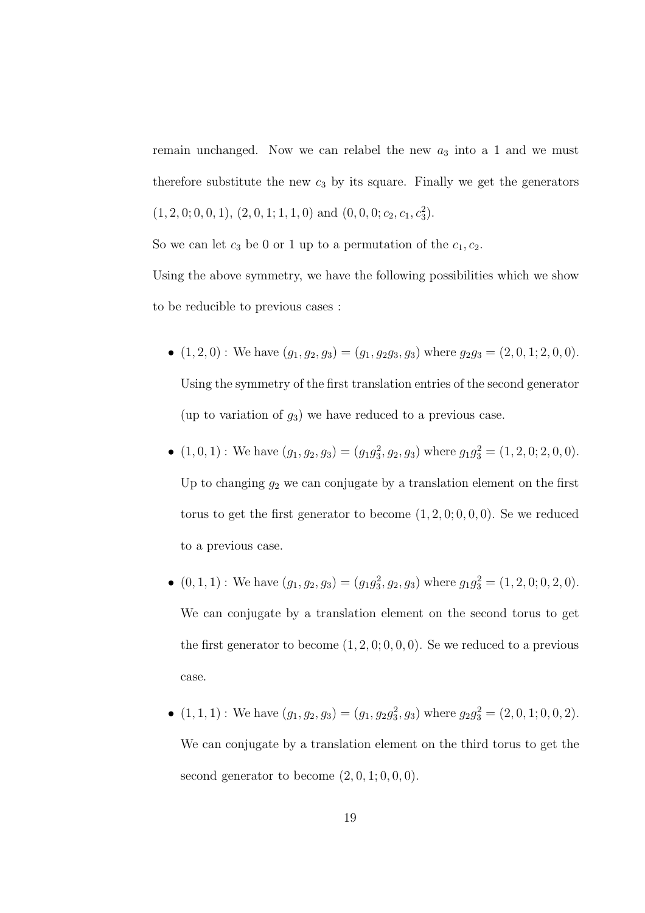remain unchanged. Now we can relabel the new $a_3$ into a 1 and we must therefore substitute the new $c_3$ by its square. Finally we get the generators $(1, 2, 0; 0, 0, 1)$, $(2, 0, 1; 1, 1, 0)$ and $(0, 0, 0; c_2, c_1, c_3^2)$.

So we can let $c_3$ be 0 or 1 up to a permutation of the $c_1, c_2$.

Using the above symmetry, we have the following possibilities which we show to be reducible to previous cases :

- $(1, 2, 0)$ : We have $(g_1, g_2, g_3) = (g_1, g_2g_3, g_3)$ where $g_2g_3 = (2, 0, 1; 2, 0, 0)$. Using the symmetry of the first translation entries of the second generator (up to variation of $g_3$) we have reduced to a previous case.
- $(1, 0, 1)$ : We have $(g_1, g_2, g_3) = (g_1g_3^2, g_2, g_3)$ where $g_1g_3^2 = (1, 2, 0; 2, 0, 0)$. Up to changing $g_2$ we can conjugate by a translation element on the first torus to get the first generator to become $(1, 2, 0; 0, 0, 0)$. Se we reduced to a previous case.
- $(0, 1, 1)$ : We have $(g_1, g_2, g_3) = (g_1g_3^2, g_2, g_3)$ where $g_1g_3^2 = (1, 2, 0; 0, 2, 0)$. We can conjugate by a translation element on the second torus to get the first generator to become $(1, 2, 0; 0, 0, 0)$. Se we reduced to a previous case.
- $(1, 1, 1)$ : We have $(g_1, g_2, g_3) = (g_1, g_2g_3^2, g_3)$ where $g_2g_3^2 = (2, 0, 1; 0, 0, 2)$. We can conjugate by a translation element on the third torus to get the second generator to become $(2, 0, 1; 0, 0, 0)$.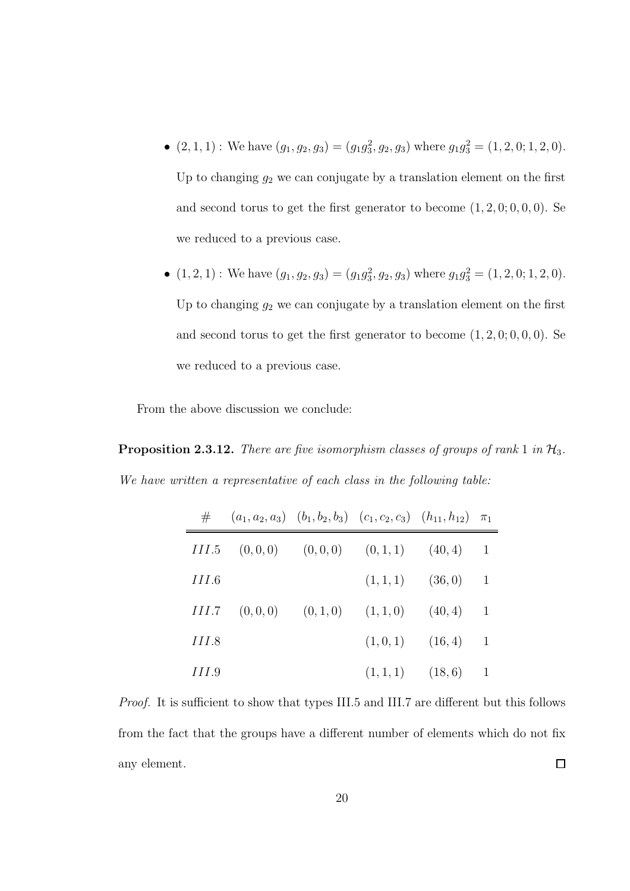- $(2,1,1)$ : We have $(g_1, g_2, g_3) = (g_1 g_3^2, g_2, g_3)$ where $g_1 g_3^2 = (1,2,0;1,2,0)$. Up to changing $g_2$ we can conjugate by a translation element on the first and second torus to get the first generator to become $(1,2,0;0,0,0)$. Se we reduced to a previous case.
- $(1,2,1)$ : We have $(g_1, g_2, g_3) = (g_1 g_3^2, g_2, g_3)$ where $g_1 g_3^2 = (1,2,0;1,2,0)$. Up to changing $g_2$ we can conjugate by a translation element on the first and second torus to get the first generator to become $(1,2,0;0,0,0)$. Se we reduced to a previous case.

From the above discussion we conclude:

**Proposition 2.3.12.** *There are five isomorphism classes of groups of rank 1 in $\mathcal{H}_3$. We have written a representative of each class in the following table:*

| # | $(a_1,a_2,a_3)$ | $(b_1,b_2,b_3)$ | $(c_1,c_2,c_3)$ | $(h_{11},h_{12})$ | $\pi_1$ |
|---|---|---|---|---|---|
| $III.5$ | $(0,0,0)$ | $(0,0,0)$ | $(0,1,1)$ | $(40,4)$ | 1 |
| $III.6$ | | | $(1,1,1)$ | $(36,0)$ | 1 |
| $III.7$ | $(0,0,0)$ | $(0,1,0)$ | $(1,1,0)$ | $(40,4)$ | 1 |
| $III.8$ | | | $(1,0,1)$ | $(16,4)$ | 1 |
| $III.9$ | | | $(1,1,1)$ | $(18,6)$ | 1 |

*Proof.* It is sufficient to show that types III.5 and III.7 are different but this follows from the fact that the groups have a different number of elements which do not fix any element. ☐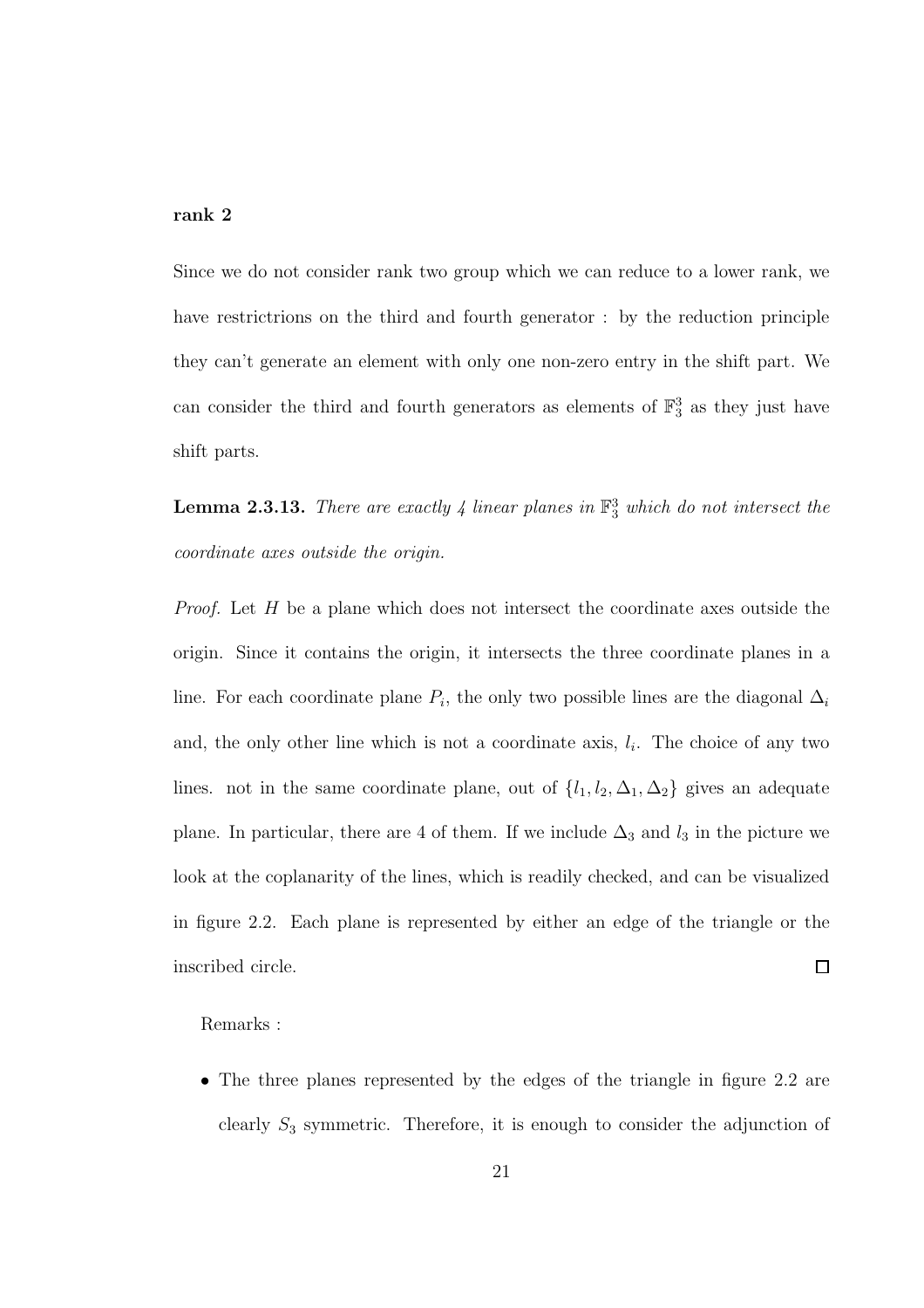**rank 2**

Since we do not consider rank two group which we can reduce to a lower rank, we have restrictrions on the third and fourth generator : by the reduction principle they can't generate an element with only one non-zero entry in the shift part. We can consider the third and fourth generators as elements of $\mathbb{F}_3^3$ as they just have shift parts.

**Lemma 2.3.13.** *There are exactly 4 linear planes in $\mathbb{F}_3^3$ which do not intersect the coordinate axes outside the origin.*

*Proof.* Let $H$ be a plane which does not intersect the coordinate axes outside the origin. Since it contains the origin, it intersects the three coordinate planes in a line. For each coordinate plane $P_i$, the only two possible lines are the diagonal $\Delta_i$ and, the only other line which is not a coordinate axis, $l_i$. The choice of any two lines. not in the same coordinate plane, out of $\{l_1, l_2, \Delta_1, \Delta_2\}$ gives an adequate plane. In particular, there are 4 of them. If we include $\Delta_3$ and $l_3$ in the picture we look at the coplanarity of the lines, which is readily checked, and can be visualized in figure 2.2. Each plane is represented by either an edge of the triangle or the inscribed circle. □

Remarks :

- The three planes represented by the edges of the triangle in figure 2.2 are clearly $S_3$ symmetric. Therefore, it is enough to consider the adjunction of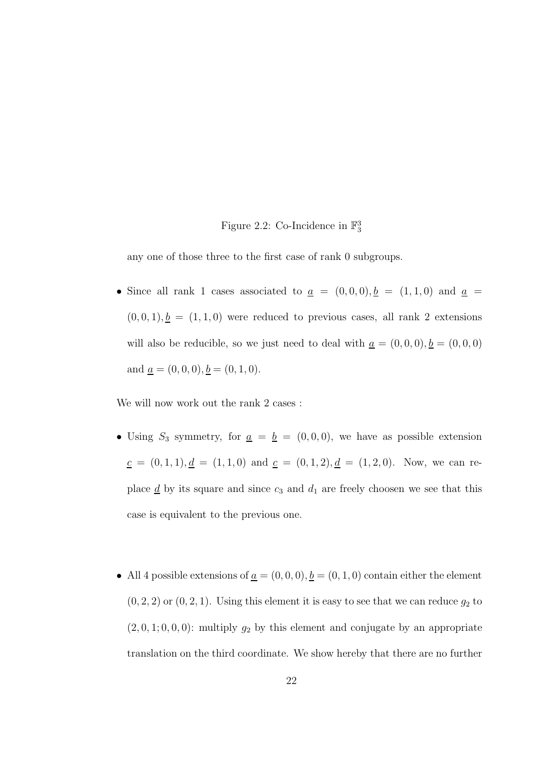Figure 2.2: Co-Incidence in $\mathbb{F}_3^3$

any one of those three to the first case of rank 0 subgroups.

- Since all rank 1 cases associated to $\underline{a} = (0,0,0), \underline{b} = (1,1,0)$ and $\underline{a} = (0,0,1), \underline{b} = (1,1,0)$ were reduced to previous cases, all rank 2 extensions will also be reducible, so we just need to deal with $\underline{a} = (0,0,0), \underline{b} = (0,0,0)$ and $\underline{a} = (0,0,0), \underline{b} = (0,1,0)$.

We will now work out the rank 2 cases :

- Using $S_3$ symmetry, for $\underline{a} = \underline{b} = (0,0,0)$, we have as possible extension $\underline{c} = (0,1,1), \underline{d} = (1,1,0)$ and $\underline{c} = (0,1,2), \underline{d} = (1,2,0)$. Now, we can replace $\underline{d}$ by its square and since $c_3$ and $d_1$ are freely choosen we see that this case is equivalent to the previous one.

- All 4 possible extensions of $\underline{a} = (0,0,0), \underline{b} = (0,1,0)$ contain either the element $(0,2,2)$ or $(0,2,1)$. Using this element it is easy to see that we can reduce $g_2$ to $(2,0,1;0,0,0)$: multiply $g_2$ by this element and conjugate by an appropriate translation on the third coordinate. We show hereby that there are no further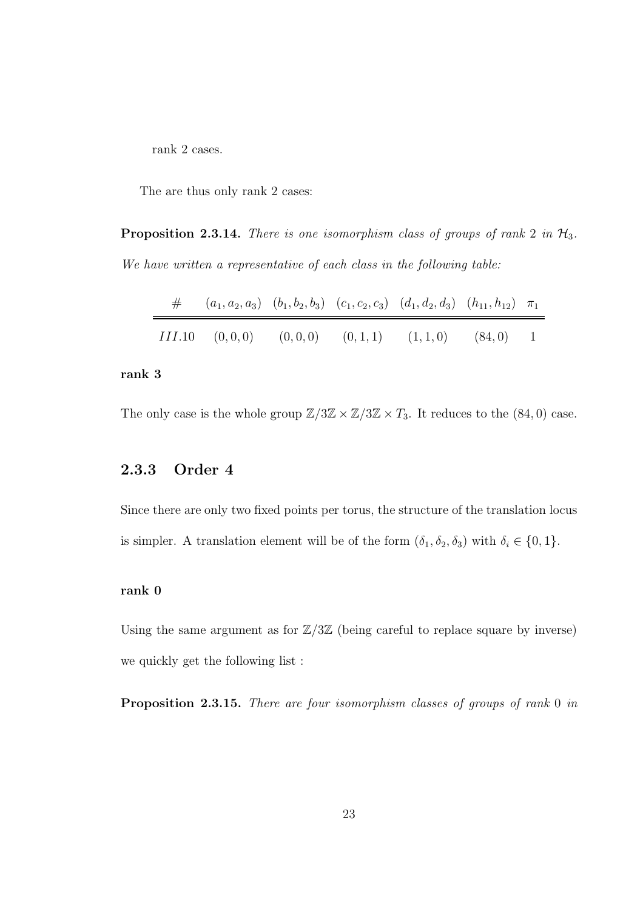rank 2 cases.

The are thus only rank 2 cases:

**Proposition 2.3.14.** *There is one isomorphism class of groups of rank 2 in $\mathcal{H}_3$. We have written a representative of each class in the following table:*

| $\#$ | $(a_1, a_2, a_3)$ | $(b_1, b_2, b_3)$ | $(c_1, c_2, c_3)$ | $(d_1, d_2, d_3)$ | $(h_{11}, h_{12})$ | $\pi_1$ |
|---|---|---|---|---|---|---|
| $III.10$ | $(0, 0, 0)$ | $(0, 0, 0)$ | $(0, 1, 1)$ | $(1, 1, 0)$ | $(84, 0)$ | 1 |

**rank 3**

The only case is the whole group $\mathbb{Z}/3\mathbb{Z} \times \mathbb{Z}/3\mathbb{Z} \times T_3$. It reduces to the $(84, 0)$ case.

### 2.3.3 Order 4

Since there are only two fixed points per torus, the structure of the translation locus is simpler. A translation element will be of the form $(\delta_1, \delta_2, \delta_3)$ with $\delta_i \in \{0, 1\}$.

**rank 0**

Using the same argument as for $\mathbb{Z}/3\mathbb{Z}$ (being careful to replace square by inverse) we quickly get the following list :

**Proposition 2.3.15.** *There are four isomorphism classes of groups of rank 0 in*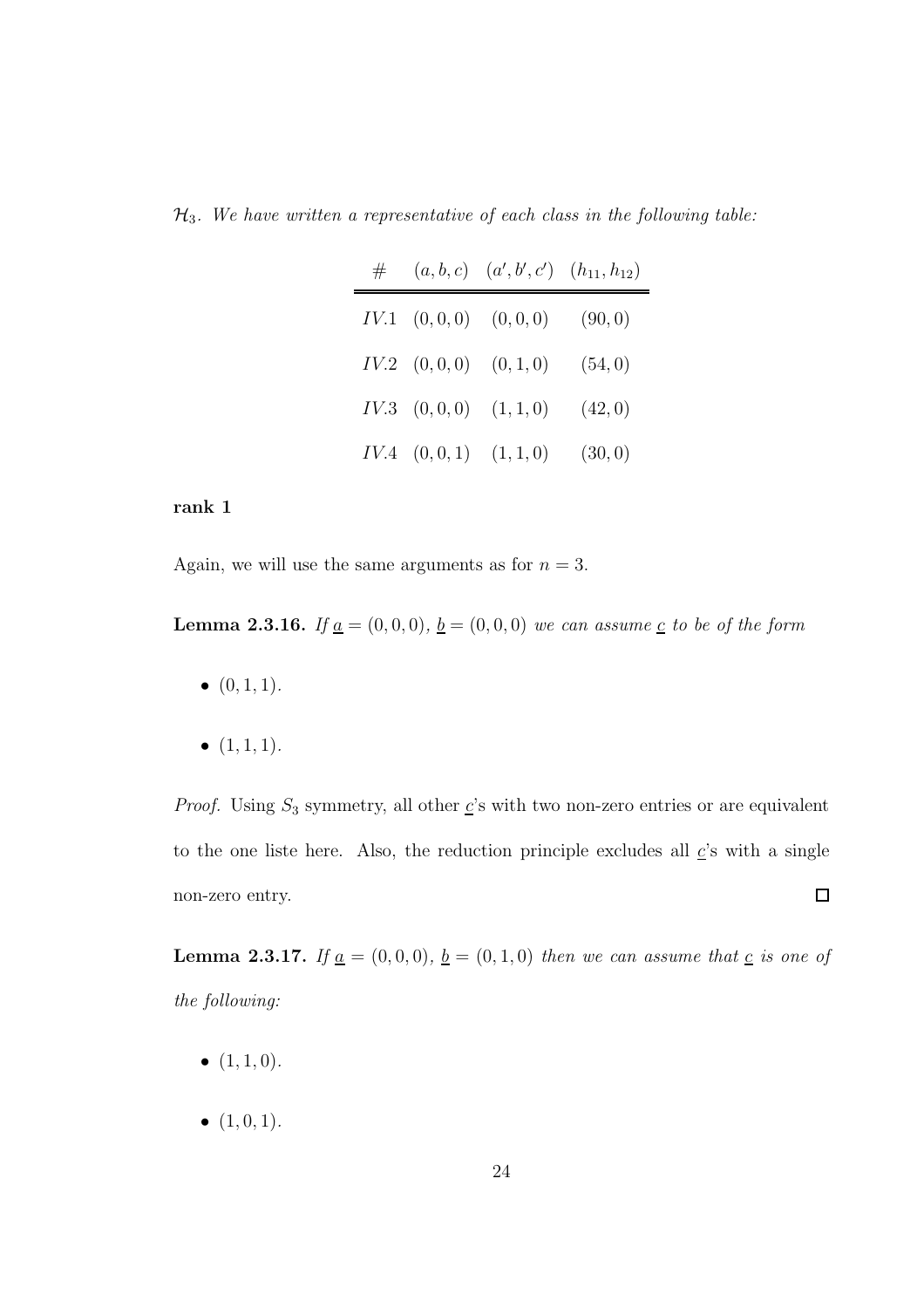*$\mathcal{H}_3$. We have written a representative of each class in the following table:*

| # | $(a,b,c)$ | $(a',b',c')$ | $(h_{11},h_{12})$ |
|---|---|---|---|
| $IV.1$ | $(0,0,0)$ | $(0,0,0)$ | $(90,0)$ |
| $IV.2$ | $(0,0,0)$ | $(0,1,0)$ | $(54,0)$ |
| $IV.3$ | $(0,0,0)$ | $(1,1,0)$ | $(42,0)$ |
| $IV.4$ | $(0,0,1)$ | $(1,1,0)$ | $(30,0)$ |

**rank 1**

Again, we will use the same arguments as for $n = 3$.

**Lemma 2.3.16.** *If $\underline{a} = (0,0,0)$, $\underline{b} = (0,0,0)$ we can assume $\underline{c}$ to be of the form*

- $(0,1,1)$.
- $(1,1,1)$.

*Proof.* Using $S_3$ symmetry, all other $\underline{c}$'s with two non-zero entries or are equivalent to the one liste here. Also, the reduction principle excludes all $\underline{c}$'s with a single non-zero entry. $\square$

**Lemma 2.3.17.** *If $\underline{a} = (0,0,0)$, $\underline{b} = (0,1,0)$ then we can assume that $\underline{c}$ is one of the following:*

- $(1,1,0)$.
- $(1,0,1)$.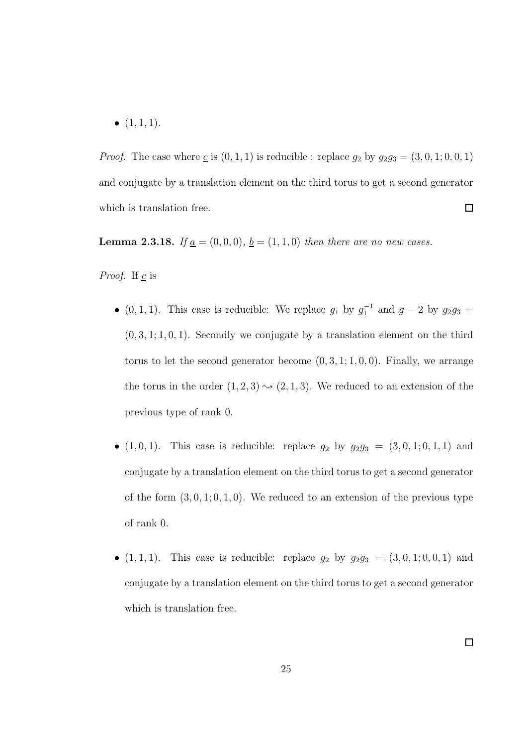- $(1,1,1)$.

*Proof.* The case where $\underline{c}$ is $(0,1,1)$ is reducible : replace $g_2$ by $g_2 g_3 = (3,0,1;0,0,1)$ and conjugate by a translation element on the third torus to get a second generator which is translation free. $\square$

**Lemma 2.3.18.** *If $\underline{a} = (0,0,0)$, $\underline{b} = (1,1,0)$ then there are no new cases.*

*Proof.* If $\underline{c}$ is

- $(0,1,1)$. This case is reducible: We replace $g_1$ by $g_1^{-1}$ and $g-2$ by $g_2 g_3 = (0,3,1;1,0,1)$. Secondly we conjugate by a translation element on the third torus to let the second generator become $(0,3,1;1,0,0)$. Finally, we arrange the torus in the order $(1,2,3) \rightsquigarrow (2,1,3)$. We reduced to an extension of the previous type of rank 0.

- $(1,0,1)$. This case is reducible: replace $g_2$ by $g_2 g_3 = (3,0,1;0,1,1)$ and conjugate by a translation element on the third torus to get a second generator of the form $(3,0,1;0,1,0)$. We reduced to an extension of the previous type of rank 0.

- $(1,1,1)$. This case is reducible: replace $g_2$ by $g_2 g_3 = (3,0,1;0,0,1)$ and conjugate by a translation element on the third torus to get a second generator which is translation free.

$\square$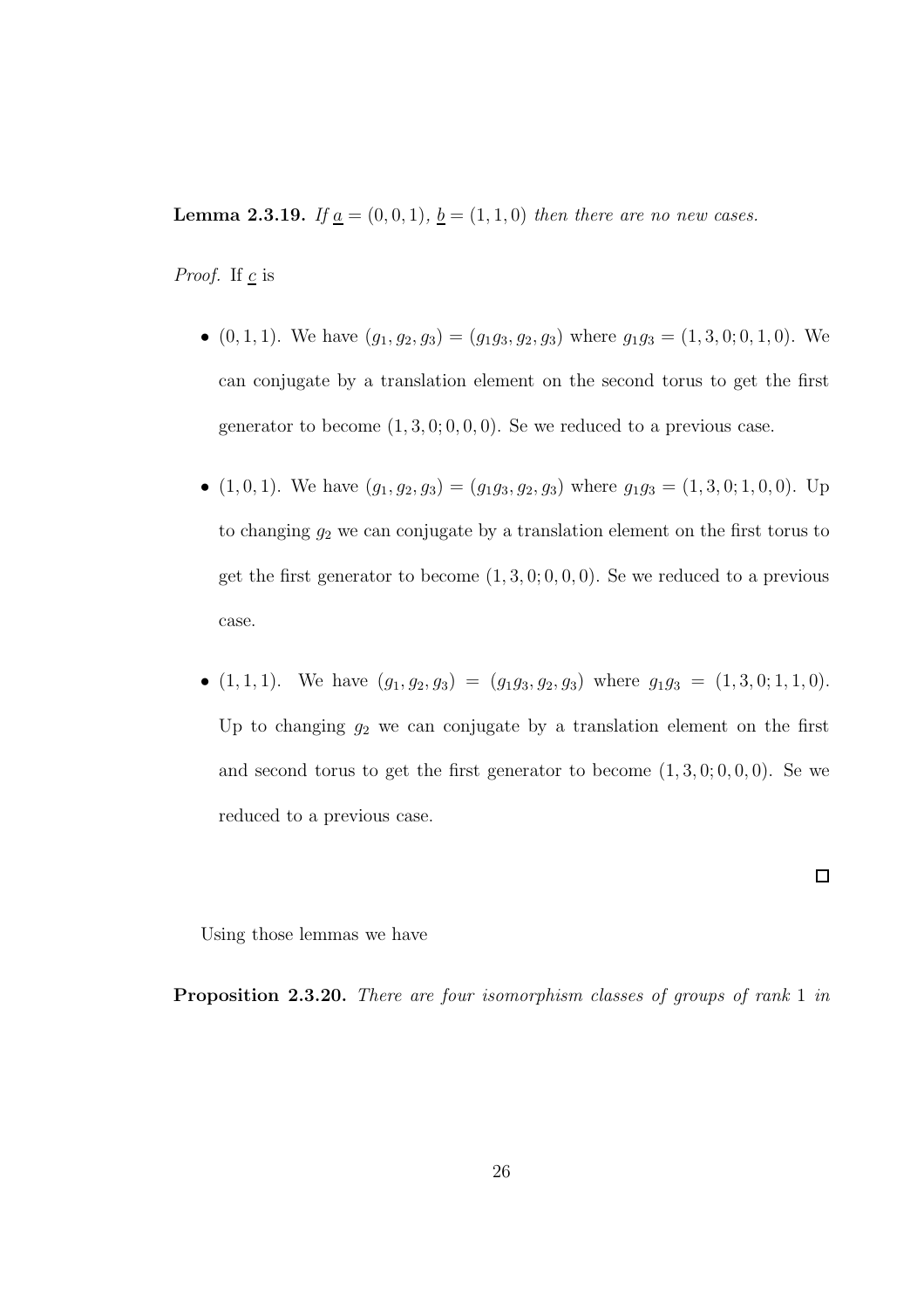**Lemma 2.3.19.** *If $\underline{a} = (0, 0, 1)$, $\underline{b} = (1, 1, 0)$ then there are no new cases.*

*Proof.* If $\underline{c}$ is

- $(0, 1, 1)$. We have $(g_1, g_2, g_3) = (g_1 g_3, g_2, g_3)$ where $g_1 g_3 = (1, 3, 0; 0, 1, 0)$. We can conjugate by a translation element on the second torus to get the first generator to become $(1, 3, 0; 0, 0, 0)$. Se we reduced to a previous case.

- $(1, 0, 1)$. We have $(g_1, g_2, g_3) = (g_1 g_3, g_2, g_3)$ where $g_1 g_3 = (1, 3, 0; 1, 0, 0)$. Up to changing $g_2$ we can conjugate by a translation element on the first torus to get the first generator to become $(1, 3, 0; 0, 0, 0)$. Se we reduced to a previous case.

- $(1, 1, 1)$. We have $(g_1, g_2, g_3) = (g_1 g_3, g_2, g_3)$ where $g_1 g_3 = (1, 3, 0; 1, 1, 0)$. Up to changing $g_2$ we can conjugate by a translation element on the first and second torus to get the first generator to become $(1, 3, 0; 0, 0, 0)$. Se we reduced to a previous case.

$\square$

Using those lemmas we have

**Proposition 2.3.20.** *There are four isomorphism classes of groups of rank* 1 *in*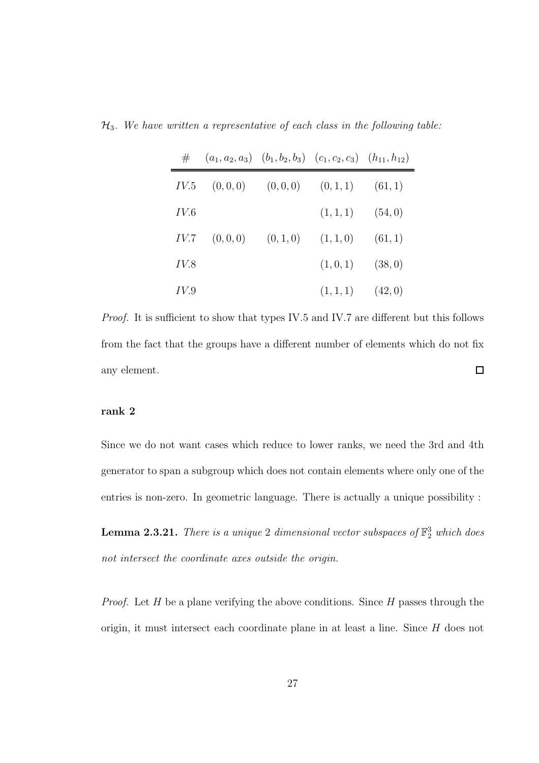$\mathcal{H}_3$. *We have written a representative of each class in the following table:*

| $\#$ | $(a_1, a_2, a_3)$ | $(b_1, b_2, b_3)$ | $(c_1, c_2, c_3)$ | $(h_{11}, h_{12})$ |
|---|---|---|---|---|
| $IV.5$ | $(0, 0, 0)$ | $(0, 0, 0)$ | $(0, 1, 1)$ | $(61, 1)$ |
| $IV.6$ | | | $(1, 1, 1)$ | $(54, 0)$ |
| $IV.7$ | $(0, 0, 0)$ | $(0, 1, 0)$ | $(1, 1, 0)$ | $(61, 1)$ |
| $IV.8$ | | | $(1, 0, 1)$ | $(38, 0)$ |
| $IV.9$ | | | $(1, 1, 1)$ | $(42, 0)$ |

*Proof.* It is sufficient to show that types IV.5 and IV.7 are different but this follows from the fact that the groups have a different number of elements which do not fix any element. □

#### rank 2

Since we do not want cases which reduce to lower ranks, we need the 3rd and 4th generator to span a subgroup which does not contain elements where only one of the entries is non-zero. In geometric language. There is actually a unique possibility :

**Lemma 2.3.21.** *There is a unique 2 dimensional vector subspaces of $\mathbb{F}_2^3$ which does not intersect the coordinate axes outside the origin.*

*Proof.* Let $H$ be a plane verifying the above conditions. Since $H$ passes through the origin, it must intersect each coordinate plane in at least a line. Since $H$ does not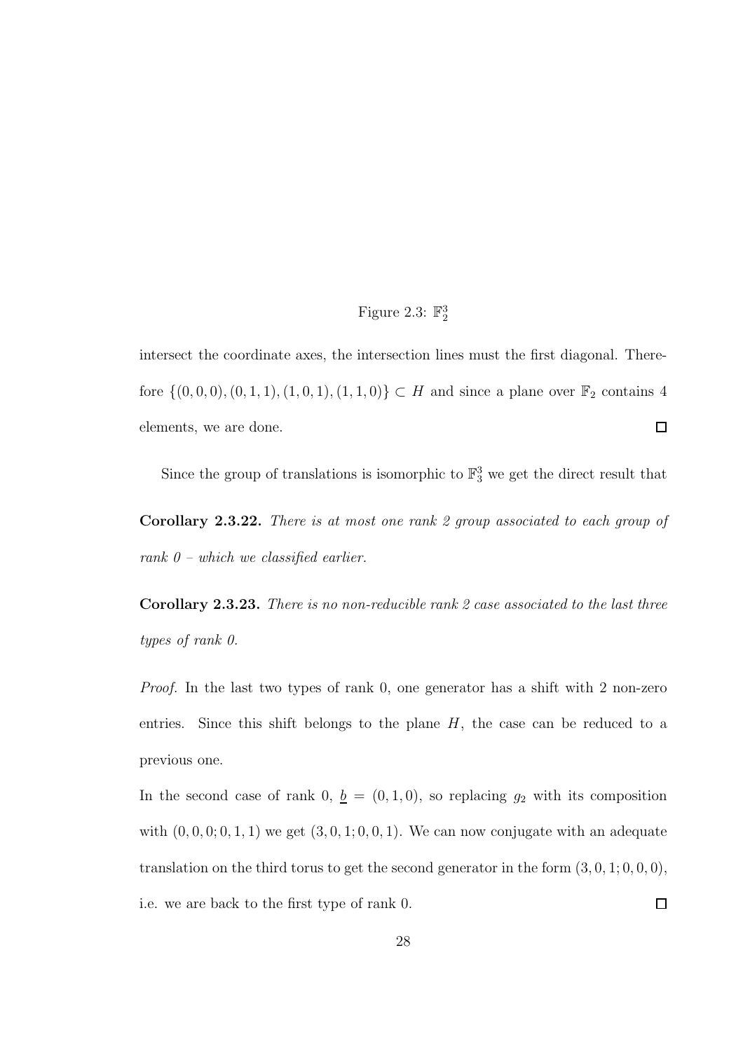Figure 2.3: $\mathbb{F}_2^3$

intersect the coordinate axes, the intersection lines must the first diagonal. Therefore $\{(0,0,0),(0,1,1),(1,0,1),(1,1,0)\} \subset H$ and since a plane over $\mathbb{F}_2$ contains 4 elements, we are done. $\square$

Since the group of translations is isomorphic to $\mathbb{F}_3^3$ we get the direct result that

**Corollary 2.3.22.** *There is at most one rank 2 group associated to each group of rank 0 – which we classified earlier.*

**Corollary 2.3.23.** *There is no non-reducible rank 2 case associated to the last three types of rank 0.*

*Proof.* In the last two types of rank 0, one generator has a shift with 2 non-zero entries. Since this shift belongs to the plane $H$, the case can be reduced to a previous one.

In the second case of rank 0, $\underline{b} = (0,1,0)$, so replacing $g_2$ with its composition with $(0,0,0;0,1,1)$ we get $(3,0,1;0,0,1)$. We can now conjugate with an adequate translation on the third torus to get the second generator in the form $(3,0,1;0,0,0)$, i.e. we are back to the first type of rank 0. $\square$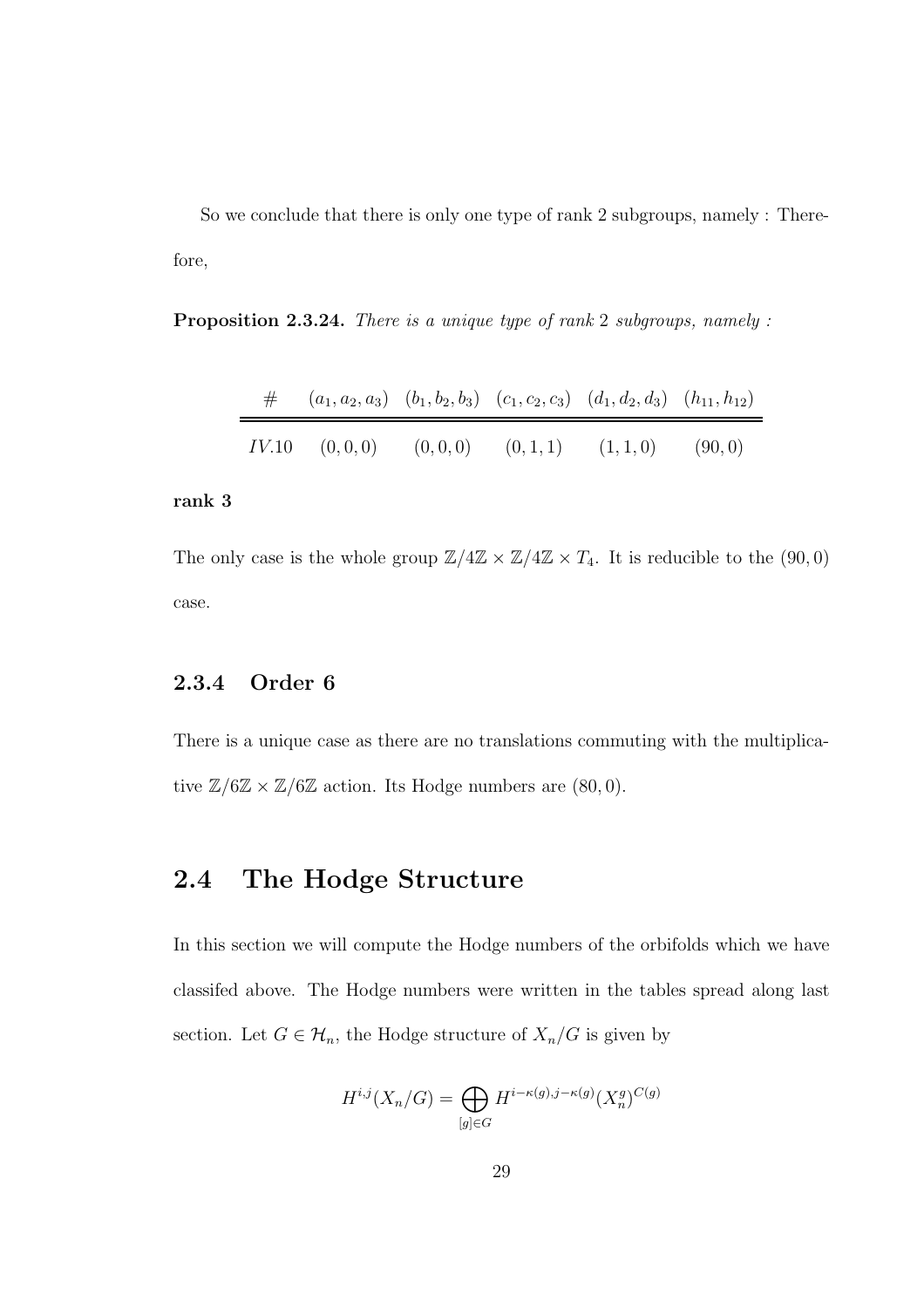So we conclude that there is only one type of rank 2 subgroups, namely : Therefore,

**Proposition 2.3.24.** *There is a unique type of rank* 2 *subgroups, namely :*

| # | $(a_1, a_2, a_3)$ | $(b_1, b_2, b_3)$ | $(c_1, c_2, c_3)$ | $(d_1, d_2, d_3)$ | $(h_{11}, h_{12})$ |
|---|---|---|---|---|---|
| $IV.10$ | $(0, 0, 0)$ | $(0, 0, 0)$ | $(0, 1, 1)$ | $(1, 1, 0)$ | $(90, 0)$ |

**rank 3**

The only case is the whole group $\mathbb{Z}/4\mathbb{Z} \times \mathbb{Z}/4\mathbb{Z} \times T_4$. It is reducible to the $(90, 0)$ case.

### 2.3.4 Order 6

There is a unique case as there are no translations commuting with the multiplicative $\mathbb{Z}/6\mathbb{Z} \times \mathbb{Z}/6\mathbb{Z}$ action. Its Hodge numbers are $(80, 0)$.

## 2.4 The Hodge Structure

In this section we will compute the Hodge numbers of the orbifolds which we have classifed above. The Hodge numbers were written in the tables spread along last section. Let $G \in \mathcal{H}_n$, the Hodge structure of $X_n/G$ is given by

$$H^{i,j}(X_n/G) = \bigoplus_{[g] \in G} H^{i-\kappa(g), j-\kappa(g)}(X_n^g)^{C(g)}$$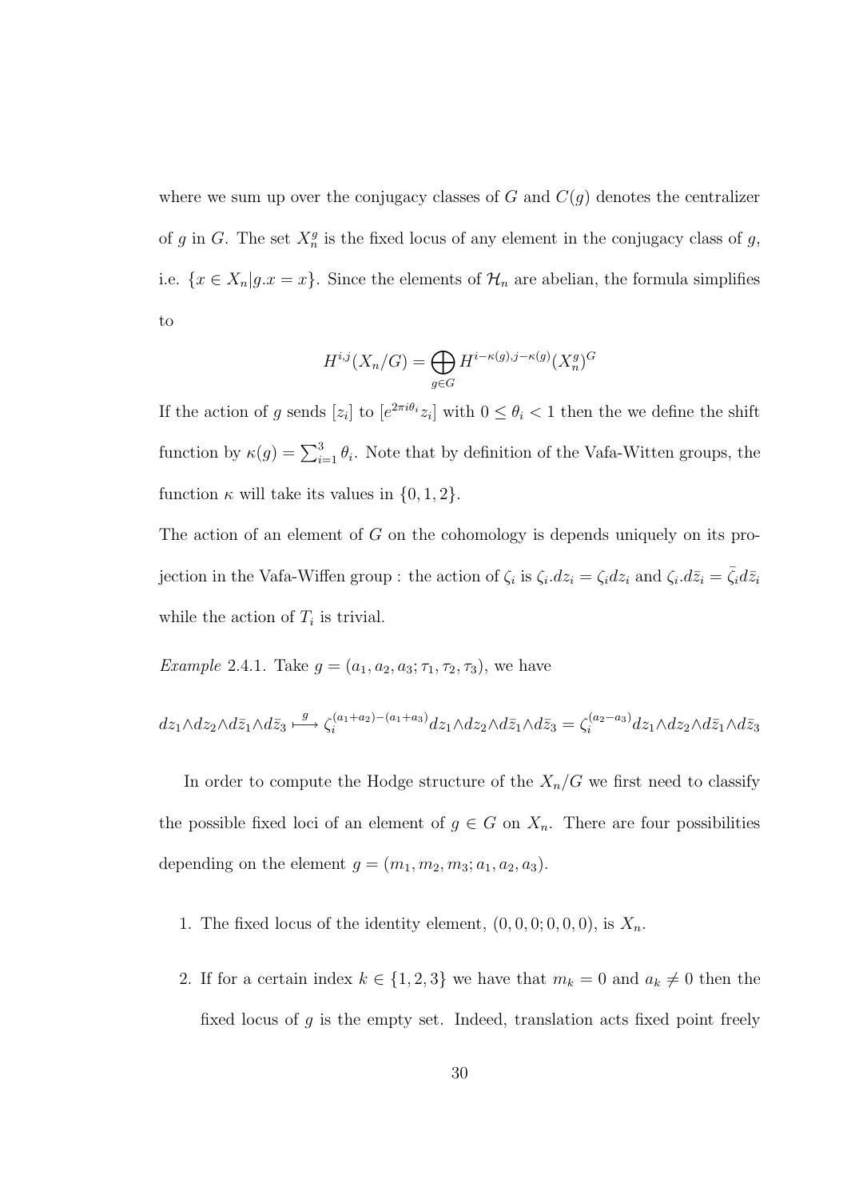where we sum up over the conjugacy classes of $G$ and $C(g)$ denotes the centralizer of $g$ in $G$. The set $X_n^g$ is the fixed locus of any element in the conjugacy class of $g$, i.e. $\{x \in X_n | g.x = x\}$. Since the elements of $\mathcal{H}_n$ are abelian, the formula simplifies to

$$H^{i,j}(X_n/G) = \bigoplus_{g \in G} H^{i-\kappa(g),j-\kappa(g)}(X_n^g)^G$$

If the action of $g$ sends $[z_i]$ to $[e^{2\pi i\theta_i}z_i]$ with $0 \leq \theta_i < 1$ then the we define the shift function by $\kappa(g) = \sum_{i=1}^{3} \theta_i$. Note that by definition of the Vafa-Witten groups, the function $\kappa$ will take its values in $\{0, 1, 2\}$.

The action of an element of $G$ on the cohomology is depends uniquely on its projection in the Vafa-Wiffen group : the action of $\zeta_i$ is $\zeta_i.dz_i = \zeta_i dz_i$ and $\zeta_i.d\bar{z}_i = \bar{\zeta}_i d\bar{z}_i$ while the action of $T_i$ is trivial.

*Example* 2.4.1. Take $g = (a_1, a_2, a_3; \tau_1, \tau_2, \tau_3)$, we have

$$dz_1 \wedge dz_2 \wedge d\bar{z}_1 \wedge d\bar{z}_3 \overset{g}{\longmapsto} \zeta_i^{(a_1+a_2)-(a_1+a_3)} dz_1 \wedge dz_2 \wedge d\bar{z}_1 \wedge d\bar{z}_3 = \zeta_i^{(a_2-a_3)} dz_1 \wedge dz_2 \wedge d\bar{z}_1 \wedge d\bar{z}_3$$

In order to compute the Hodge structure of the $X_n/G$ we first need to classify the possible fixed loci of an element of $g \in G$ on $X_n$. There are four possibilities depending on the element $g = (m_1, m_2, m_3; a_1, a_2, a_3)$.

1. The fixed locus of the identity element, $(0, 0, 0; 0, 0, 0)$, is $X_n$.
2. If for a certain index $k \in \{1, 2, 3\}$ we have that $m_k = 0$ and $a_k \neq 0$ then the fixed locus of $g$ is the empty set. Indeed, translation acts fixed point freely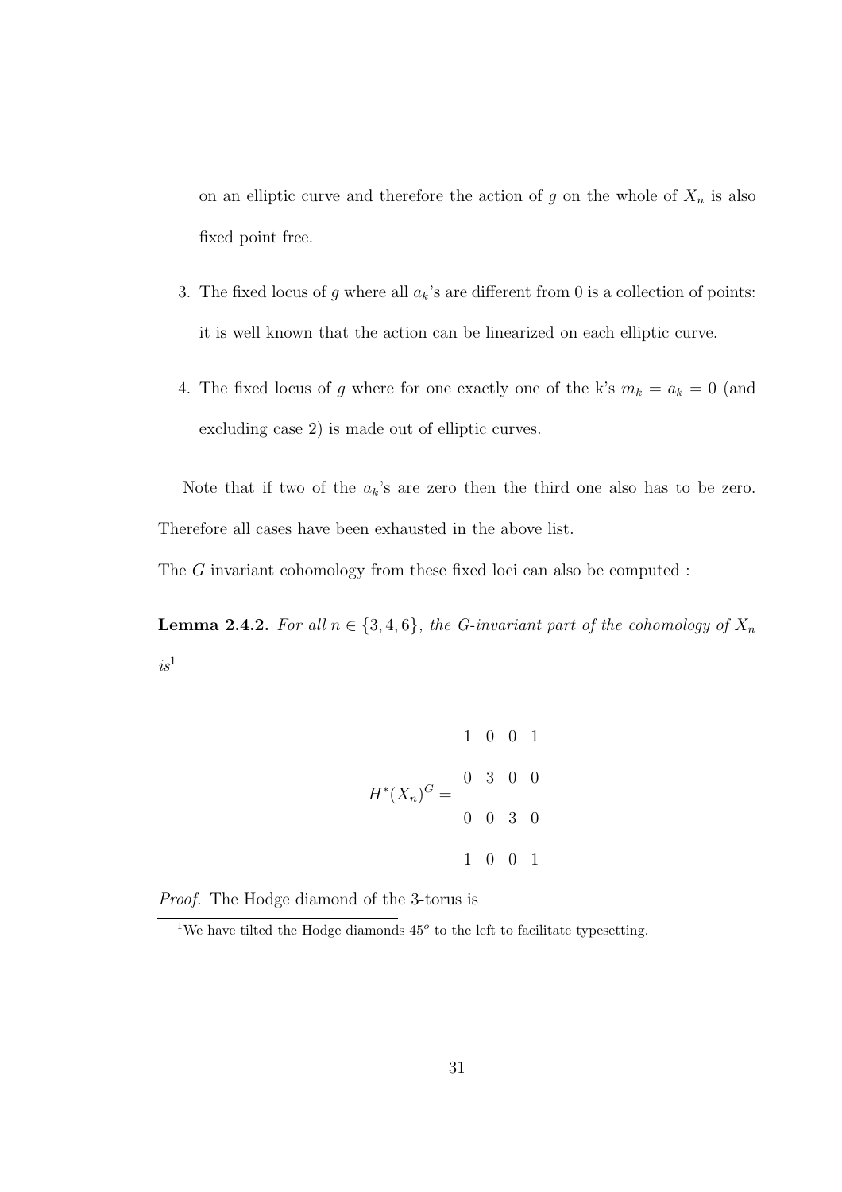on an elliptic curve and therefore the action of $g$ on the whole of $X_n$ is also fixed point free.

3. The fixed locus of $g$ where all $a_k$'s are different from 0 is a collection of points: it is well known that the action can be linearized on each elliptic curve.

4. The fixed locus of $g$ where for one exactly one of the k's $m_k = a_k = 0$ (and excluding case 2) is made out of elliptic curves.

Note that if two of the $a_k$'s are zero then the third one also has to be zero. Therefore all cases have been exhausted in the above list.

The $G$ invariant cohomology from these fixed loci can also be computed :

**Lemma 2.4.2.** *For all $n \in \{3, 4, 6\}$, the G-invariant part of the cohomology of $X_n$ is*[1]

$$H^*(X_n)^G = \begin{array}{cccc} 1 & 0 & 0 & 1 \\ 0 & 3 & 0 & 0 \\ 0 & 0 & 3 & 0 \\ 1 & 0 & 0 & 1 \end{array}$$

*Proof.* The Hodge diamond of the 3-torus is

[1] We have tilted the Hodge diamonds $45^o$ to the left to facilitate typesetting.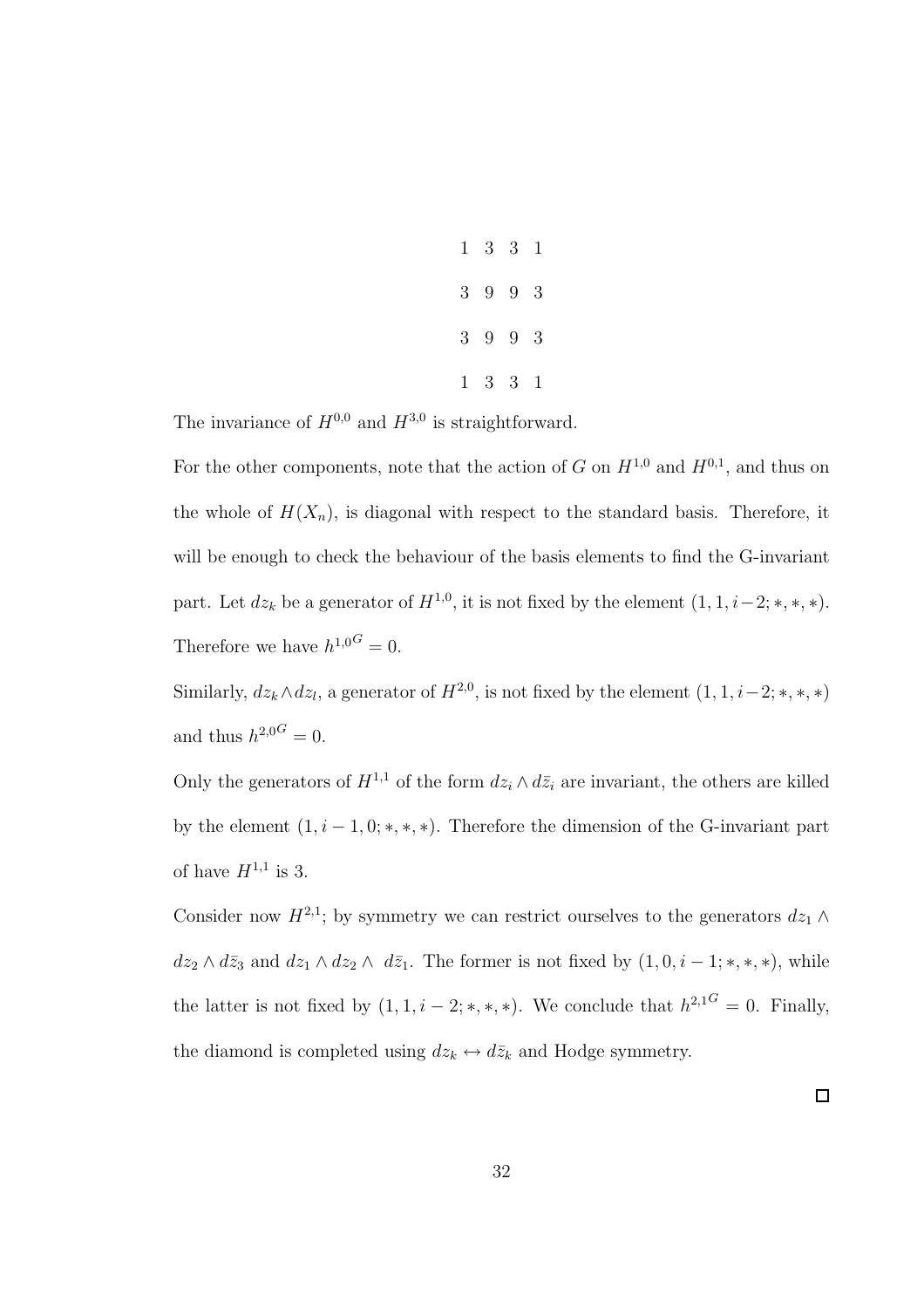$$
\begin{array}{cccc}
1 & 3 & 3 & 1 \\
3 & 9 & 9 & 3 \\
3 & 9 & 9 & 3 \\
1 & 3 & 3 & 1
\end{array}
$$

The invariance of $H^{0,0}$ and $H^{3,0}$ is straightforward.

For the other components, note that the action of $G$ on $H^{1,0}$ and $H^{0,1}$, and thus on the whole of $H(X_n)$, is diagonal with respect to the standard basis. Therefore, it will be enough to check the behaviour of the basis elements to find the G-invariant part. Let $dz_k$ be a generator of $H^{1,0}$, it is not fixed by the element $(1, 1, i-2; *, *, *)$. Therefore we have ${h^{1,0}}^G = 0$.

Similarly, $dz_k \wedge dz_l$, a generator of $H^{2,0}$, is not fixed by the element $(1, 1, i-2; *, *, *)$ and thus ${h^{2,0}}^G = 0$.

Only the generators of $H^{1,1}$ of the form $dz_i \wedge d\bar{z}_i$ are invariant, the others are killed by the element $(1, i-1, 0; *, *, *)$. Therefore the dimension of the G-invariant part of have $H^{1,1}$ is 3.

Consider now $H^{2,1}$; by symmetry we can restrict ourselves to the generators $dz_1 \wedge dz_2 \wedge d\bar{z}_3$ and $dz_1 \wedge dz_2 \wedge \; d\bar{z}_1$. The former is not fixed by $(1, 0, i-1; *, *, *)$, while the latter is not fixed by $(1, 1, i-2; *, *, *)$. We conclude that ${h^{2,1}}^G = 0$. Finally, the diamond is completed using $dz_k \leftrightarrow d\bar{z}_k$ and Hodge symmetry.

$\square$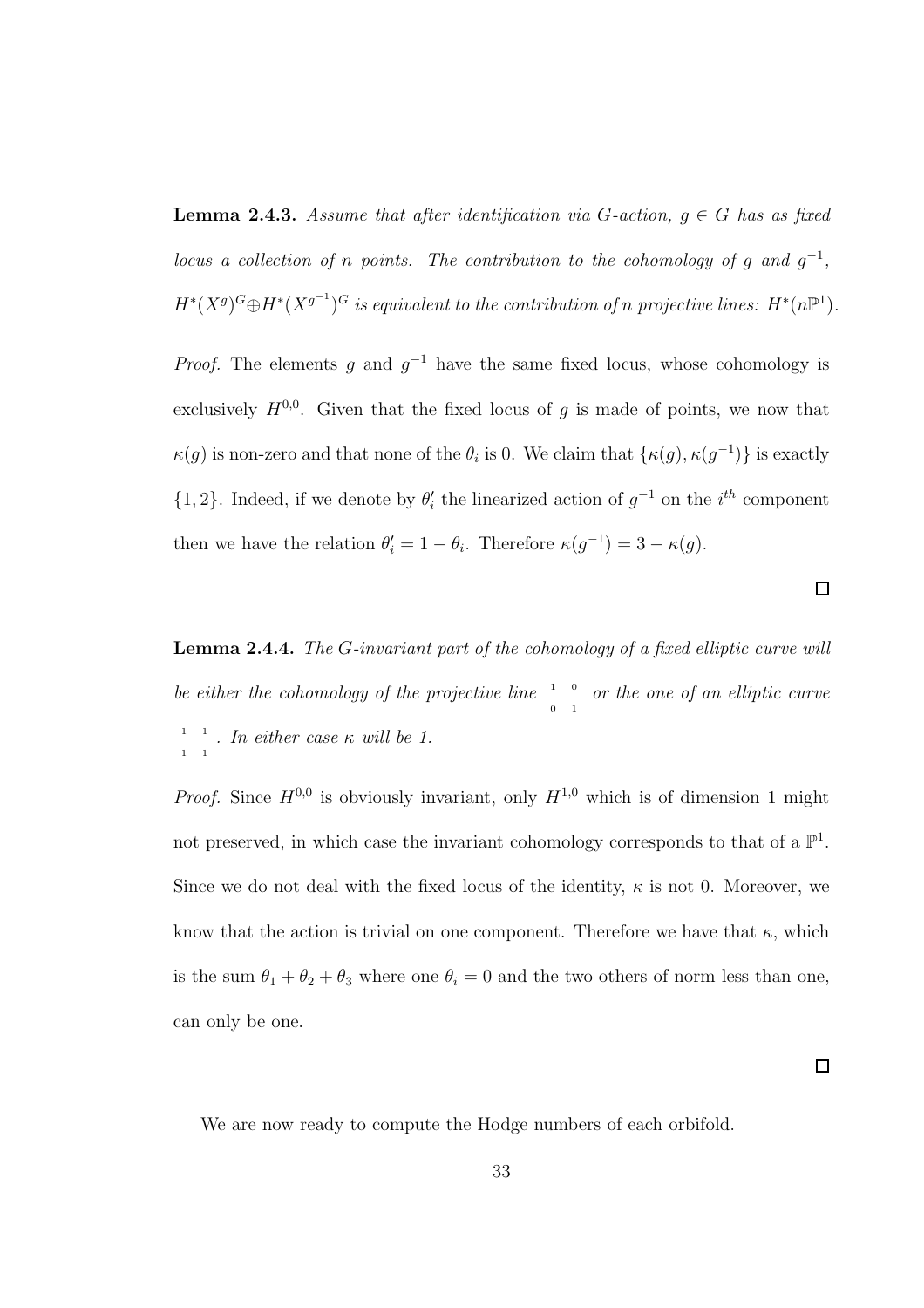**Lemma 2.4.3.** *Assume that after identification via $G$-action, $g \in G$ has as fixed locus a collection of $n$ points. The contribution to the cohomology of $g$ and $g^{-1}$, $H^*(X^g)^G \oplus H^*(X^{g^{-1}})^G$ is equivalent to the contribution of $n$ projective lines: $H^*(n\mathbb{P}^1)$.*

*Proof.* The elements $g$ and $g^{-1}$ have the same fixed locus, whose cohomology is exclusively $H^{0,0}$. Given that the fixed locus of $g$ is made of points, we now that $\kappa(g)$ is non-zero and that none of the $\theta_i$ is 0. We claim that $\{\kappa(g), \kappa(g^{-1})\}$ is exactly $\{1, 2\}$. Indeed, if we denote by $\theta_i'$ the linearized action of $g^{-1}$ on the $i^{th}$ component then we have the relation $\theta_i' = 1 - \theta_i$. Therefore $\kappa(g^{-1}) = 3 - \kappa(g)$. □

**Lemma 2.4.4.** *The $G$-invariant part of the cohomology of a fixed elliptic curve will be either the cohomology of the projective line $\begin{smallmatrix} 1 & 0 \\ 0 & 1 \end{smallmatrix}$ or the one of an elliptic curve $\begin{smallmatrix} 1 & 1 \\ 1 & 1 \end{smallmatrix}$. In either case $\kappa$ will be 1.*

*Proof.* Since $H^{0,0}$ is obviously invariant, only $H^{1,0}$ which is of dimension 1 might not preserved, in which case the invariant cohomology corresponds to that of a $\mathbb{P}^1$. Since we do not deal with the fixed locus of the identity, $\kappa$ is not 0. Moreover, we know that the action is trivial on one component. Therefore we have that $\kappa$, which is the sum $\theta_1 + \theta_2 + \theta_3$ where one $\theta_i = 0$ and the two others of norm less than one, can only be one. □

We are now ready to compute the Hodge numbers of each orbifold.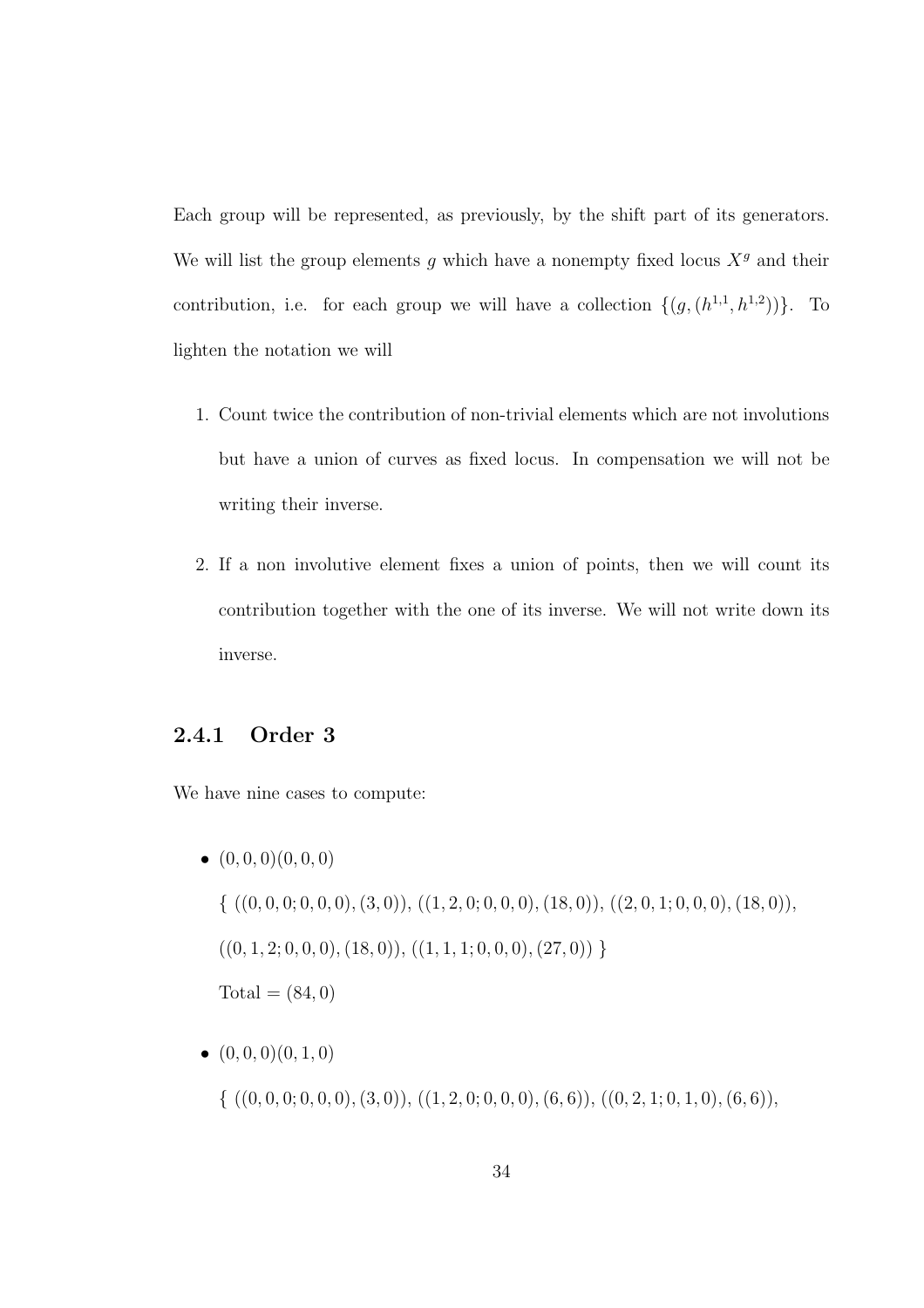Each group will be represented, as previously, by the shift part of its generators. We will list the group elements $g$ which have a nonempty fixed locus $X^g$ and their contribution, i.e. for each group we will have a collection $\{(g, (h^{1,1}, h^{1,2}))\}$. To lighten the notation we will

1. Count twice the contribution of non-trivial elements which are not involutions but have a union of curves as fixed locus. In compensation we will not be writing their inverse.
2. If a non involutive element fixes a union of points, then we will count its contribution together with the one of its inverse. We will not write down its inverse.

### 2.4.1 Order 3

We have nine cases to compute:

- $(0,0,0)(0,0,0)$

  $\{ ((0,0,0;0,0,0),(3,0)), ((1,2,0;0,0,0),(18,0)), ((2,0,1;0,0,0),(18,0)),$

  $((0,1,2;0,0,0),(18,0)), ((1,1,1;0,0,0),(27,0)) \}$

  Total $= (84, 0)$

- $(0,0,0)(0,1,0)$

  $\{ ((0,0,0;0,0,0),(3,0)), ((1,2,0;0,0,0),(6,6)), ((0,2,1;0,1,0),(6,6)),$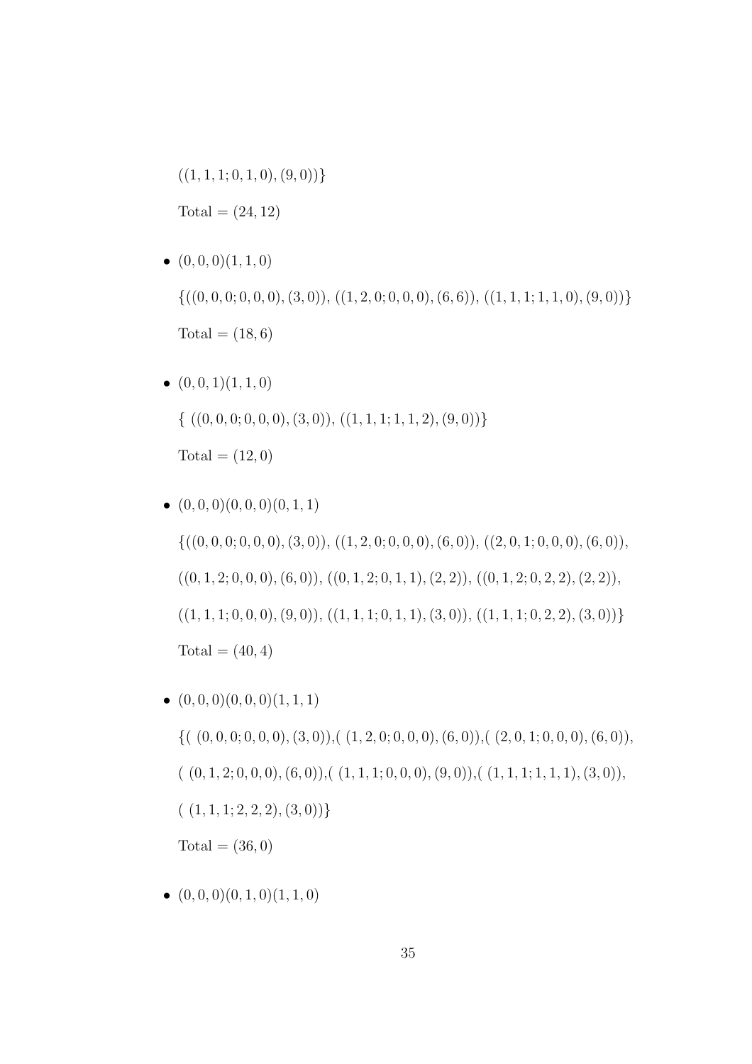$((1,1,1;0,1,0),(9,0))\}$

Total $=(24,12)$

- $(0,0,0)(1,1,0)$

  $\{((0,0,0;0,0,0),(3,0)),\ ((1,2,0;0,0,0),(6,6)),\ ((1,1,1;1,1,0),(9,0))\}$

  Total $=(18,6)$

- $(0,0,1)(1,1,0)$

  $\{\ ((0,0,0;0,0,0),(3,0)),\ ((1,1,1;1,1,2),(9,0))\}$

  Total $=(12,0)$

- $(0,0,0)(0,0,0)(0,1,1)$

  $\{((0,0,0;0,0,0),(3,0)),\ ((1,2,0;0,0,0),(6,0)),\ ((2,0,1;0,0,0),(6,0)),$

  $((0,1,2;0,0,0),(6,0)),\ ((0,1,2;0,1,1),(2,2)),\ ((0,1,2;0,2,2),(2,2)),$

  $((1,1,1;0,0,0),(9,0)),\ ((1,1,1;0,1,1),(3,0)),\ ((1,1,1;0,2,2),(3,0))\}$

  Total $=(40,4)$

- $(0,0,0)(0,0,0)(1,1,1)$

  $\{(\ (0,0,0;0,0,0),(3,0)),(\ (1,2,0;0,0,0),(6,0)),(\ (2,0,1;0,0,0),(6,0)),$

  $(\ (0,1,2;0,0,0),(6,0)),(\ (1,1,1;0,0,0),(9,0)),(\ (1,1,1;1,1,1),(3,0)),$

  $(\ (1,1,1;2,2,2),(3,0))\}$

  Total $=(36,0)$

- $(0,0,0)(0,1,0)(1,1,0)$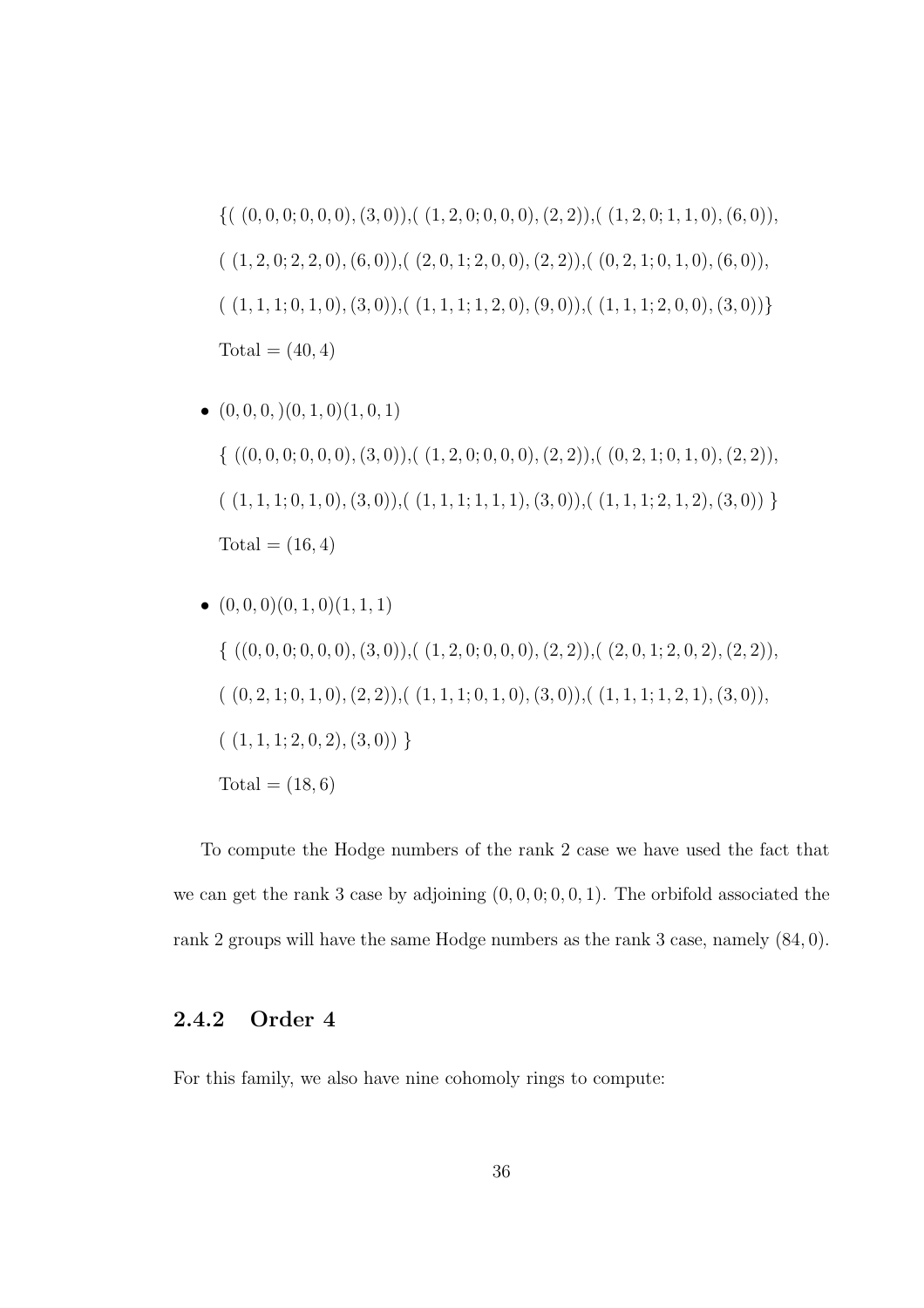$\{(\ (0,0,0;0,0,0),(3,0)),(\ (1,2,0;0,0,0),(2,2)),(\ (1,2,0;1,1,0),(6,0)),$

$(\ (1,2,0;2,2,0),(6,0)),(\ (2,0,1;2,0,0),(2,2)),(\ (0,2,1;0,1,0),(6,0)),$

$(\ (1,1,1;0,1,0),(3,0)),(\ (1,1,1;1,2,0),(9,0)),(\ (1,1,1;2,0,0),(3,0))\}$

$\text{Total} = (40,4)$

- $(0,0,0,)(0,1,0)(1,0,1)$

  $\{\ ((0,0,0;0,0,0),(3,0)),(\ (1,2,0;0,0,0),(2,2)),(\ (0,2,1;0,1,0),(2,2)),$

  $(\ (1,1,1;0,1,0),(3,0)),(\ (1,1,1;1,1,1),(3,0)),(\ (1,1,1;2,1,2),(3,0))\ \}$

  $\text{Total} = (16,4)$

- $(0,0,0)(0,1,0)(1,1,1)$

  $\{\ ((0,0,0;0,0,0),(3,0)),(\ (1,2,0;0,0,0),(2,2)),(\ (2,0,1;2,0,2),(2,2)),$

  $(\ (0,2,1;0,1,0),(2,2)),(\ (1,1,1;0,1,0),(3,0)),(\ (1,1,1;1,2,1),(3,0)),$

  $(\ (1,1,1;2,0,2),(3,0))\ \}$

  $\text{Total} = (18,6)$

To compute the Hodge numbers of the rank 2 case we have used the fact that we can get the rank 3 case by adjoining $(0,0,0;0,0,1)$. The orbifold associated the rank 2 groups will have the same Hodge numbers as the rank 3 case, namely $(84,0)$.

### 2.4.2 Order 4

For this family, we also have nine cohomoly rings to compute: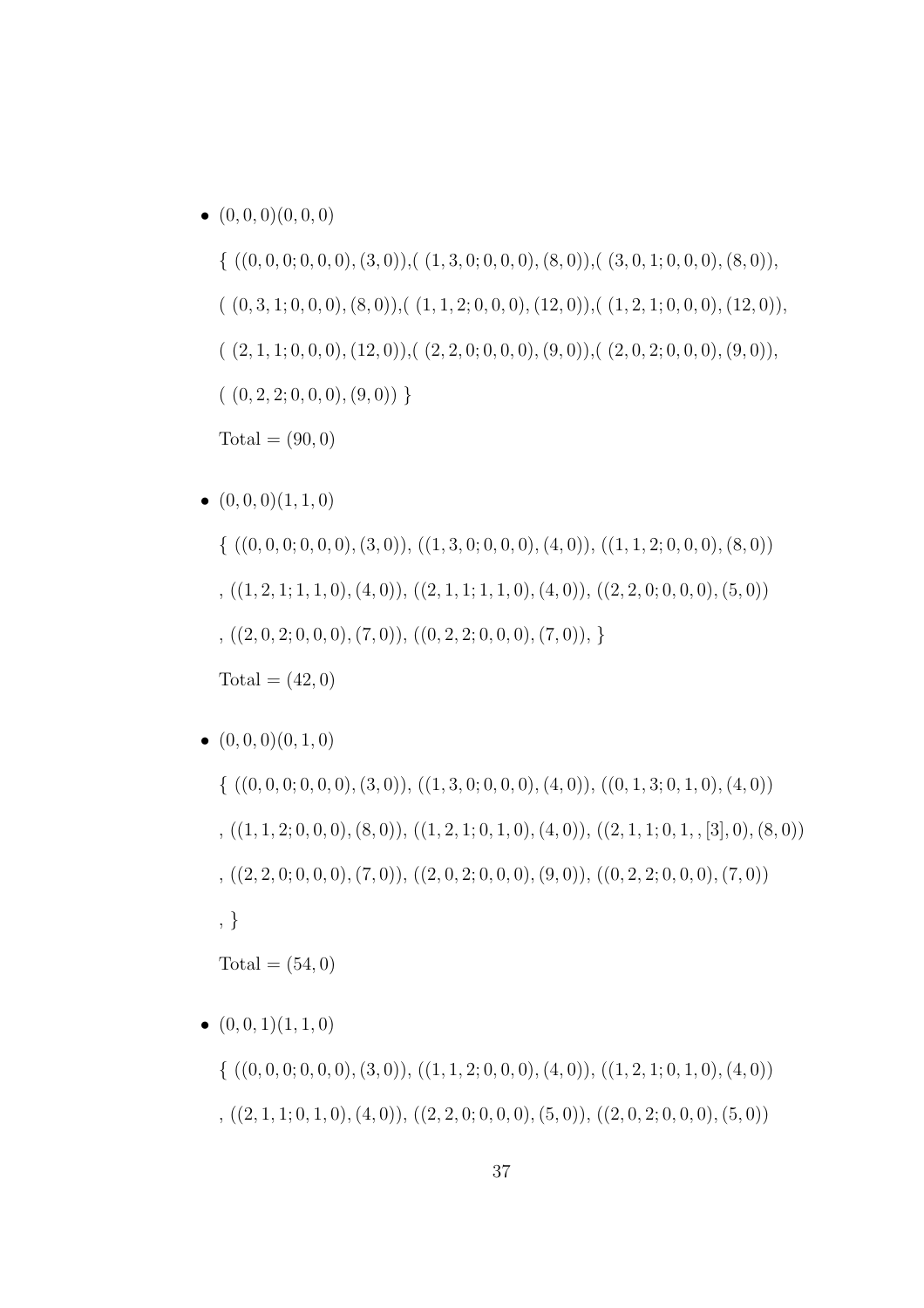- $(0,0,0)(0,0,0)$

  $\{\ ((0,0,0;0,0,0),(3,0)),(\ (1,3,0;0,0,0),(8,0)),(\ (3,0,1;0,0,0),(8,0)),$

  $(\ (0,3,1;0,0,0),(8,0)),(\ (1,1,2;0,0,0),(12,0)),(\ (1,2,1;0,0,0),(12,0)),$

  $(\ (2,1,1;0,0,0),(12,0)),(\ (2,2,0;0,0,0),(9,0)),(\ (2,0,2;0,0,0),(9,0)),$

  $(\ (0,2,2;0,0,0),(9,0))\ \}$

  Total $=(90,0)$

- $(0,0,0)(1,1,0)$

  $\{\ ((0,0,0;0,0,0),(3,0)),\ ((1,3,0;0,0,0),(4,0)),\ ((1,1,2;0,0,0),(8,0))$

  $,\ ((1,2,1;1,1,0),(4,0)),\ ((2,1,1;1,1,0),(4,0)),\ ((2,2,0;0,0,0),(5,0))$

  $,\ ((2,0,2;0,0,0),(7,0)),\ ((0,2,2;0,0,0),(7,0)),\ \}$

  Total $=(42,0)$

- $(0,0,0)(0,1,0)$

  $\{\ ((0,0,0;0,0,0),(3,0)),\ ((1,3,0;0,0,0),(4,0)),\ ((0,1,3;0,1,0),(4,0))$

  $,\ ((1,1,2;0,0,0),(8,0)),\ ((1,2,1;0,1,0),(4,0)),\ ((2,1,1;0,1,,[3],0),(8,0))$

  $,\ ((2,2,0;0,0,0),(7,0)),\ ((2,0,2;0,0,0),(9,0)),\ ((0,2,2;0,0,0),(7,0))$

  $,\ \}$

  Total $=(54,0)$

- $(0,0,1)(1,1,0)$

  $\{\ ((0,0,0;0,0,0),(3,0)),\ ((1,1,2;0,0,0),(4,0)),\ ((1,2,1;0,1,0),(4,0))$

  $,\ ((2,1,1;0,1,0),(4,0)),\ ((2,2,0;0,0,0),(5,0)),\ ((2,0,2;0,0,0),(5,0))$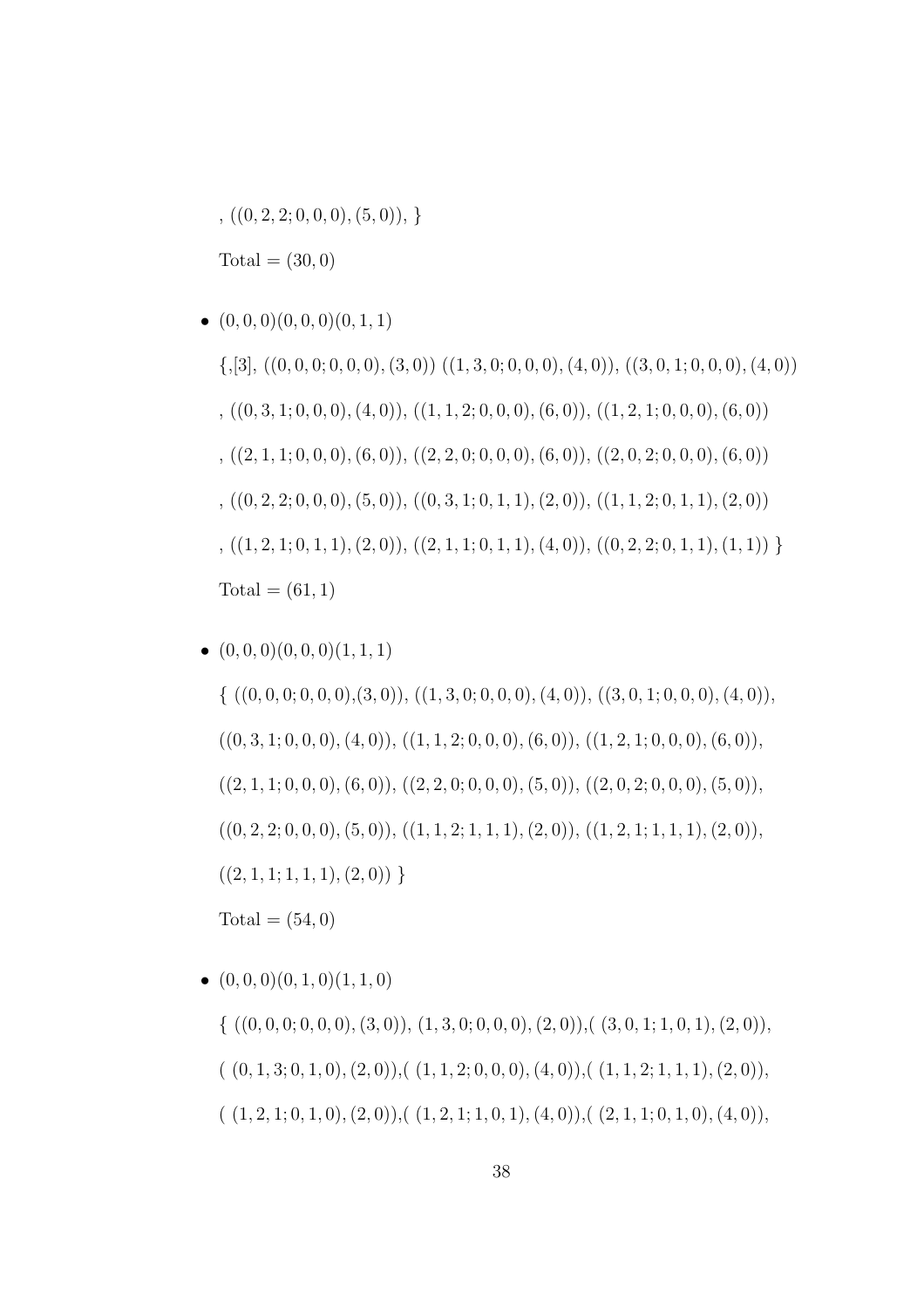$, ((0,2,2;0,0,0),(5,0)), \}$

Total $= (30,0)$

- $(0,0,0)(0,0,0)(0,1,1)$

  $\{,[3],\ ((0,0,0;0,0,0),(3,0))\ ((1,3,0;0,0,0),(4,0)),\ ((3,0,1;0,0,0),(4,0))$

  $, ((0,3,1;0,0,0),(4,0)),\ ((1,1,2;0,0,0),(6,0)),\ ((1,2,1;0,0,0),(6,0))$

  $, ((2,1,1;0,0,0),(6,0)),\ ((2,2,0;0,0,0),(6,0)),\ ((2,0,2;0,0,0),(6,0))$

  $, ((0,2,2;0,0,0),(5,0)),\ ((0,3,1;0,1,1),(2,0)),\ ((1,1,2;0,1,1),(2,0))$

  $, ((1,2,1;0,1,1),(2,0)),\ ((2,1,1;0,1,1),(4,0)),\ ((0,2,2;0,1,1),(1,1))\ \}$

  Total $= (61,1)$

- $(0,0,0)(0,0,0)(1,1,1)$

  $\{\ ((0,0,0;0,0,0),(3,0)),\ ((1,3,0;0,0,0),(4,0)),\ ((3,0,1;0,0,0),(4,0)),$

  $((0,3,1;0,0,0),(4,0)),\ ((1,1,2;0,0,0),(6,0)),\ ((1,2,1;0,0,0),(6,0)),$

  $((2,1,1;0,0,0),(6,0)),\ ((2,2,0;0,0,0),(5,0)),\ ((2,0,2;0,0,0),(5,0)),$

  $((0,2,2;0,0,0),(5,0)),\ ((1,1,2;1,1,1),(2,0)),\ ((1,2,1;1,1,1),(2,0)),$

  $((2,1,1;1,1,1),(2,0))\ \}$

  Total $= (54,0)$

- $(0,0,0)(0,1,0)(1,1,0)$

  $\{\ ((0,0,0;0,0,0),(3,0)),\ (1,3,0;0,0,0),(2,0)),(\ (3,0,1;1,0,1),(2,0)),$

  $(\ (0,1,3;0,1,0),(2,0)),(\ (1,1,2;0,0,0),(4,0)),(\ (1,1,2;1,1,1),(2,0)),$

  $(\ (1,2,1;0,1,0),(2,0)),(\ (1,2,1;1,0,1),(4,0)),(\ (2,1,1;0,1,0),(4,0)),$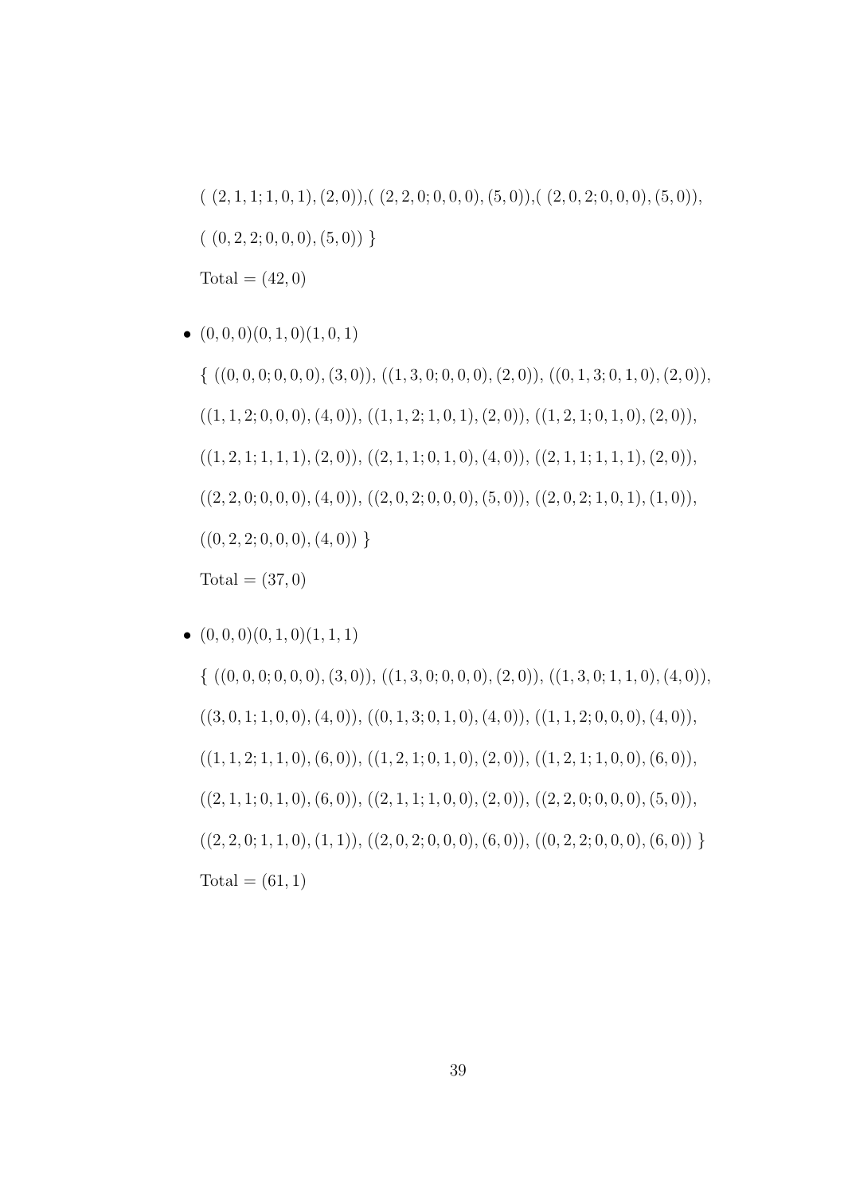$( (2,1,1;1,0,1),(2,0))$,$( (2,2,0;0,0,0),(5,0))$,$( (2,0,2;0,0,0),(5,0))$,

$( (0,2,2;0,0,0),(5,0)) \}$

Total $= (42,0)$

- $(0,0,0)(0,1,0)(1,0,1)$

  $\{ ((0,0,0;0,0,0),(3,0))$, $((1,3,0;0,0,0),(2,0))$, $((0,1,3;0,1,0),(2,0))$,

  $((1,1,2;0,0,0),(4,0))$, $((1,1,2;1,0,1),(2,0))$, $((1,2,1;0,1,0),(2,0))$,

  $((1,2,1;1,1,1),(2,0))$, $((2,1,1;0,1,0),(4,0))$, $((2,1,1;1,1,1),(2,0))$,

  $((2,2,0;0,0,0),(4,0))$, $((2,0,2;0,0,0),(5,0))$, $((2,0,2;1,0,1),(1,0))$,

  $((0,2,2;0,0,0),(4,0)) \}$

  Total $= (37,0)$

- $(0,0,0)(0,1,0)(1,1,1)$

  $\{ ((0,0,0;0,0,0),(3,0))$, $((1,3,0;0,0,0),(2,0))$, $((1,3,0;1,1,0),(4,0))$,

  $((3,0,1;1,0,0),(4,0))$, $((0,1,3;0,1,0),(4,0))$, $((1,1,2;0,0,0),(4,0))$,

  $((1,1,2;1,1,0),(6,0))$, $((1,2,1;0,1,0),(2,0))$, $((1,2,1;1,0,0),(6,0))$,

  $((2,1,1;0,1,0),(6,0))$, $((2,1,1;1,0,0),(2,0))$, $((2,2,0;0,0,0),(5,0))$,

  $((2,2,0;1,1,0),(1,1))$, $((2,0,2;0,0,0),(6,0))$, $((0,2,2;0,0,0),(6,0)) \}$

  Total $= (61,1)$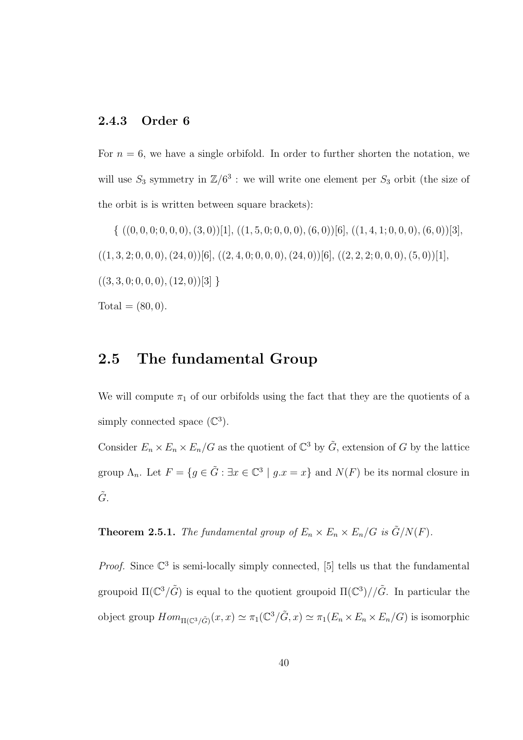### 2.4.3 Order 6

For $n = 6$, we have a single orbifold. In order to further shorten the notation, we will use $S_3$ symmetry in $\mathbb{Z}/6^3$ : we will write one element per $S_3$ orbit (the size of the orbit is is written between square brackets):

$\{$ $((0,0,0;0,0,0),(3,0))[1]$, $((1,5,0;0,0,0),(6,0))[6]$, $((1,4,1;0,0,0),(6,0))[3]$, $((1,3,2;0,0,0),(24,0))[6]$, $((2,4,0;0,0,0),(24,0))[6]$, $((2,2,2;0,0,0),(5,0))[1]$, $((3,3,0;0,0,0),(12,0))[3]$ $\}$

Total $= (80, 0)$.

## 2.5 The fundamental Group

We will compute $\pi_1$ of our orbifolds using the fact that they are the quotients of a simply connected space ($\mathbb{C}^3$).

Consider $E_n \times E_n \times E_n/G$ as the quotient of $\mathbb{C}^3$ by $\tilde{G}$, extension of $G$ by the lattice group $\Lambda_n$. Let $F = \{g \in \tilde{G} : \exists x \in \mathbb{C}^3 \mid g.x = x\}$ and $N(F)$ be its normal closure in $\tilde{G}$.

**Theorem 2.5.1.** *The fundamental group of $E_n \times E_n \times E_n/G$ is $\tilde{G}/N(F)$.*

*Proof.* Since $\mathbb{C}^3$ is semi-locally simply connected, [5] tells us that the fundamental groupoid $\Pi(\mathbb{C}^3/\tilde{G})$ is equal to the quotient groupoid $\Pi(\mathbb{C}^3)//\tilde{G}$. In particular the object group $Hom_{\Pi(\mathbb{C}^3/\tilde{G})}(x,x) \simeq \pi_1(\mathbb{C}^3/\tilde{G}, x) \simeq \pi_1(E_n \times E_n \times E_n/G)$ is isomorphic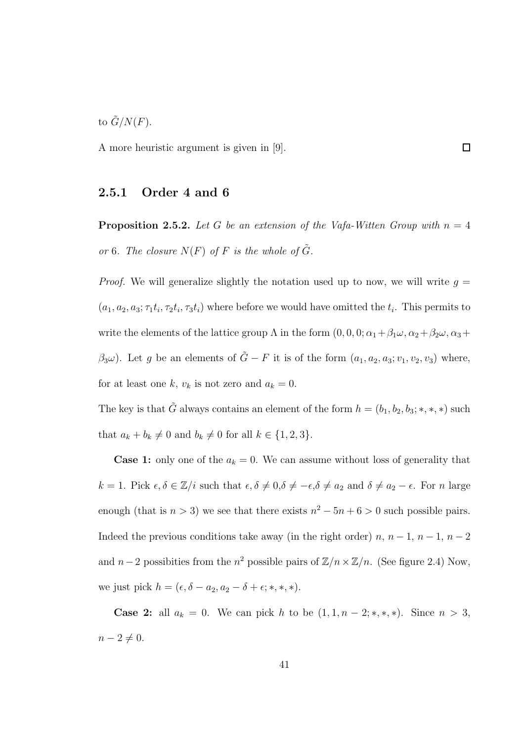to $\tilde{G}/N(F)$.

A more heuristic argument is given in [9]. $\square$

### 2.5.1 Order 4 and 6

**Proposition 2.5.2.** *Let $G$ be an extension of the Vafa-Witten Group with $n = 4$ or 6. The closure $N(F)$ of $F$ is the whole of $\tilde{G}$.*

*Proof.* We will generalize slightly the notation used up to now, we will write $g = (a_1, a_2, a_3; \tau_1 t_i, \tau_2 t_i, \tau_3 t_i)$ where before we would have omitted the $t_i$. This permits to write the elements of the lattice group $\Lambda$ in the form $(0, 0, 0; \alpha_1 + \beta_1\omega, \alpha_2 + \beta_2\omega, \alpha_3 + \beta_3\omega)$. Let $g$ be an elements of $\tilde{G} - F$ it is of the form $(a_1, a_2, a_3; v_1, v_2, v_3)$ where, for at least one $k$, $v_k$ is not zero and $a_k = 0$.

The key is that $\tilde{G}$ always contains an element of the form $h = (b_1, b_2, b_3; *, *, *)$ such that $a_k + b_k \neq 0$ and $b_k \neq 0$ for all $k \in \{1, 2, 3\}$.

**Case 1:** only one of the $a_k = 0$. We can assume without loss of generality that $k = 1$. Pick $\epsilon, \delta \in \mathbb{Z}/i$ such that $\epsilon, \delta \neq 0, \delta \neq -\epsilon, \delta \neq a_2$ and $\delta \neq a_2 - \epsilon$. For $n$ large enough (that is $n > 3$) we see that there exists $n^2 - 5n + 6 > 0$ such possible pairs. Indeed the previous conditions take away (in the right order) $n$, $n-1$, $n-1$, $n-2$ and $n-2$ possibities from the $n^2$ possible pairs of $\mathbb{Z}/n \times \mathbb{Z}/n$. (See figure 2.4) Now, we just pick $h = (\epsilon, \delta - a_2, a_2 - \delta + \epsilon; *, *, *)$.

**Case 2:** all $a_k = 0$. We can pick $h$ to be $(1, 1, n-2; *, *, *)$. Since $n > 3$, $n - 2 \neq 0$.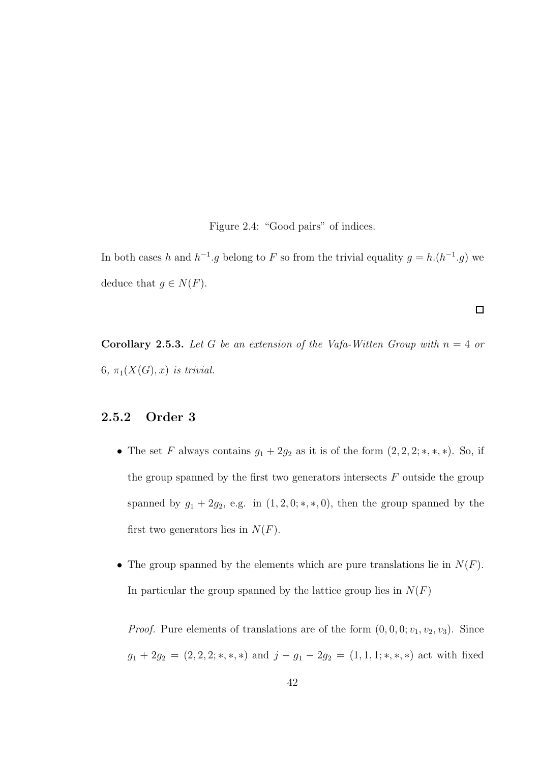Figure 2.4: "Good pairs" of indices.

In both cases $h$ and $h^{-1}.g$ belong to $F$ so from the trivial equality $g = h.(h^{-1}.g)$ we deduce that $g \in N(F)$.

$\square$

**Corollary 2.5.3.** *Let $G$ be an extension of the Vafa-Witten Group with $n = 4$ or 6, $\pi_1(X(G), x)$ is trivial.*

### 2.5.2 Order 3

- The set $F$ always contains $g_1 + 2g_2$ as it is of the form $(2, 2, 2; *, *, *)$. So, if the group spanned by the first two generators intersects $F$ outside the group spanned by $g_1 + 2g_2$, e.g. in $(1, 2, 0; *, *, 0)$, then the group spanned by the first two generators lies in $N(F)$.

- The group spanned by the elements which are pure translations lie in $N(F)$. In particular the group spanned by the lattice group lies in $N(F)$

  *Proof.* Pure elements of translations are of the form $(0, 0, 0; v_1, v_2, v_3)$. Since $g_1 + 2g_2 = (2, 2, 2; *, *, *)$ and $j - g_1 - 2g_2 = (1, 1, 1; *, *, *)$ act with fixed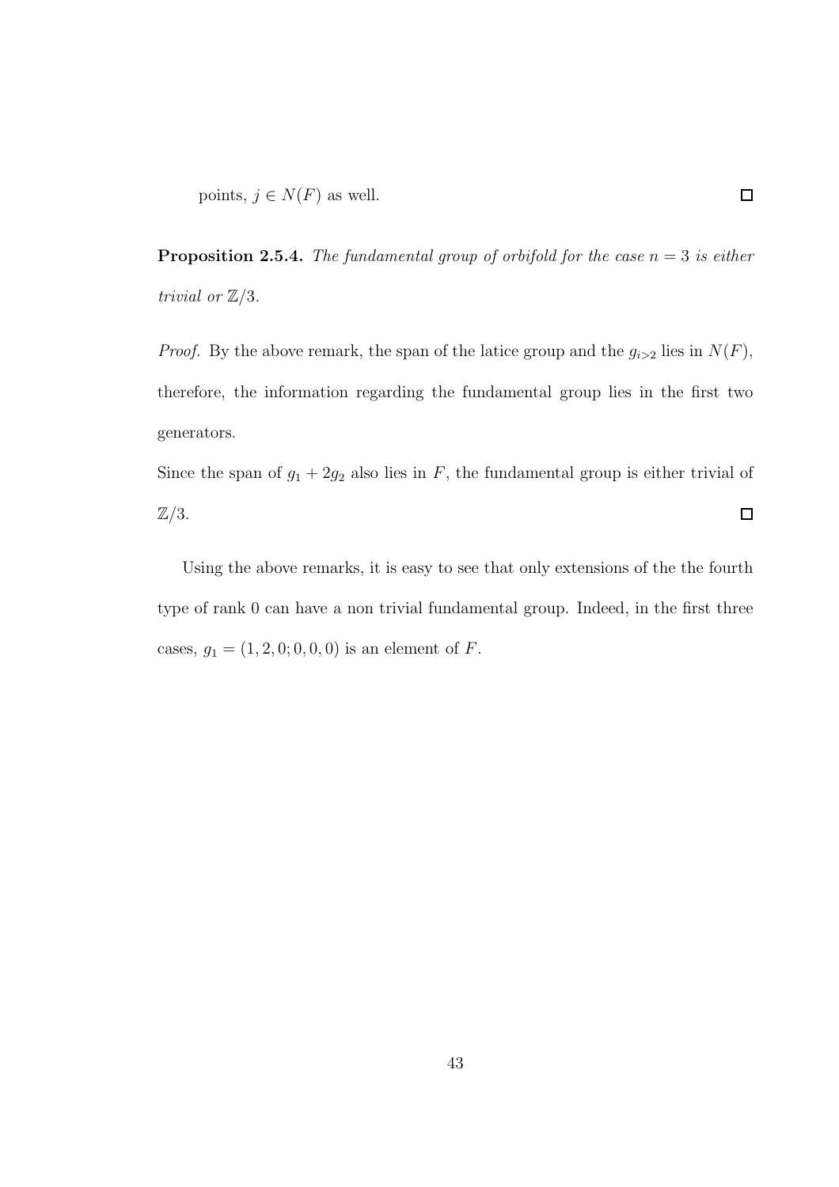points, $j \in N(F)$ as well. $\square$

**Proposition 2.5.4.** *The fundamental group of orbifold for the case $n = 3$ is either trivial or $\mathbb{Z}/3$.*

*Proof.* By the above remark, the span of the latice group and the $g_{i>2}$ lies in $N(F)$, therefore, the information regarding the fundamental group lies in the first two generators.

Since the span of $g_1 + 2g_2$ also lies in $F$, the fundamental group is either trivial of $\mathbb{Z}/3$. $\square$

Using the above remarks, it is easy to see that only extensions of the the fourth type of rank 0 can have a non trivial fundamental group. Indeed, in the first three cases, $g_1 = (1, 2, 0; 0, 0, 0)$ is an element of $F$.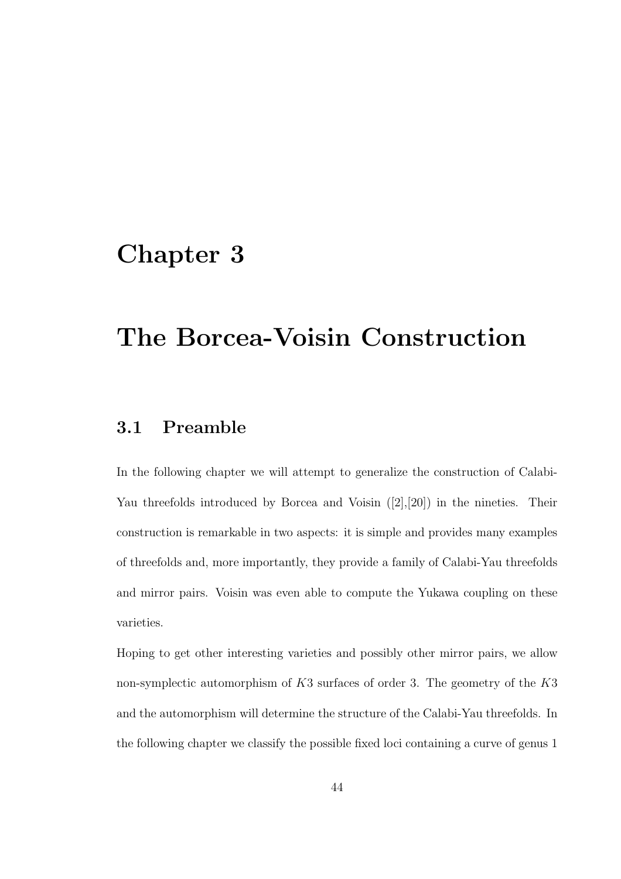# Chapter 3

# The Borcea-Voisin Construction

## 3.1 Preamble

In the following chapter we will attempt to generalize the construction of Calabi-Yau threefolds introduced by Borcea and Voisin ([2],[20]) in the nineties. Their construction is remarkable in two aspects: it is simple and provides many examples of threefolds and, more importantly, they provide a family of Calabi-Yau threefolds and mirror pairs. Voisin was even able to compute the Yukawa coupling on these varieties.

Hoping to get other interesting varieties and possibly other mirror pairs, we allow non-symplectic automorphism of $K3$ surfaces of order 3. The geometry of the $K3$ and the automorphism will determine the structure of the Calabi-Yau threefolds. In the following chapter we classify the possible fixed loci containing a curve of genus 1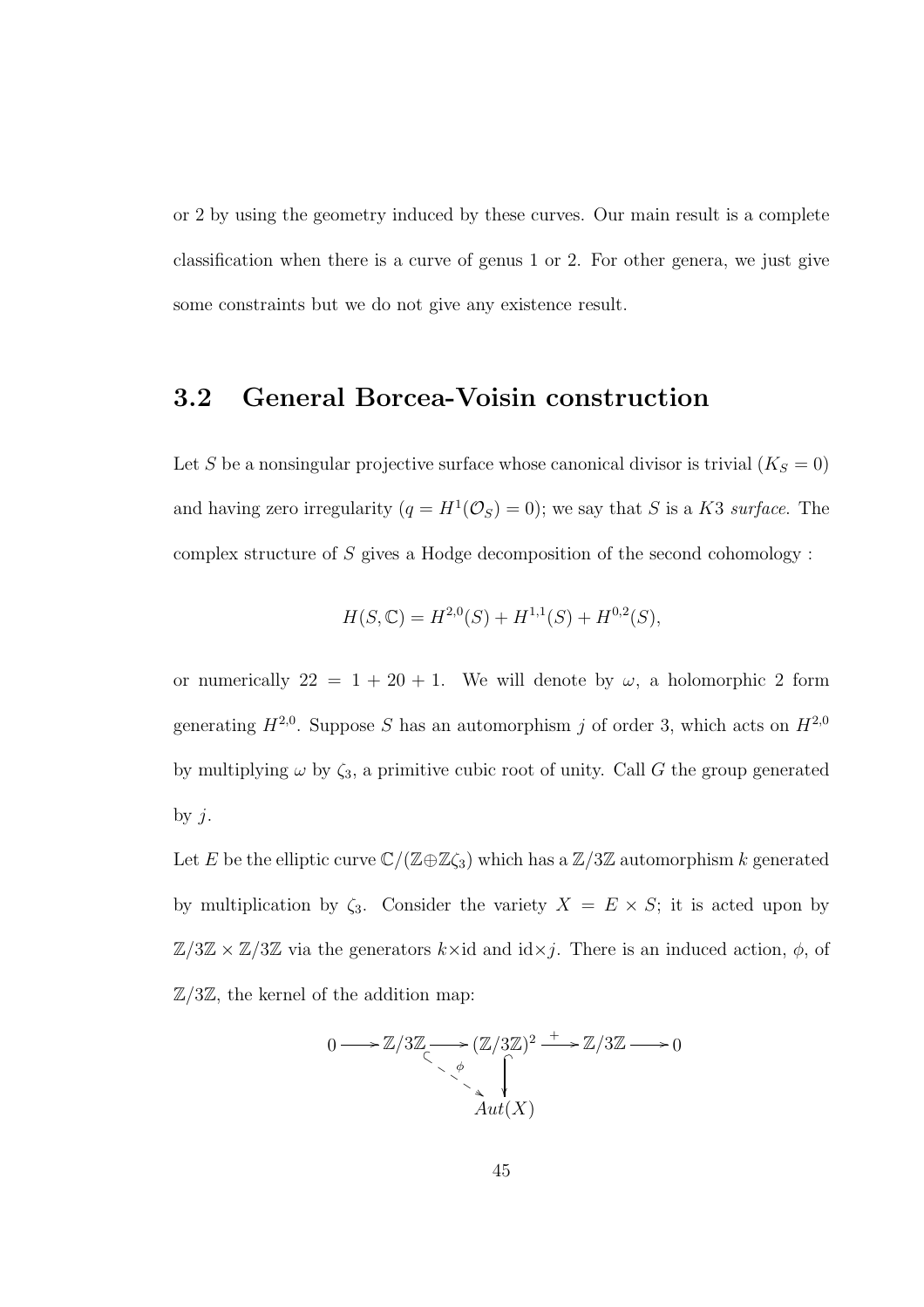or 2 by using the geometry induced by these curves. Our main result is a complete classification when there is a curve of genus 1 or 2. For other genera, we just give some constraints but we do not give any existence result.

## 3.2 General Borcea-Voisin construction

Let $S$ be a nonsingular projective surface whose canonical divisor is trivial ($K_S = 0$) and having zero irregularity ($q = H^1(\mathcal{O}_S) = 0$); we say that $S$ is a $K3$ *surface*. The complex structure of $S$ gives a Hodge decomposition of the second cohomology :

$$H(S, \mathbb{C}) = H^{2,0}(S) + H^{1,1}(S) + H^{0,2}(S),$$

or numerically $22 = 1 + 20 + 1$. We will denote by $\omega$, a holomorphic 2 form generating $H^{2,0}$. Suppose $S$ has an automorphism $j$ of order 3, which acts on $H^{2,0}$ by multiplying $\omega$ by $\zeta_3$, a primitive cubic root of unity. Call $G$ the group generated by $j$.

Let $E$ be the elliptic curve $\mathbb{C}/(\mathbb{Z}\oplus\mathbb{Z}\zeta_3)$ which has a $\mathbb{Z}/3\mathbb{Z}$ automorphism $k$ generated by multiplication by $\zeta_3$. Consider the variety $X = E \times S$; it is acted upon by $\mathbb{Z}/3\mathbb{Z} \times \mathbb{Z}/3\mathbb{Z}$ via the generators $k\times\text{id}$ and $\text{id}\times j$. There is an induced action, $\phi$, of $\mathbb{Z}/3\mathbb{Z}$, the kernel of the addition map:

$$\begin{array}{ccccccccc} 0 & \longrightarrow & \mathbb{Z}/3\mathbb{Z} & \hookrightarrow & (\mathbb{Z}/3\mathbb{Z})^2 & \xrightarrow{+} & \mathbb{Z}/3\mathbb{Z} & \longrightarrow & 0 \\ & & & \overset{\phi}{\searrow} & \big\downarrow & & & & \\ & & & & Aut(X) & & & & \end{array}$$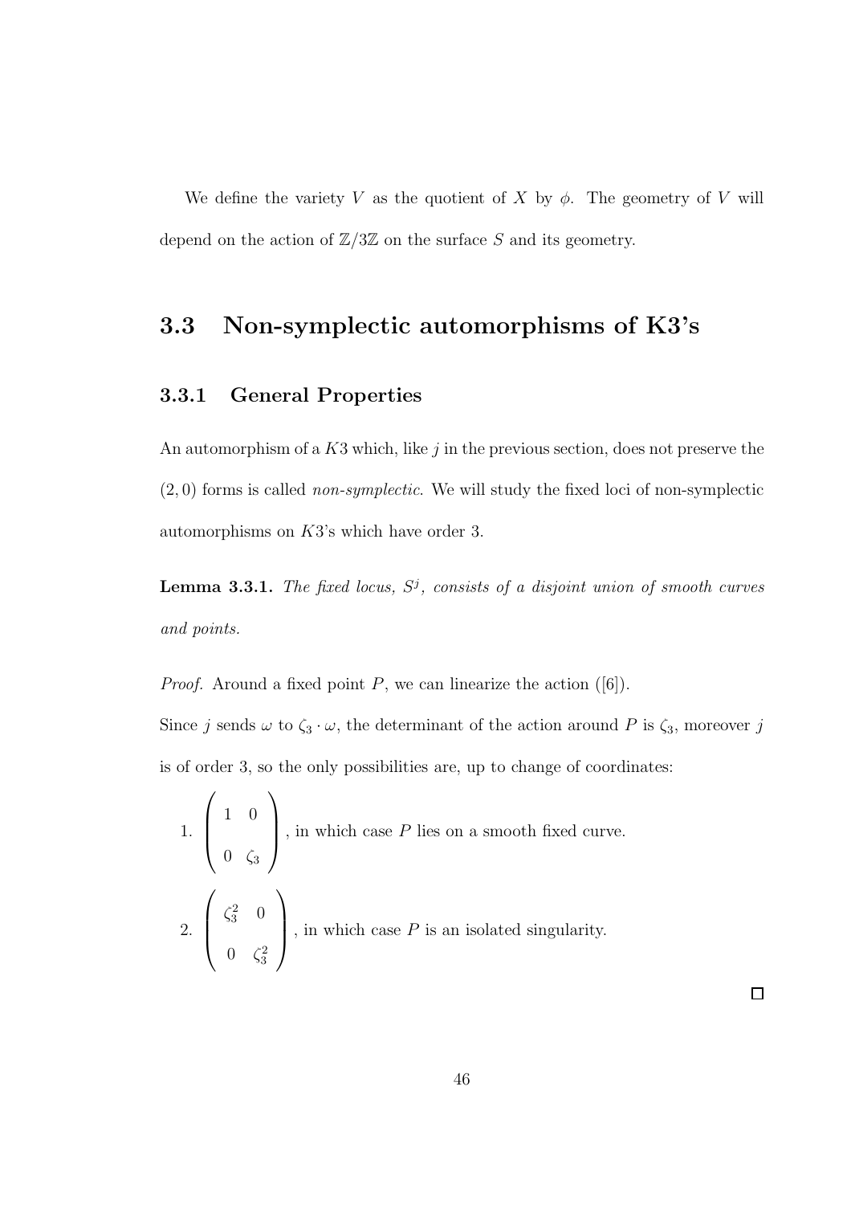We define the variety $V$ as the quotient of $X$ by $\phi$. The geometry of $V$ will depend on the action of $\mathbb{Z}/3\mathbb{Z}$ on the surface $S$ and its geometry.

## 3.3 Non-symplectic automorphisms of K3's

### 3.3.1 General Properties

An automorphism of a $K3$ which, like $j$ in the previous section, does not preserve the $(2,0)$ forms is called *non-symplectic*. We will study the fixed loci of non-symplectic automorphisms on $K3$'s which have order 3.

**Lemma 3.3.1.** *The fixed locus, $S^j$, consists of a disjoint union of smooth curves and points.*

*Proof.* Around a fixed point $P$, we can linearize the action ([6]).

Since $j$ sends $\omega$ to $\zeta_3 \cdot \omega$, the determinant of the action around $P$ is $\zeta_3$, moreover $j$ is of order 3, so the only possibilities are, up to change of coordinates:

1. $\begin{pmatrix} 1 & 0 \\ 0 & \zeta_3 \end{pmatrix}$, in which case $P$ lies on a smooth fixed curve.

2. $\begin{pmatrix} \zeta_3^2 & 0 \\ 0 & \zeta_3^2 \end{pmatrix}$, in which case $P$ is an isolated singularity.

□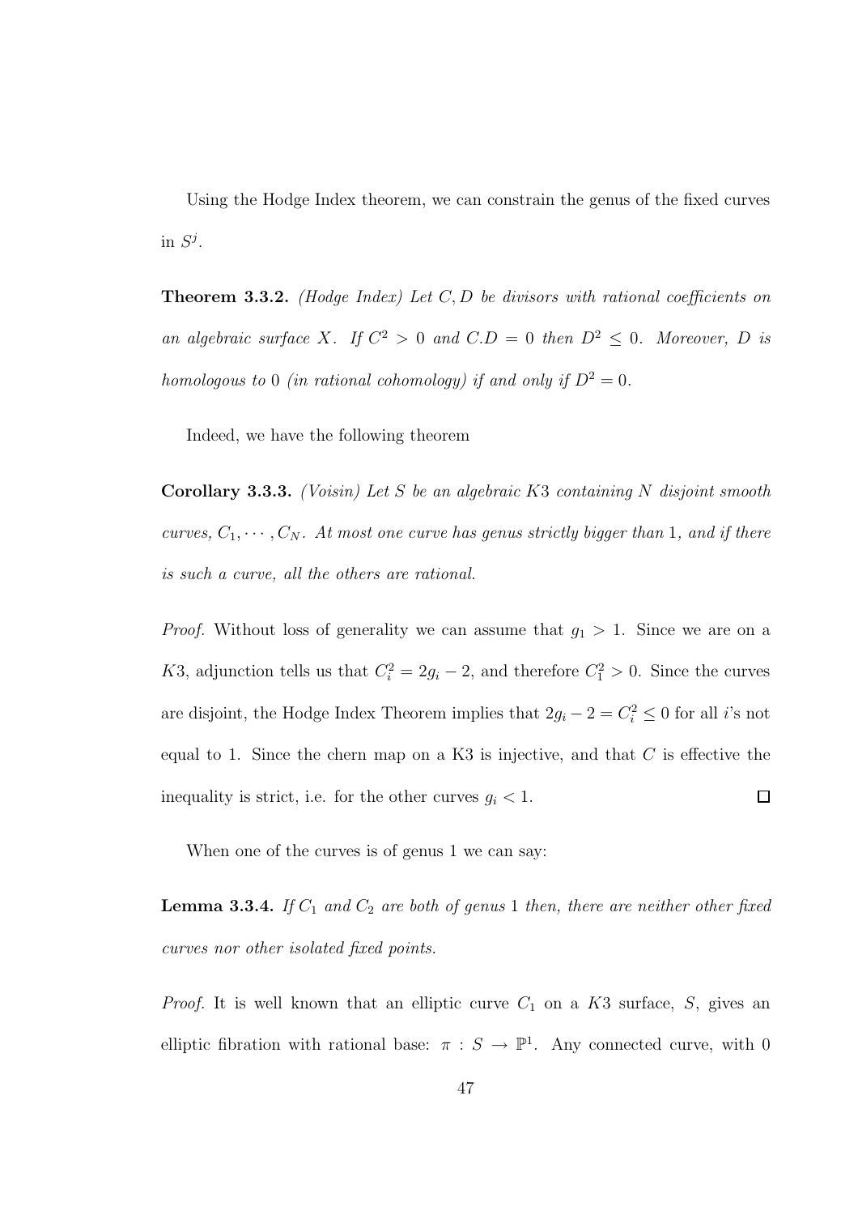Using the Hodge Index theorem, we can constrain the genus of the fixed curves in $S^j$.

**Theorem 3.3.2.** *(Hodge Index) Let $C, D$ be divisors with rational coefficients on an algebraic surface $X$. If $C^2 > 0$ and $C.D = 0$ then $D^2 \leq 0$. Moreover, $D$ is homologous to 0 (in rational cohomology) if and only if $D^2 = 0$.*

Indeed, we have the following theorem

**Corollary 3.3.3.** *(Voisin) Let $S$ be an algebraic $K3$ containing $N$ disjoint smooth curves, $C_1, \cdots, C_N$. At most one curve has genus strictly bigger than 1, and if there is such a curve, all the others are rational.*

*Proof.* Without loss of generality we can assume that $g_1 > 1$. Since we are on a $K3$, adjunction tells us that $C_i^2 = 2g_i - 2$, and therefore $C_1^2 > 0$. Since the curves are disjoint, the Hodge Index Theorem implies that $2g_i - 2 = C_i^2 \leq 0$ for all $i$'s not equal to 1. Since the chern map on a K3 is injective, and that $C$ is effective the inequality is strict, i.e. for the other curves $g_i < 1$. ☐

When one of the curves is of genus 1 we can say:

**Lemma 3.3.4.** *If $C_1$ and $C_2$ are both of genus 1 then, there are neither other fixed curves nor other isolated fixed points.*

*Proof.* It is well known that an elliptic curve $C_1$ on a $K3$ surface, $S$, gives an elliptic fibration with rational base: $\pi : S \to \mathbb{P}^1$. Any connected curve, with 0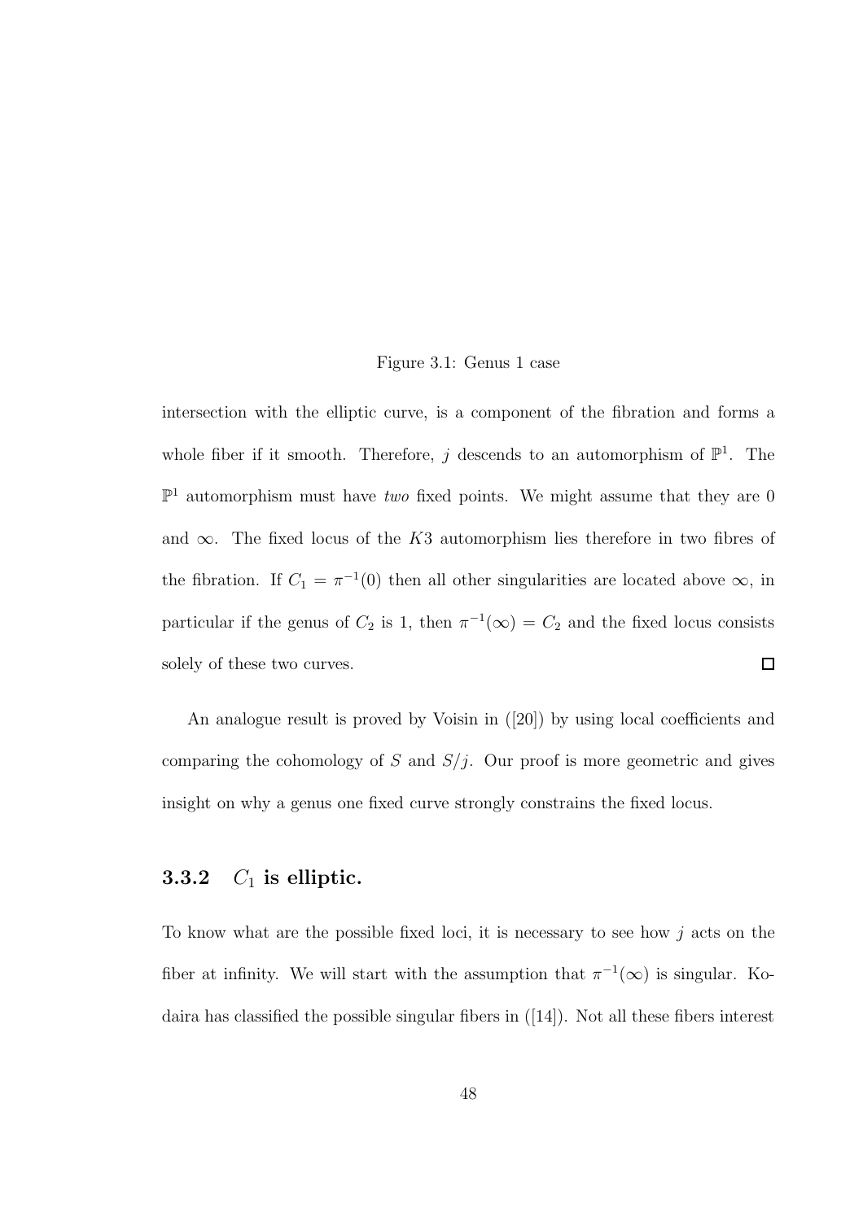Figure 3.1: Genus 1 case

intersection with the elliptic curve, is a component of the fibration and forms a whole fiber if it smooth. Therefore, $j$ descends to an automorphism of $\mathbb{P}^1$. The $\mathbb{P}^1$ automorphism must have *two* fixed points. We might assume that they are 0 and $\infty$. The fixed locus of the $K3$ automorphism lies therefore in two fibres of the fibration. If $C_1 = \pi^{-1}(0)$ then all other singularities are located above $\infty$, in particular if the genus of $C_2$ is 1, then $\pi^{-1}(\infty) = C_2$ and the fixed locus consists solely of these two curves. $\square$

An analogue result is proved by Voisin in ([20]) by using local coefficients and comparing the cohomology of $S$ and $S/j$. Our proof is more geometric and gives insight on why a genus one fixed curve strongly constrains the fixed locus.

### 3.3.2 $C_1$ is elliptic.

To know what are the possible fixed loci, it is necessary to see how $j$ acts on the fiber at infinity. We will start with the assumption that $\pi^{-1}(\infty)$ is singular. Kodaira has classified the possible singular fibers in ([14]). Not all these fibers interest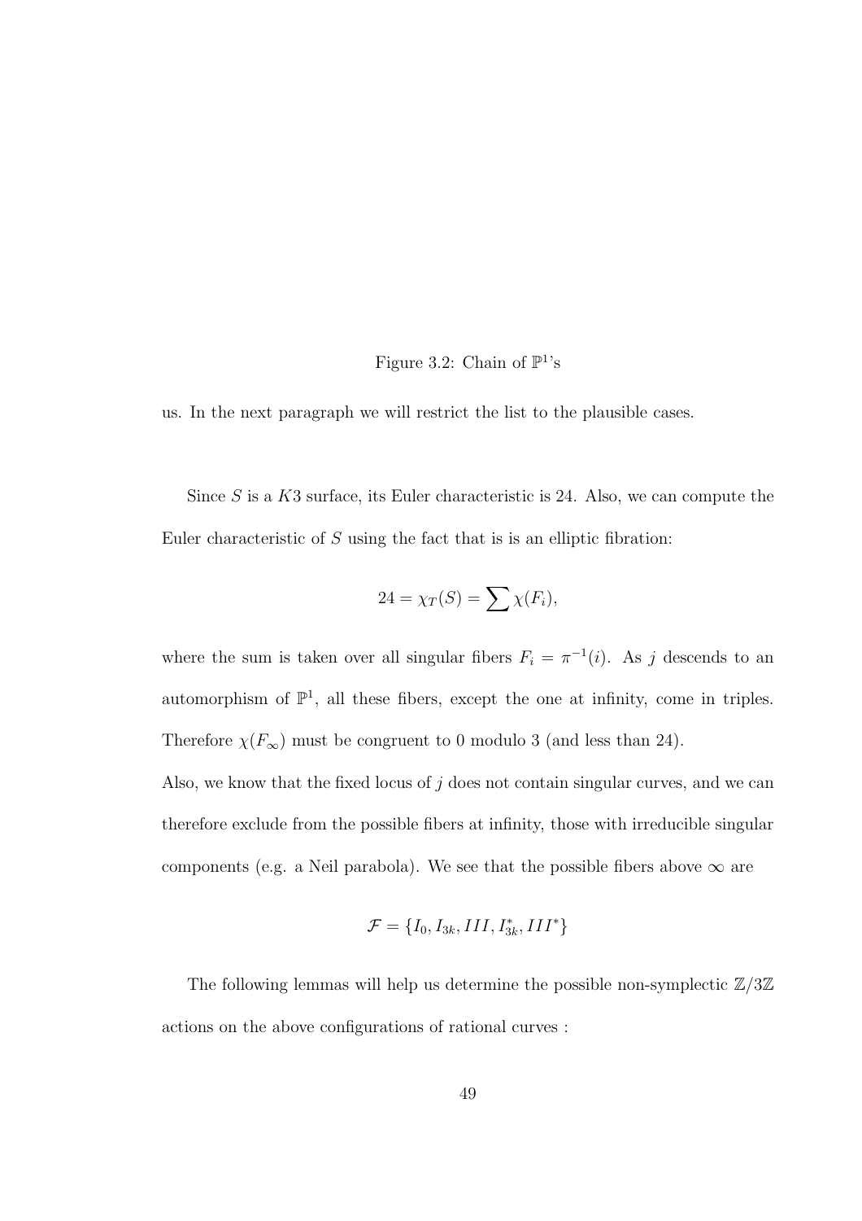Figure 3.2: Chain of $\mathbb{P}^1$'s

us. In the next paragraph we will restrict the list to the plausible cases.

Since $S$ is a $K3$ surface, its Euler characteristic is 24. Also, we can compute the Euler characteristic of $S$ using the fact that is is an elliptic fibration:

$$24 = \chi_T(S) = \sum \chi(F_i),$$

where the sum is taken over all singular fibers $F_i = \pi^{-1}(i)$. As $j$ descends to an automorphism of $\mathbb{P}^1$, all these fibers, except the one at infinity, come in triples. Therefore $\chi(F_\infty)$ must be congruent to 0 modulo 3 (and less than 24).

Also, we know that the fixed locus of $j$ does not contain singular curves, and we can therefore exclude from the possible fibers at infinity, those with irreducible singular components (e.g. a Neil parabola). We see that the possible fibers above $\infty$ are

$$\mathcal{F} = \{I_0, I_{3k}, III, I_{3k}^*, III^*\}$$

The following lemmas will help us determine the possible non-symplectic $\mathbb{Z}/3\mathbb{Z}$ actions on the above configurations of rational curves :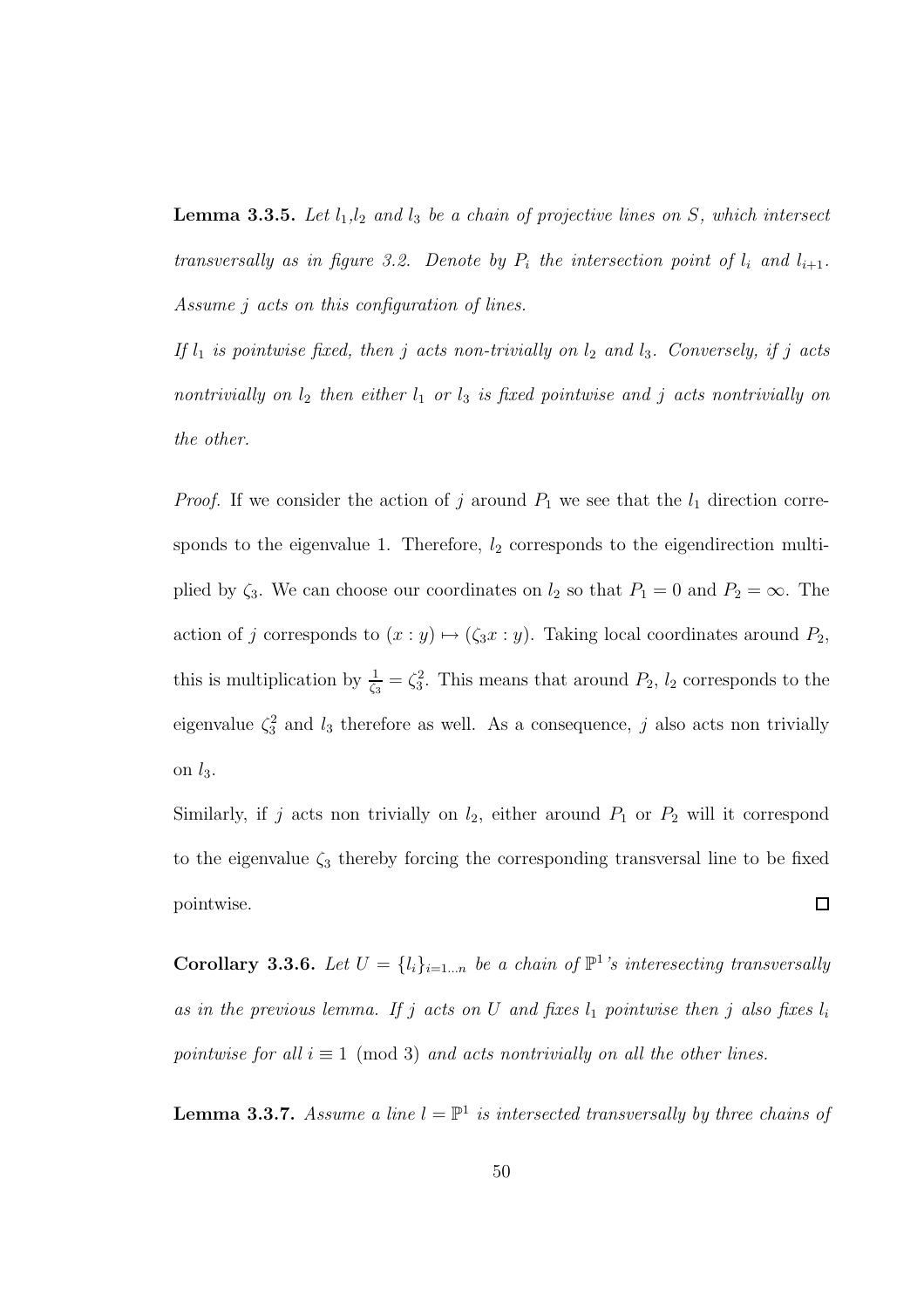**Lemma 3.3.5.** *Let $l_1$,$l_2$ and $l_3$ be a chain of projective lines on $S$, which intersect transversally as in figure 3.2. Denote by $P_i$ the intersection point of $l_i$ and $l_{i+1}$. Assume $j$ acts on this configuration of lines.*

*If $l_1$ is pointwise fixed, then $j$ acts non-trivially on $l_2$ and $l_3$. Conversely, if $j$ acts nontrivially on $l_2$ then either $l_1$ or $l_3$ is fixed pointwise and $j$ acts nontrivially on the other.*

*Proof.* If we consider the action of $j$ around $P_1$ we see that the $l_1$ direction corresponds to the eigenvalue 1. Therefore, $l_2$ corresponds to the eigendirection multiplied by $\zeta_3$. We can choose our coordinates on $l_2$ so that $P_1 = 0$ and $P_2 = \infty$. The action of $j$ corresponds to $(x : y) \mapsto (\zeta_3 x : y)$. Taking local coordinates around $P_2$, this is multiplication by $\frac{1}{\zeta_3} = \zeta_3^2$. This means that around $P_2$, $l_2$ corresponds to the eigenvalue $\zeta_3^2$ and $l_3$ therefore as well. As a consequence, $j$ also acts non trivially on $l_3$.

Similarly, if $j$ acts non trivially on $l_2$, either around $P_1$ or $P_2$ will it correspond to the eigenvalue $\zeta_3$ thereby forcing the corresponding transversal line to be fixed pointwise. □

**Corollary 3.3.6.** *Let $U = \{l_i\}_{i=1...n}$ be a chain of $\mathbb{P}^1$'s interesecting transversally as in the previous lemma. If $j$ acts on $U$ and fixes $l_1$ pointwise then $j$ also fixes $l_i$ pointwise for all $i \equiv 1 \pmod 3$ and acts nontrivially on all the other lines.*

**Lemma 3.3.7.** *Assume a line $l = \mathbb{P}^1$ is intersected transversally by three chains of*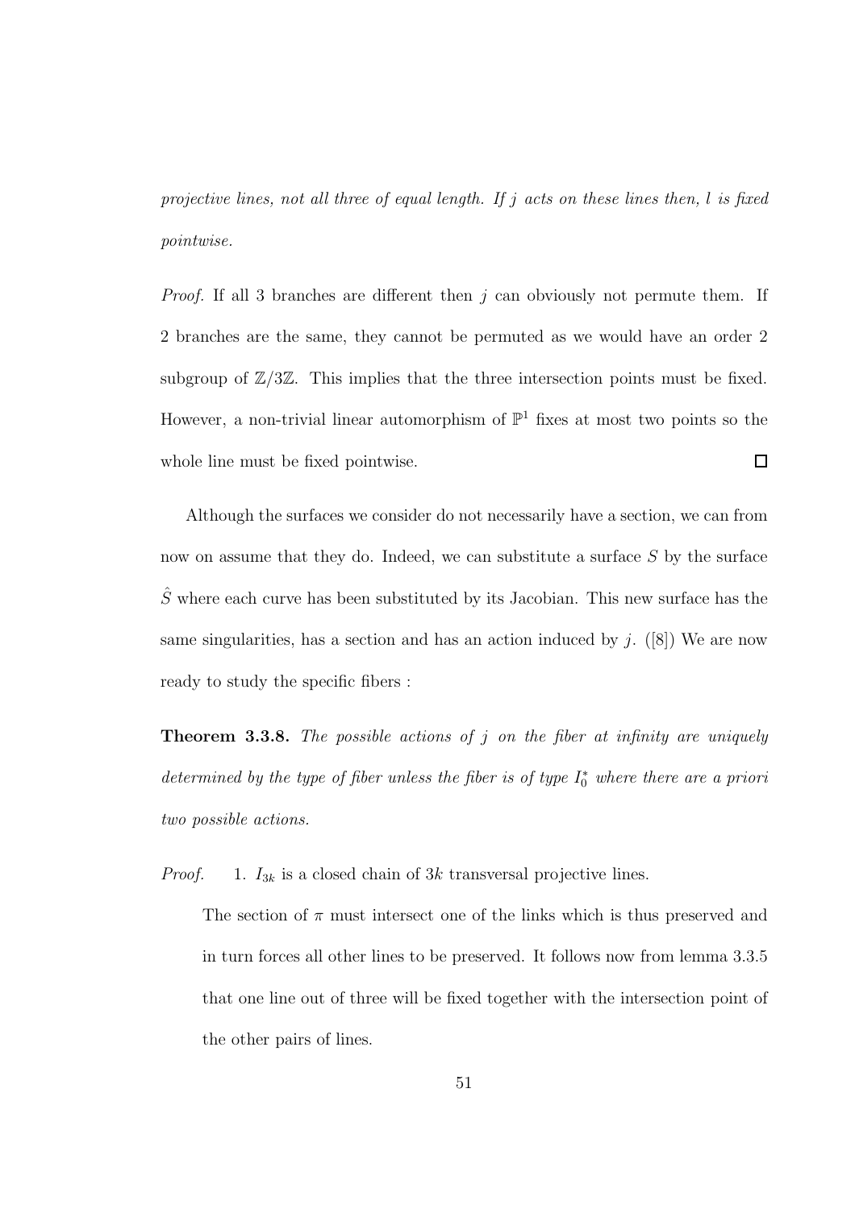*projective lines, not all three of equal length. If $j$ acts on these lines then, $l$ is fixed pointwise.*

*Proof.* If all 3 branches are different then $j$ can obviously not permute them. If 2 branches are the same, they cannot be permuted as we would have an order 2 subgroup of $\mathbb{Z}/3\mathbb{Z}$. This implies that the three intersection points must be fixed. However, a non-trivial linear automorphism of $\mathbb{P}^1$ fixes at most two points so the whole line must be fixed pointwise. $\square$

Although the surfaces we consider do not necessarily have a section, we can from now on assume that they do. Indeed, we can substitute a surface $S$ by the surface $\hat{S}$ where each curve has been substituted by its Jacobian. This new surface has the same singularities, has a section and has an action induced by $j$. ([8]) We are now ready to study the specific fibers :

**Theorem 3.3.8.** *The possible actions of $j$ on the fiber at infinity are uniquely determined by the type of fiber unless the fiber is of type $I_0^*$ where there are a priori two possible actions.*

*Proof.*

1. $I_{3k}$ is a closed chain of $3k$ transversal projective lines.

   The section of $\pi$ must intersect one of the links which is thus preserved and in turn forces all other lines to be preserved. It follows now from lemma 3.3.5 that one line out of three will be fixed together with the intersection point of the other pairs of lines.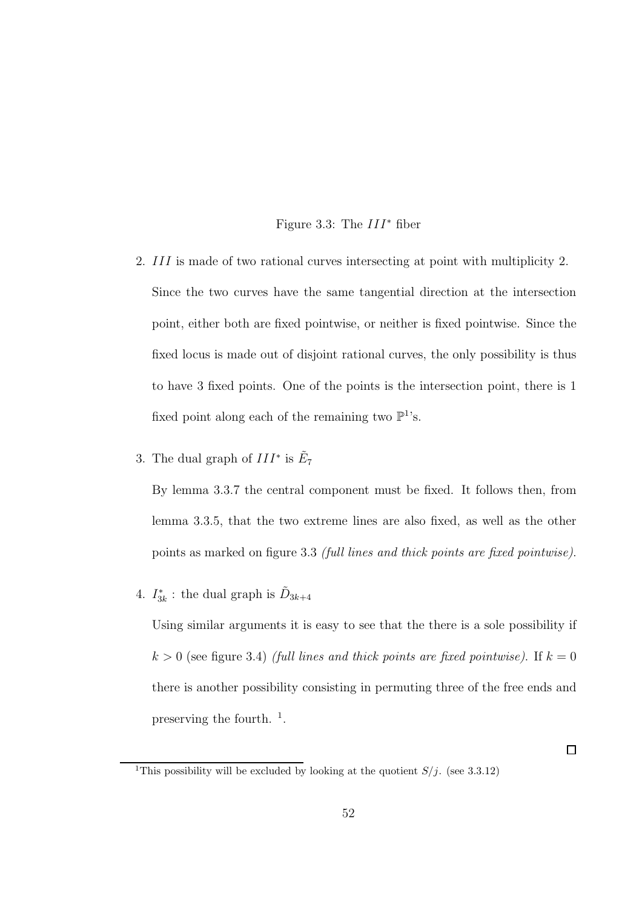Figure 3.3: The $III^*$ fiber

2. $III$ is made of two rational curves intersecting at point with multiplicity 2. Since the two curves have the same tangential direction at the intersection point, either both are fixed pointwise, or neither is fixed pointwise. Since the fixed locus is made out of disjoint rational curves, the only possibility is thus to have 3 fixed points. One of the points is the intersection point, there is 1 fixed point along each of the remaining two $\mathbb{P}^1$'s.

3. The dual graph of $III^*$ is $\tilde{E}_7$

   By lemma 3.3.7 the central component must be fixed. It follows then, from lemma 3.3.5, that the two extreme lines are also fixed, as well as the other points as marked on figure 3.3 *(full lines and thick points are fixed pointwise).*

4. $I^*_{3k}$ : the dual graph is $\tilde{D}_{3k+4}$

   Using similar arguments it is easy to see that the there is a sole possibility if $k > 0$ (see figure 3.4) *(full lines and thick points are fixed pointwise).* If $k = 0$ there is another possibility consisting in permuting three of the free ends and preserving the fourth. [1].

□

[1] This possibility will be excluded by looking at the quotient $S/j$. (see 3.3.12)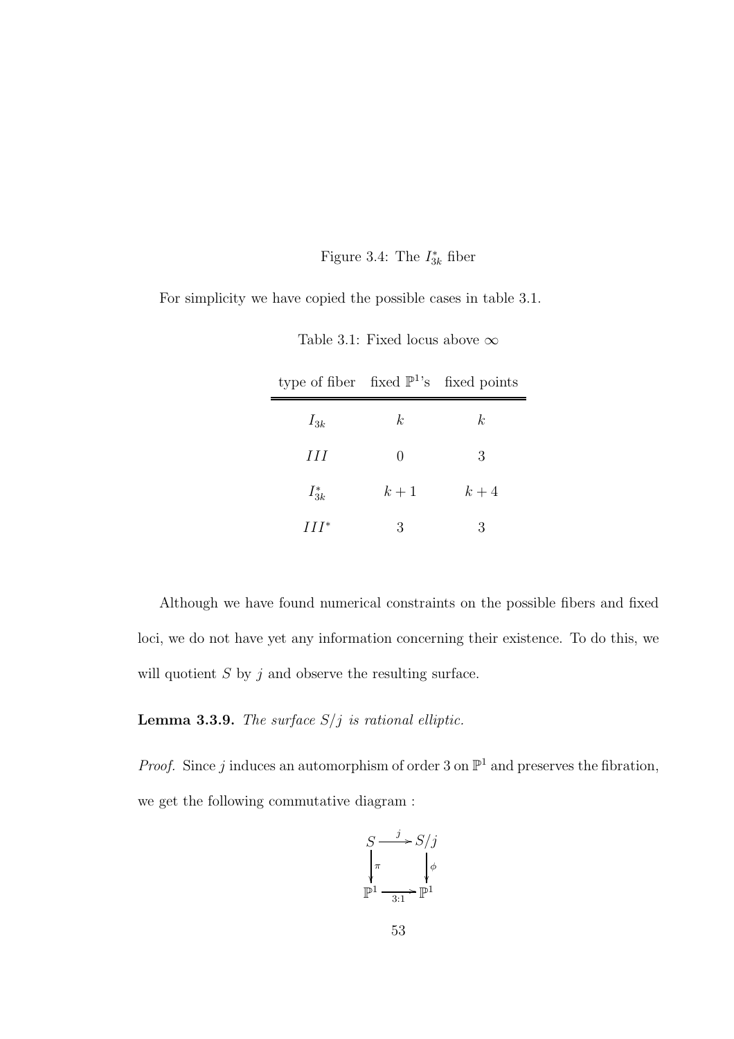Figure 3.4: The $I_{3k}^*$ fiber

For simplicity we have copied the possible cases in table 3.1.

Table 3.1: Fixed locus above $\infty$

| type of fiber | fixed $\mathbb{P}^1$'s | fixed points |
|---|---|---|
| $I_{3k}$ | $k$ | $k$ |
| $III$ | $0$ | $3$ |
| $I_{3k}^*$ | $k+1$ | $k+4$ |
| $III^*$ | $3$ | $3$ |

Although we have found numerical constraints on the possible fibers and fixed loci, we do not have yet any information concerning their existence. To do this, we will quotient $S$ by $j$ and observe the resulting surface.

**Lemma 3.3.9.** *The surface $S/j$ is rational elliptic.*

*Proof.* Since $j$ induces an automorphism of order 3 on $\mathbb{P}^1$ and preserves the fibration, we get the following commutative diagram :

$$\begin{array}{ccc} S & \xrightarrow{j} & S/j \\ \downarrow{\scriptstyle \pi} & & \downarrow{\scriptstyle \phi} \\ \mathbb{P}^1 & \xrightarrow[3:1]{} & \mathbb{P}^1 \end{array}$$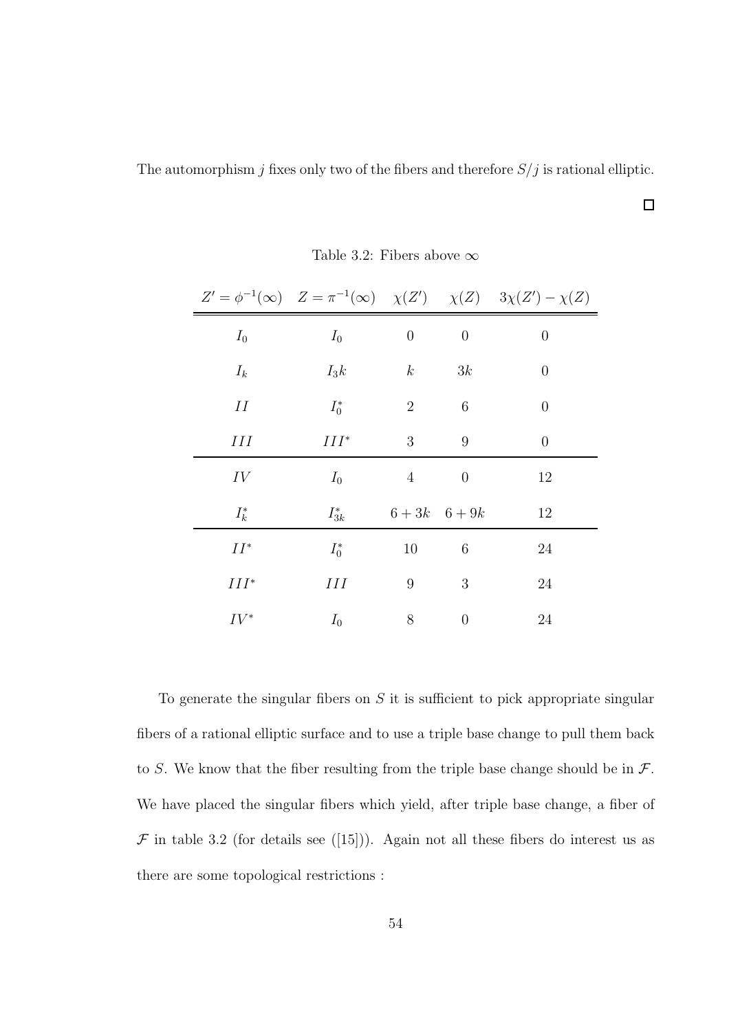The automorphism $j$ fixes only two of the fibers and therefore $S/j$ is rational elliptic.

□

Table 3.2: Fibers above $\infty$

| $Z' = \phi^{-1}(\infty)$ | $Z = \pi^{-1}(\infty)$ | $\chi(Z')$ | $\chi(Z)$ | $3\chi(Z') - \chi(Z)$ |
|---|---|---|---|---|
| $I_0$ | $I_0$ | $0$ | $0$ | $0$ |
| $I_k$ | $I_3k$ | $k$ | $3k$ | $0$ |
| $II$ | $I_0^*$ | $2$ | $6$ | $0$ |
| $III$ | $III^*$ | $3$ | $9$ | $0$ |
| $IV$ | $I_0$ | $4$ | $0$ | $12$ |
| $I_k^*$ | $I_{3k}^*$ | $6+3k$ | $6+9k$ | $12$ |
| $II^*$ | $I_0^*$ | $10$ | $6$ | $24$ |
| $III^*$ | $III$ | $9$ | $3$ | $24$ |
| $IV^*$ | $I_0$ | $8$ | $0$ | $24$ |

To generate the singular fibers on $S$ it is sufficient to pick appropriate singular fibers of a rational elliptic surface and to use a triple base change to pull them back to $S$. We know that the fiber resulting from the triple base change should be in $\mathcal{F}$. We have placed the singular fibers which yield, after triple base change, a fiber of $\mathcal{F}$ in table 3.2 (for details see ([15])). Again not all these fibers do interest us as there are some topological restrictions :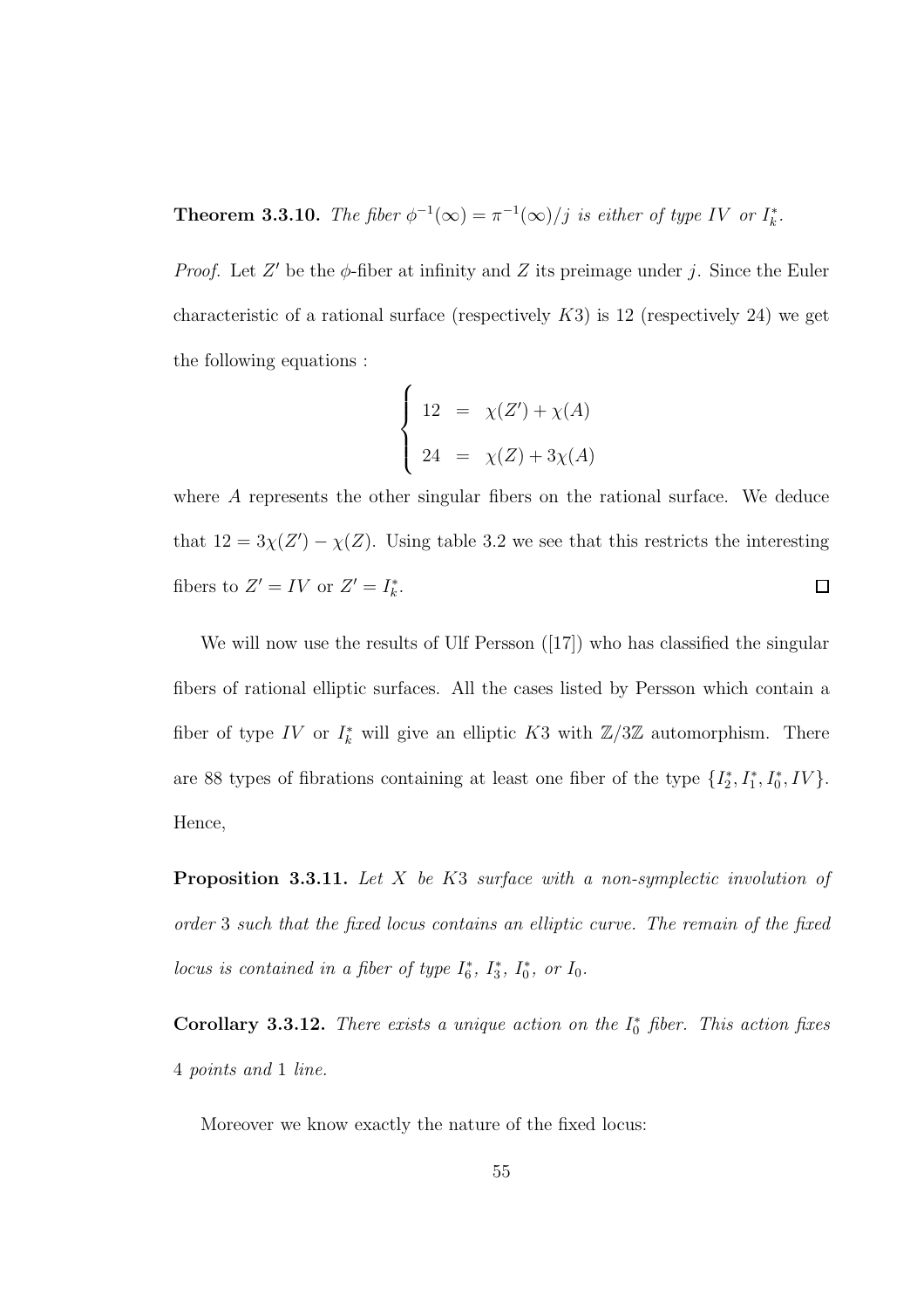**Theorem 3.3.10.** *The fiber $\phi^{-1}(\infty) = \pi^{-1}(\infty)/j$ is either of type $IV$ or $I_k^*$.*

*Proof.* Let $Z'$ be the $\phi$-fiber at infinity and $Z$ its preimage under $j$. Since the Euler characteristic of a rational surface (respectively $K3$) is 12 (respectively 24) we get the following equations :

$$\begin{cases} 12 &= \chi(Z') + \chi(A) \\ 24 &= \chi(Z) + 3\chi(A) \end{cases}$$

where $A$ represents the other singular fibers on the rational surface. We deduce that $12 = 3\chi(Z') - \chi(Z)$. Using table 3.2 we see that this restricts the interesting fibers to $Z' = IV$ or $Z' = I_k^*$. $\square$

We will now use the results of Ulf Persson ([17]) who has classified the singular fibers of rational elliptic surfaces. All the cases listed by Persson which contain a fiber of type $IV$ or $I_k^*$ will give an elliptic $K3$ with $\mathbb{Z}/3\mathbb{Z}$ automorphism. There are 88 types of fibrations containing at least one fiber of the type $\{I_2^*, I_1^*, I_0^*, IV\}$. Hence,

**Proposition 3.3.11.** *Let $X$ be $K3$ surface with a non-symplectic involution of order 3 such that the fixed locus contains an elliptic curve. The remain of the fixed locus is contained in a fiber of type $I_6^*$, $I_3^*$, $I_0^*$, or $I_0$.*

**Corollary 3.3.12.** *There exists a unique action on the $I_0^*$ fiber. This action fixes 4 points and 1 line.*

Moreover we know exactly the nature of the fixed locus: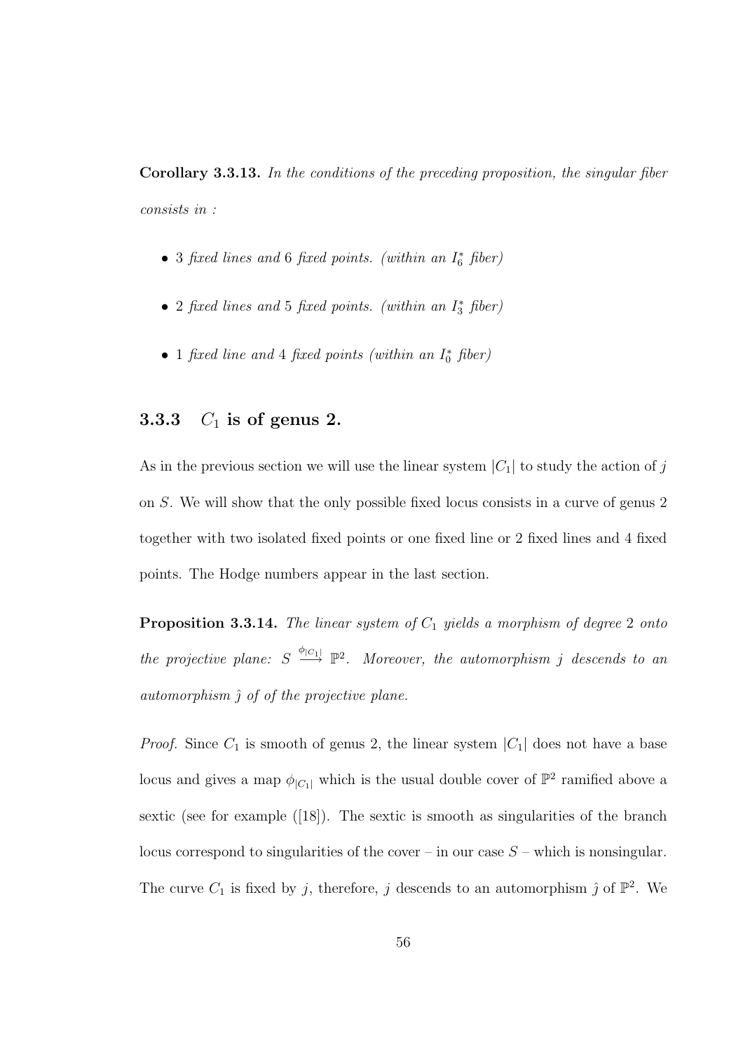**Corollary 3.3.13.** *In the conditions of the preceding proposition, the singular fiber consists in :*

- *3 fixed lines and 6 fixed points. (within an $I_6^*$ fiber)*
- *2 fixed lines and 5 fixed points. (within an $I_3^*$ fiber)*
- *1 fixed line and 4 fixed points (within an $I_0^*$ fiber)*

### 3.3.3 $C_1$ is of genus 2.

As in the previous section we will use the linear system $|C_1|$ to study the action of $j$ on $S$. We will show that the only possible fixed locus consists in a curve of genus 2 together with two isolated fixed points or one fixed line or 2 fixed lines and 4 fixed points. The Hodge numbers appear in the last section.

**Proposition 3.3.14.** *The linear system of $C_1$ yields a morphism of degree 2 onto the projective plane: $S \xrightarrow{\phi_{|C_1|}} \mathbb{P}^2$. Moreover, the automorphism $j$ descends to an automorphism $\hat{\jmath}$ of of the projective plane.*

*Proof.* Since $C_1$ is smooth of genus 2, the linear system $|C_1|$ does not have a base locus and gives a map $\phi_{|C_1|}$ which is the usual double cover of $\mathbb{P}^2$ ramified above a sextic (see for example ([18]). The sextic is smooth as singularities of the branch locus correspond to singularities of the cover – in our case $S$ – which is nonsingular. The curve $C_1$ is fixed by $j$, therefore, $j$ descends to an automorphism $\hat{\jmath}$ of $\mathbb{P}^2$. We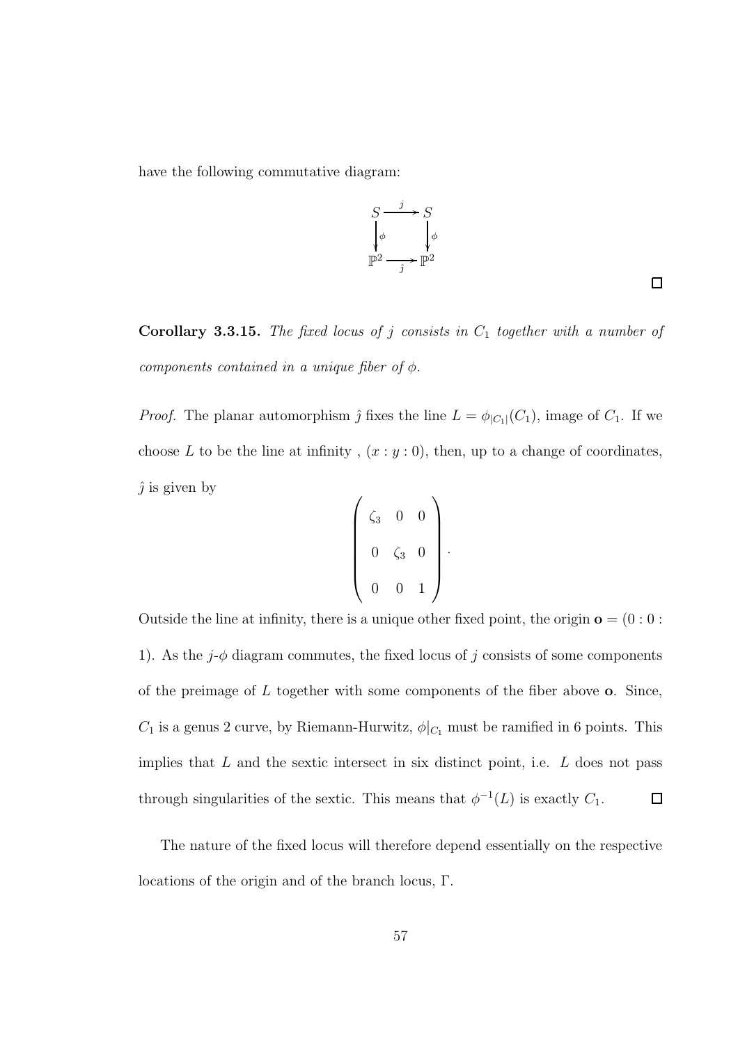have the following commutative diagram:

$$\begin{array}{ccc} S & \xrightarrow{j} & S \\ \Big\downarrow{\scriptstyle \phi} & & \Big\downarrow{\scriptstyle \phi} \\ \mathbb{P}^2 & \xrightarrow[\hat{j}]{} & \mathbb{P}^2 \end{array}$$

□

**Corollary 3.3.15.** *The fixed locus of $j$ consists in $C_1$ together with a number of components contained in a unique fiber of $\phi$.*

*Proof.* The planar automorphism $\hat{j}$ fixes the line $L = \phi_{|C_1|}(C_1)$, image of $C_1$. If we choose $L$ to be the line at infinity , $(x : y : 0)$, then, up to a change of coordinates, $\hat{j}$ is given by

$$\begin{pmatrix} \zeta_3 & 0 & 0 \\ 0 & \zeta_3 & 0 \\ 0 & 0 & 1 \end{pmatrix}.$$

Outside the line at infinity, there is a unique other fixed point, the origin $\mathbf{o} = (0 : 0 : 1)$. As the $j$-$\phi$ diagram commutes, the fixed locus of $j$ consists of some components of the preimage of $L$ together with some components of the fiber above $\mathbf{o}$. Since, $C_1$ is a genus 2 curve, by Riemann-Hurwitz, $\phi|_{C_1}$ must be ramified in 6 points. This implies that $L$ and the sextic intersect in six distinct point, i.e. $L$ does not pass through singularities of the sextic. This means that $\phi^{-1}(L)$ is exactly $C_1$. □

The nature of the fixed locus will therefore depend essentially on the respective locations of the origin and of the branch locus, $\Gamma$.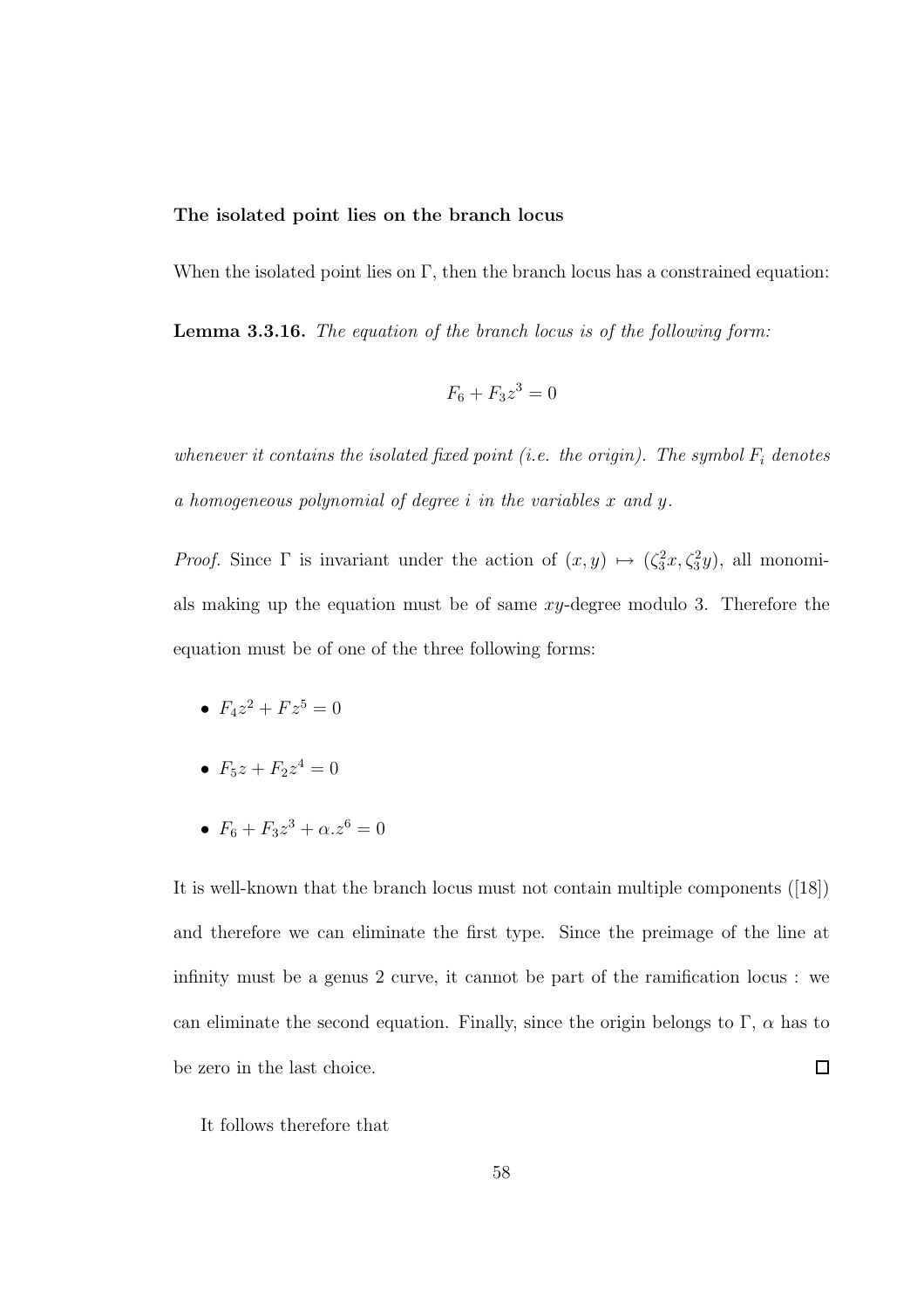**The isolated point lies on the branch locus**

When the isolated point lies on $\Gamma$, then the branch locus has a constrained equation:

**Lemma 3.3.16.** *The equation of the branch locus is of the following form:*

$$F_6 + F_3 z^3 = 0$$

*whenever it contains the isolated fixed point (i.e. the origin). The symbol $F_i$ denotes a homogeneous polynomial of degree $i$ in the variables $x$ and $y$.*

*Proof.* Since $\Gamma$ is invariant under the action of $(x, y) \mapsto (\zeta_3^2 x, \zeta_3^2 y)$, all monomials making up the equation must be of same $xy$-degree modulo 3. Therefore the equation must be of one of the three following forms:

- $F_4 z^2 + F z^5 = 0$
- $F_5 z + F_2 z^4 = 0$
- $F_6 + F_3 z^3 + \alpha . z^6 = 0$

It is well-known that the branch locus must not contain multiple components ([18]) and therefore we can eliminate the first type. Since the preimage of the line at infinity must be a genus 2 curve, it cannot be part of the ramification locus : we can eliminate the second equation. Finally, since the origin belongs to $\Gamma$, $\alpha$ has to be zero in the last choice. ☐

It follows therefore that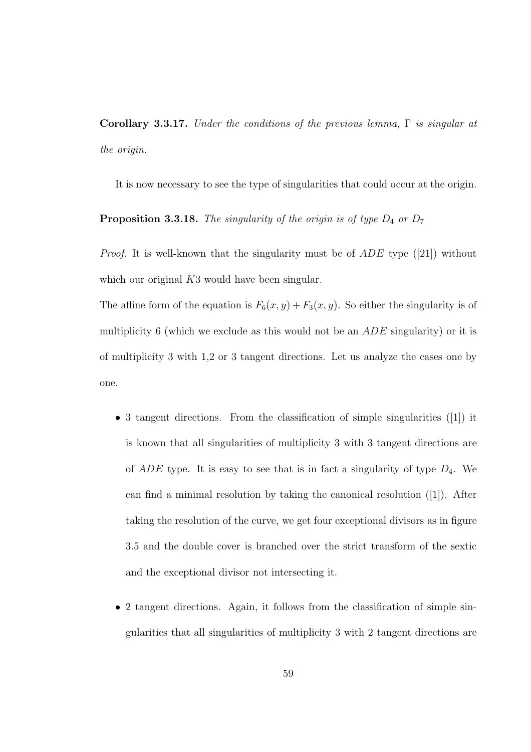**Corollary 3.3.17.** *Under the conditions of the previous lemma, $\Gamma$ is singular at the origin.*

It is now necessary to see the type of singularities that could occur at the origin.

**Proposition 3.3.18.** *The singularity of the origin is of type $D_4$ or $D_7$*

*Proof.* It is well-known that the singularity must be of $ADE$ type ([21]) without which our original $K3$ would have been singular.

The affine form of the equation is $F_6(x, y) + F_3(x, y)$. So either the singularity is of multiplicity 6 (which we exclude as this would not be an $ADE$ singularity) or it is of multiplicity 3 with 1,2 or 3 tangent directions. Let us analyze the cases one by one.

- 3 tangent directions. From the classification of simple singularities ([1]) it is known that all singularities of multiplicity 3 with 3 tangent directions are of $ADE$ type. It is easy to see that is in fact a singularity of type $D_4$. We can find a minimal resolution by taking the canonical resolution ([1]). After taking the resolution of the curve, we get four exceptional divisors as in figure 3.5 and the double cover is branched over the strict transform of the sextic and the exceptional divisor not intersecting it.

- 2 tangent directions. Again, it follows from the classification of simple singularities that all singularities of multiplicity 3 with 2 tangent directions are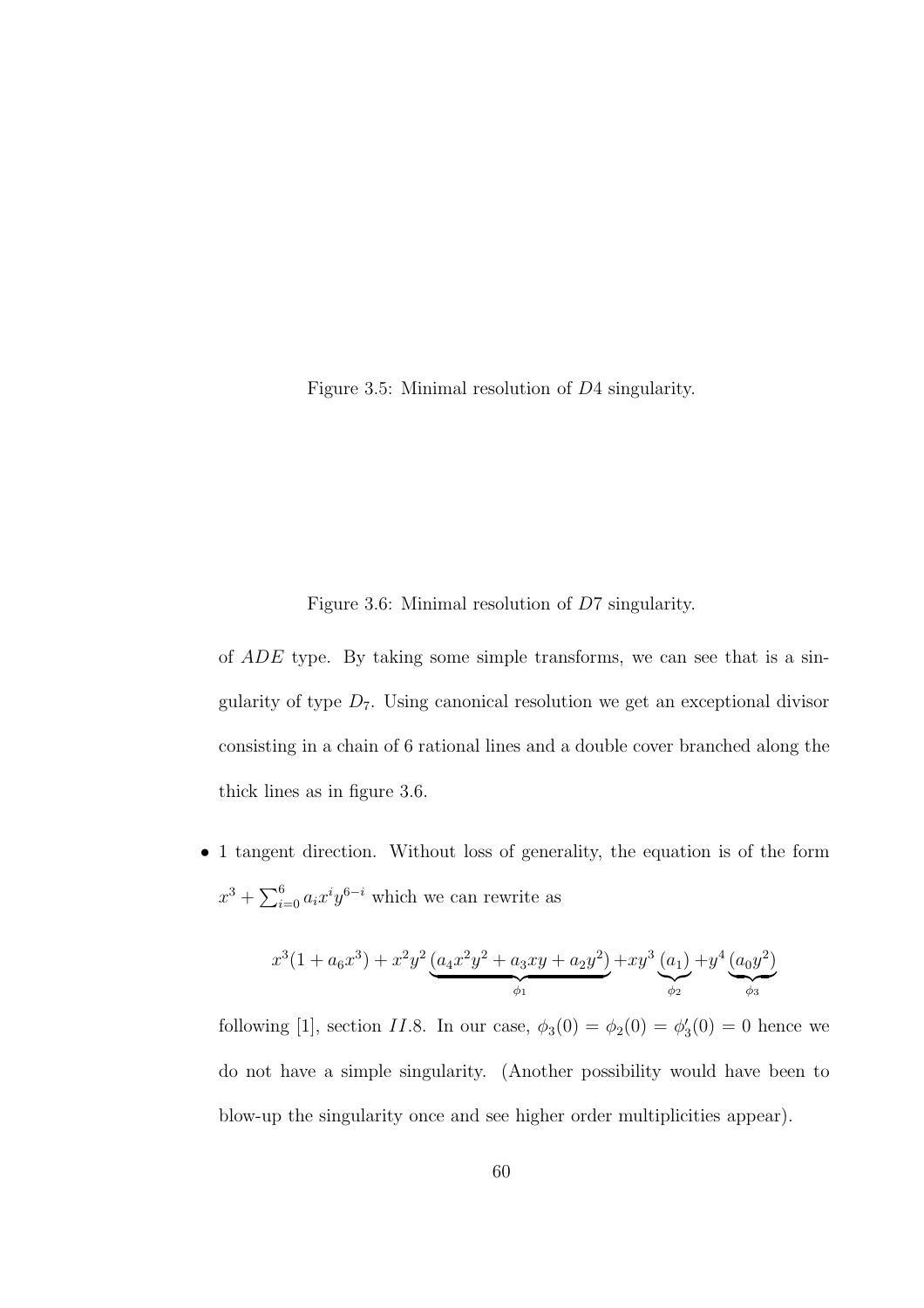Figure 3.5: Minimal resolution of $D4$ singularity.

Figure 3.6: Minimal resolution of $D7$ singularity.

of $ADE$ type. By taking some simple transforms, we can see that is a singularity of type $D_7$. Using canonical resolution we get an exceptional divisor consisting in a chain of 6 rational lines and a double cover branched along the thick lines as in figure 3.6.

- 1 tangent direction. Without loss of generality, the equation is of the form $x^3 + \sum_{i=0}^{6} a_i x^i y^{6-i}$ which we can rewrite as

$$x^3(1 + a_6 x^3) + x^2 y^2 \underbrace{(a_4 x^2 y^2 + a_3 xy + a_2 y^2)}_{\phi_1} + xy^3 \underbrace{(a_1)}_{\phi_2} + y^4 \underbrace{(a_0 y^2)}_{\phi_3}$$

  following [1], section $II.8$. In our case, $\phi_3(0) = \phi_2(0) = \phi_3'(0) = 0$ hence we do not have a simple singularity. (Another possibility would have been to blow-up the singularity once and see higher order multiplicities appear).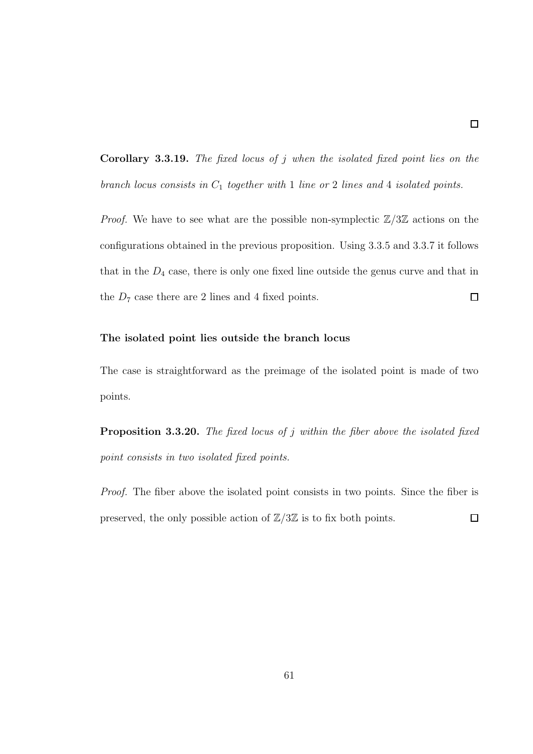□

**Corollary 3.3.19.** *The fixed locus of $j$ when the isolated fixed point lies on the branch locus consists in $C_1$ together with 1 line or 2 lines and 4 isolated points.*

*Proof.* We have to see what are the possible non-symplectic $\mathbb{Z}/3\mathbb{Z}$ actions on the configurations obtained in the previous proposition. Using 3.3.5 and 3.3.7 it follows that in the $D_4$ case, there is only one fixed line outside the genus curve and that in the $D_7$ case there are 2 lines and 4 fixed points. □

**The isolated point lies outside the branch locus**

The case is straightforward as the preimage of the isolated point is made of two points.

**Proposition 3.3.20.** *The fixed locus of $j$ within the fiber above the isolated fixed point consists in two isolated fixed points.*

*Proof.* The fiber above the isolated point consists in two points. Since the fiber is preserved, the only possible action of $\mathbb{Z}/3\mathbb{Z}$ is to fix both points. □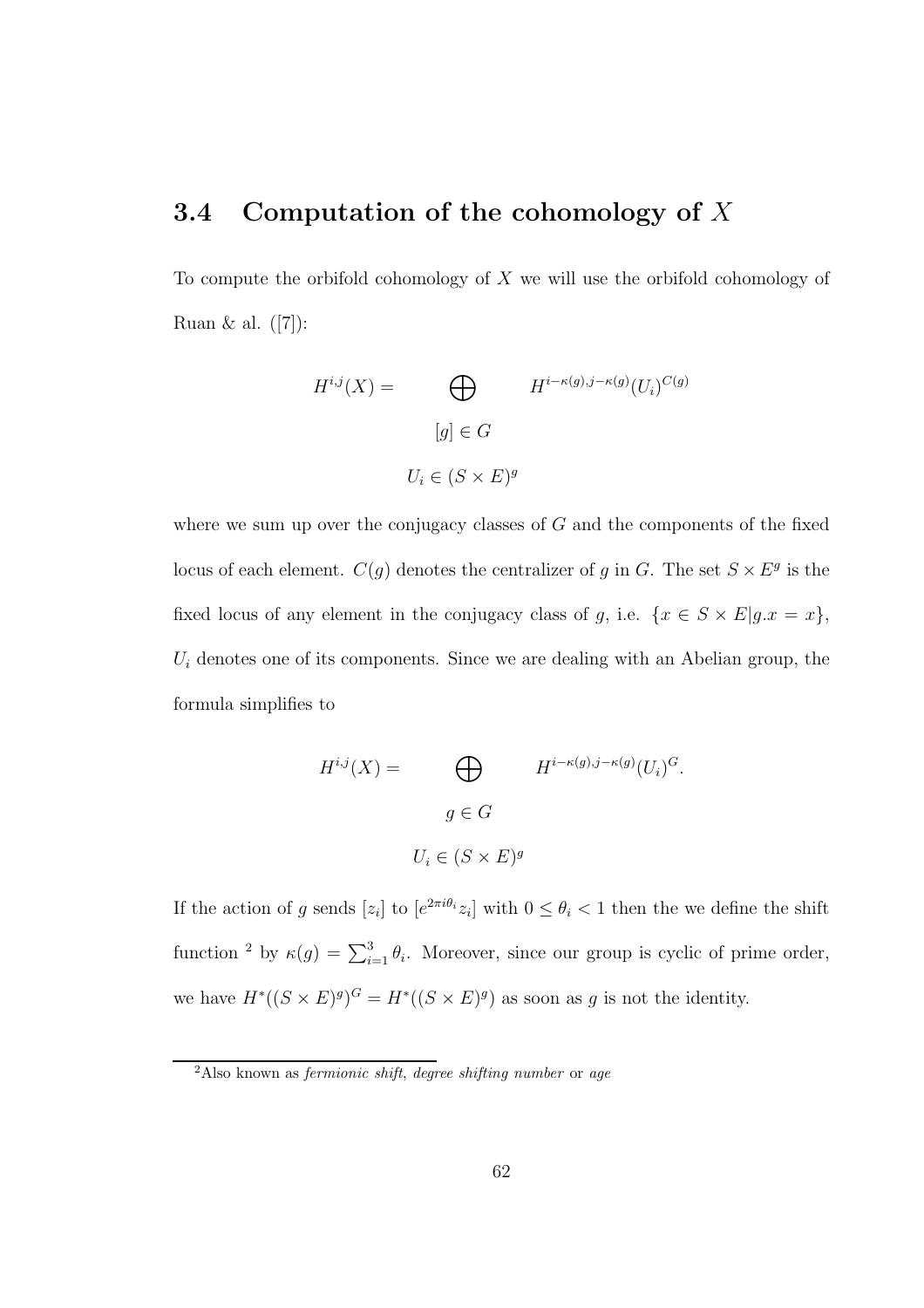## 3.4 Computation of the cohomology of $X$

To compute the orbifold cohomology of $X$ we will use the orbifold cohomology of Ruan & al. ([7]):

$$H^{i,j}(X) = \bigoplus_{\substack{[g] \in G \\ U_i \in (S \times E)^g}} H^{i-\kappa(g),j-\kappa(g)}(U_i)^{C(g)}$$

where we sum up over the conjugacy classes of $G$ and the components of the fixed locus of each element. $C(g)$ denotes the centralizer of $g$ in $G$. The set $S \times E^g$ is the fixed locus of any element in the conjugacy class of $g$, i.e. $\{x \in S \times E | g.x = x\}$, $U_i$ denotes one of its components. Since we are dealing with an Abelian group, the formula simplifies to

$$H^{i,j}(X) = \bigoplus_{\substack{g \in G \\ U_i \in (S \times E)^g}} H^{i-\kappa(g),j-\kappa(g)}(U_i)^{G}.$$

If the action of $g$ sends $[z_i]$ to $[e^{2\pi i\theta_i} z_i]$ with $0 \leq \theta_i < 1$ then the we define the shift function [2] by $\kappa(g) = \sum_{i=1}^{3} \theta_i$. Moreover, since our group is cyclic of prime order, we have $H^*((S \times E)^g)^G = H^*((S \times E)^g)$ as soon as $g$ is not the identity.

[2] Also known as *fermionic shift*, *degree shifting number* or *age*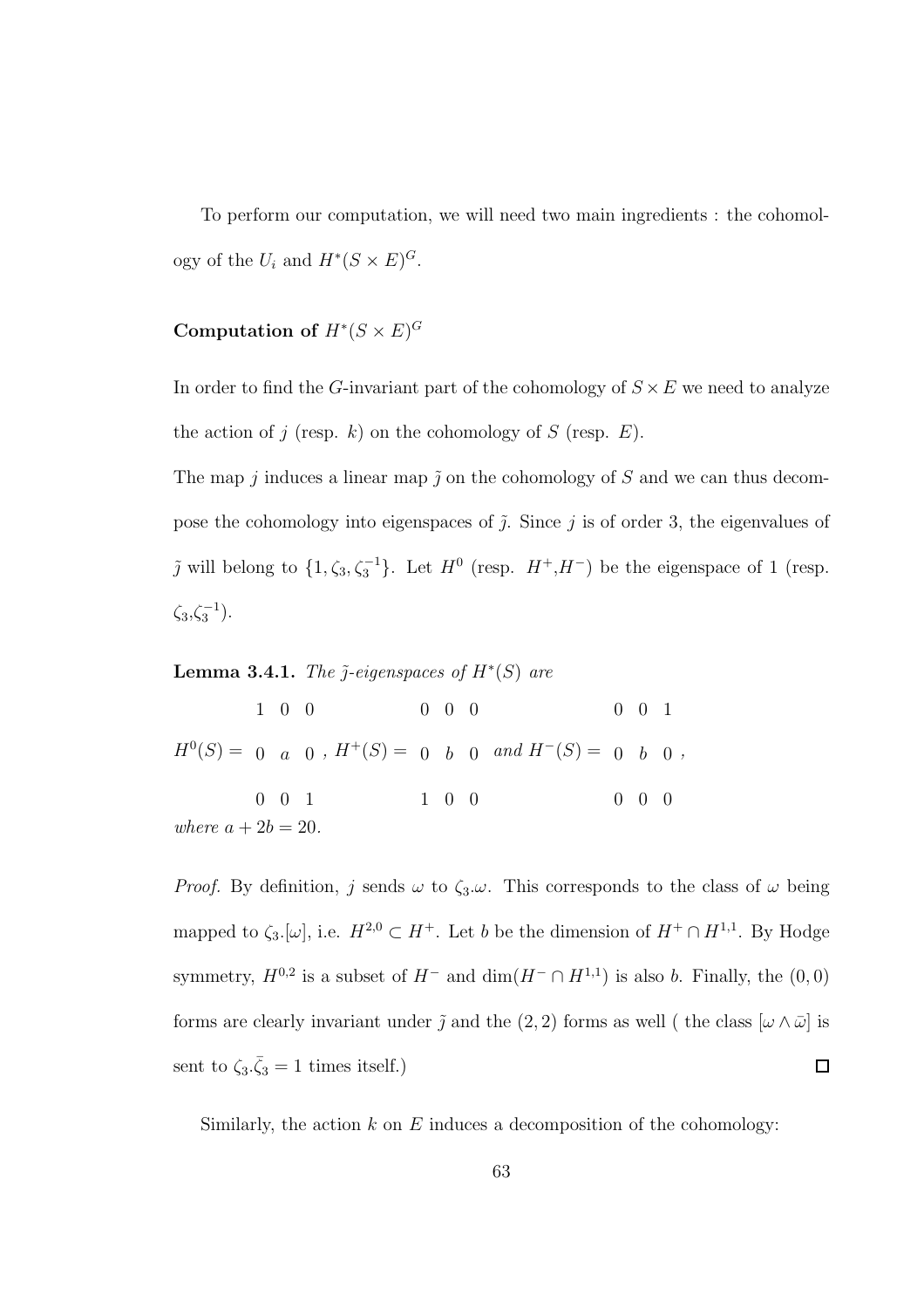To perform our computation, we will need two main ingredients : the cohomology of the $U_i$ and $H^*(S \times E)^G$.

**Computation of $H^*(S \times E)^G$**

In order to find the $G$-invariant part of the cohomology of $S \times E$ we need to analyze the action of $j$ (resp. $k$) on the cohomology of $S$ (resp. $E$).

The map $j$ induces a linear map $\tilde{j}$ on the cohomology of $S$ and we can thus decompose the cohomology into eigenspaces of $\tilde{j}$. Since $j$ is of order 3, the eigenvalues of $\tilde{j}$ will belong to $\{1, \zeta_3, \zeta_3^{-1}\}$. Let $H^0$ (resp. $H^+$,$H^-$) be the eigenspace of 1 (resp. $\zeta_3$,$\zeta_3^{-1}$).

**Lemma 3.4.1.** *The $\tilde{j}$-eigenspaces of $H^*(S)$ are*

$$H^0(S) = \begin{matrix} 1 & 0 & 0 \\ 0 & a & 0 \\ 0 & 0 & 1 \end{matrix}, \quad H^+(S) = \begin{matrix} 0 & 0 & 0 \\ 0 & b & 0 \\ 1 & 0 & 0 \end{matrix} \quad \text{and } H^-(S) = \begin{matrix} 0 & 0 & 1 \\ 0 & b & 0 \\ 0 & 0 & 0 \end{matrix},$$

*where $a + 2b = 20$.*

*Proof.* By definition, $j$ sends $\omega$ to $\zeta_3.\omega$. This corresponds to the class of $\omega$ being mapped to $\zeta_3.[\omega]$, i.e. $H^{2,0} \subset H^+$. Let $b$ be the dimension of $H^+ \cap H^{1,1}$. By Hodge symmetry, $H^{0,2}$ is a subset of $H^-$ and $\dim(H^- \cap H^{1,1})$ is also $b$. Finally, the $(0,0)$ forms are clearly invariant under $\tilde{j}$ and the $(2,2)$ forms as well ( the class $[\omega \wedge \bar{\omega}]$ is sent to $\zeta_3.\bar{\zeta}_3 = 1$ times itself.) ☐

Similarly, the action $k$ on $E$ induces a decomposition of the cohomology: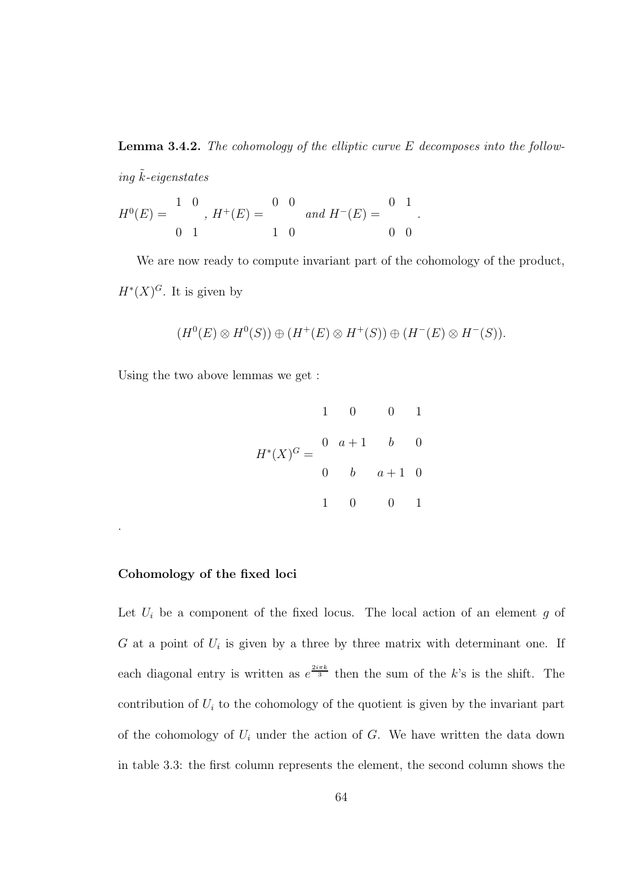**Lemma 3.4.2.** *The cohomology of the elliptic curve $E$ decomposes into the following $\tilde{k}$-eigenstates*

$$H^0(E) = \begin{matrix} 1 & 0 \\ 0 & 1 \end{matrix},\ H^+(E) = \begin{matrix} 0 & 0 \\ 1 & 0 \end{matrix} \ \text{and}\ H^-(E) = \begin{matrix} 0 & 1 \\ 0 & 0 \end{matrix}.$$

We are now ready to compute invariant part of the cohomology of the product, $H^*(X)^G$. It is given by

$$(H^0(E) \otimes H^0(S)) \oplus (H^+(E) \otimes H^+(S)) \oplus (H^-(E) \otimes H^-(S)).$$

Using the two above lemmas we get :

$$H^*(X)^G = \begin{matrix} 1 & 0 & 0 & 1 \\ 0 & a+1 & b & 0 \\ 0 & b & a+1 & 0 \\ 1 & 0 & 0 & 1 \end{matrix}$$

.

#### Cohomology of the fixed loci

Let $U_i$ be a component of the fixed locus. The local action of an element $g$ of $G$ at a point of $U_i$ is given by a three by three matrix with determinant one. If each diagonal entry is written as $e^{\frac{2i\pi k}{3}}$ then the sum of the $k$'s is the shift. The contribution of $U_i$ to the cohomology of the quotient is given by the invariant part of the cohomology of $U_i$ under the action of $G$. We have written the data down in table 3.3: the first column represents the element, the second column shows the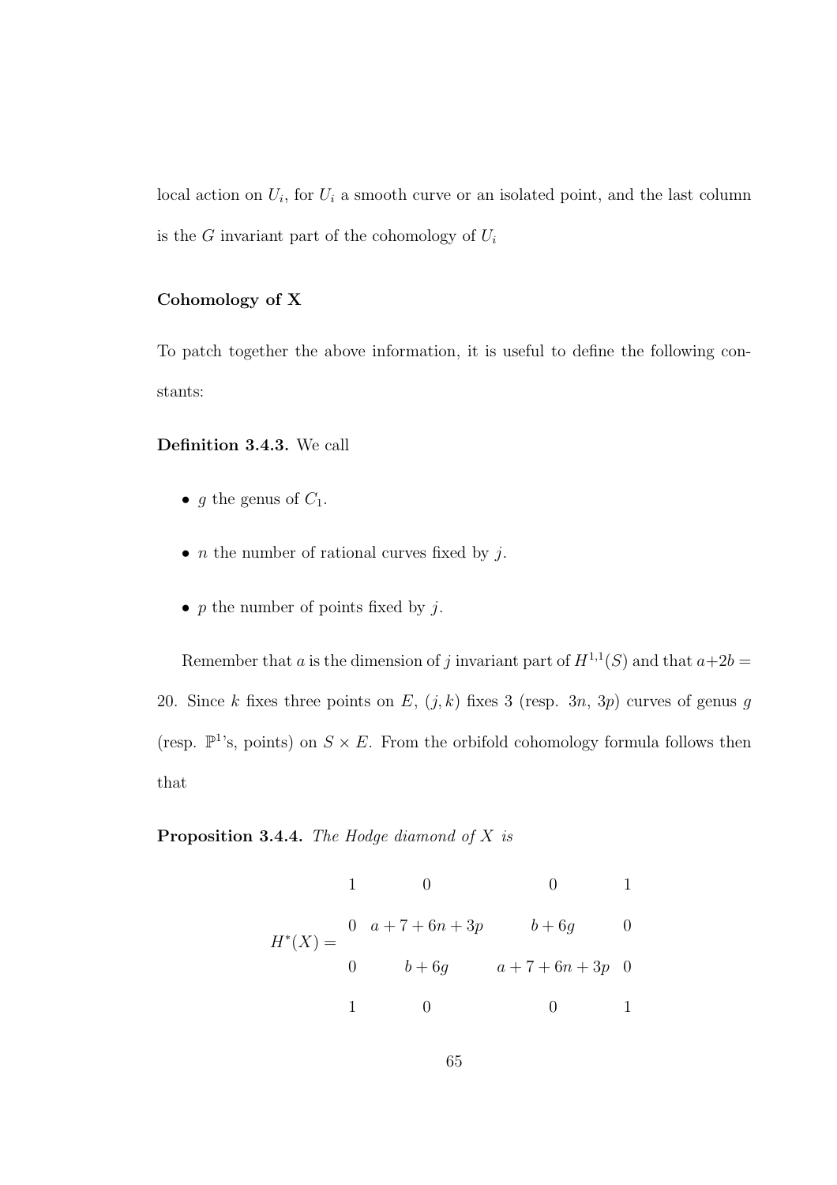local action on $U_i$, for $U_i$ a smooth curve or an isolated point, and the last column is the $G$ invariant part of the cohomology of $U_i$

**Cohomology of X**

To patch together the above information, it is useful to define the following constants:

**Definition 3.4.3.** We call

- $g$ the genus of $C_1$.
- $n$ the number of rational curves fixed by $j$.
- $p$ the number of points fixed by $j$.

Remember that $a$ is the dimension of $j$ invariant part of $H^{1,1}(S)$ and that $a+2b = 20$. Since $k$ fixes three points on $E$, $(j,k)$ fixes 3 (resp. $3n$, $3p$) curves of genus $g$ (resp. $\mathbb{P}^1$'s, points) on $S \times E$. From the orbifold cohomology formula follows then that

**Proposition 3.4.4.** *The Hodge diamond of $X$ is*

$$H^*(X) = \begin{array}{cccc} 1 & 0 & 0 & 1 \\ 0 & a+7+6n+3p & b+6g & 0 \\ 0 & b+6g & a+7+6n+3p & 0 \\ 1 & 0 & 0 & 1 \end{array}$$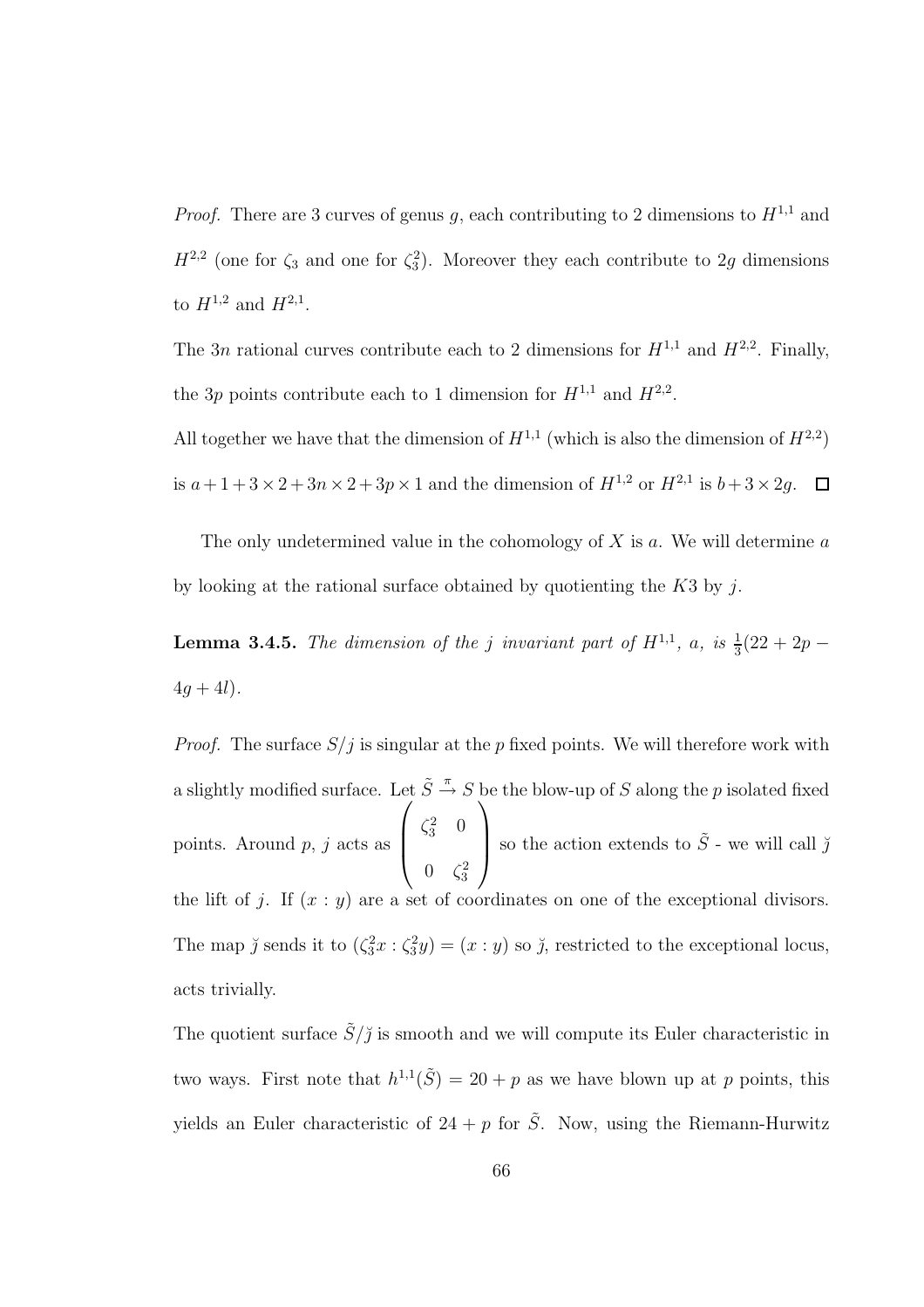*Proof.* There are 3 curves of genus $g$, each contributing to 2 dimensions to $H^{1,1}$ and $H^{2,2}$ (one for $\zeta_3$ and one for $\zeta_3^2$). Moreover they each contribute to $2g$ dimensions to $H^{1,2}$ and $H^{2,1}$.

The $3n$ rational curves contribute each to 2 dimensions for $H^{1,1}$ and $H^{2,2}$. Finally, the $3p$ points contribute each to 1 dimension for $H^{1,1}$ and $H^{2,2}$.

All together we have that the dimension of $H^{1,1}$ (which is also the dimension of $H^{2,2}$) is $a + 1 + 3 \times 2 + 3n \times 2 + 3p \times 1$ and the dimension of $H^{1,2}$ or $H^{2,1}$ is $b + 3 \times 2g$. $\square$

The only undetermined value in the cohomology of $X$ is $a$. We will determine $a$ by looking at the rational surface obtained by quotienting the $K3$ by $j$.

**Lemma 3.4.5.** *The dimension of the $j$ invariant part of $H^{1,1}$, $a$, is $\frac{1}{3}(22 + 2p - 4g + 4l)$.*

*Proof.* The surface $S/j$ is singular at the $p$ fixed points. We will therefore work with a slightly modified surface. Let $\tilde{S} \xrightarrow{\pi} S$ be the blow-up of $S$ along the $p$ isolated fixed points. Around $p$, $j$ acts as $\begin{pmatrix} \zeta_3^2 & 0 \\ 0 & \zeta_3^2 \end{pmatrix}$ so the action extends to $\tilde{S}$ - we will call $\breve{j}$ the lift of $j$. If $(x : y)$ are a set of coordinates on one of the exceptional divisors. The map $\breve{j}$ sends it to $(\zeta_3^2 x : \zeta_3^2 y) = (x : y)$ so $\breve{j}$, restricted to the exceptional locus, acts trivially.

The quotient surface $\tilde{S}/\breve{j}$ is smooth and we will compute its Euler characteristic in two ways. First note that $h^{1,1}(\tilde{S}) = 20 + p$ as we have blown up at $p$ points, this yields an Euler characteristic of $24 + p$ for $\tilde{S}$. Now, using the Riemann-Hurwitz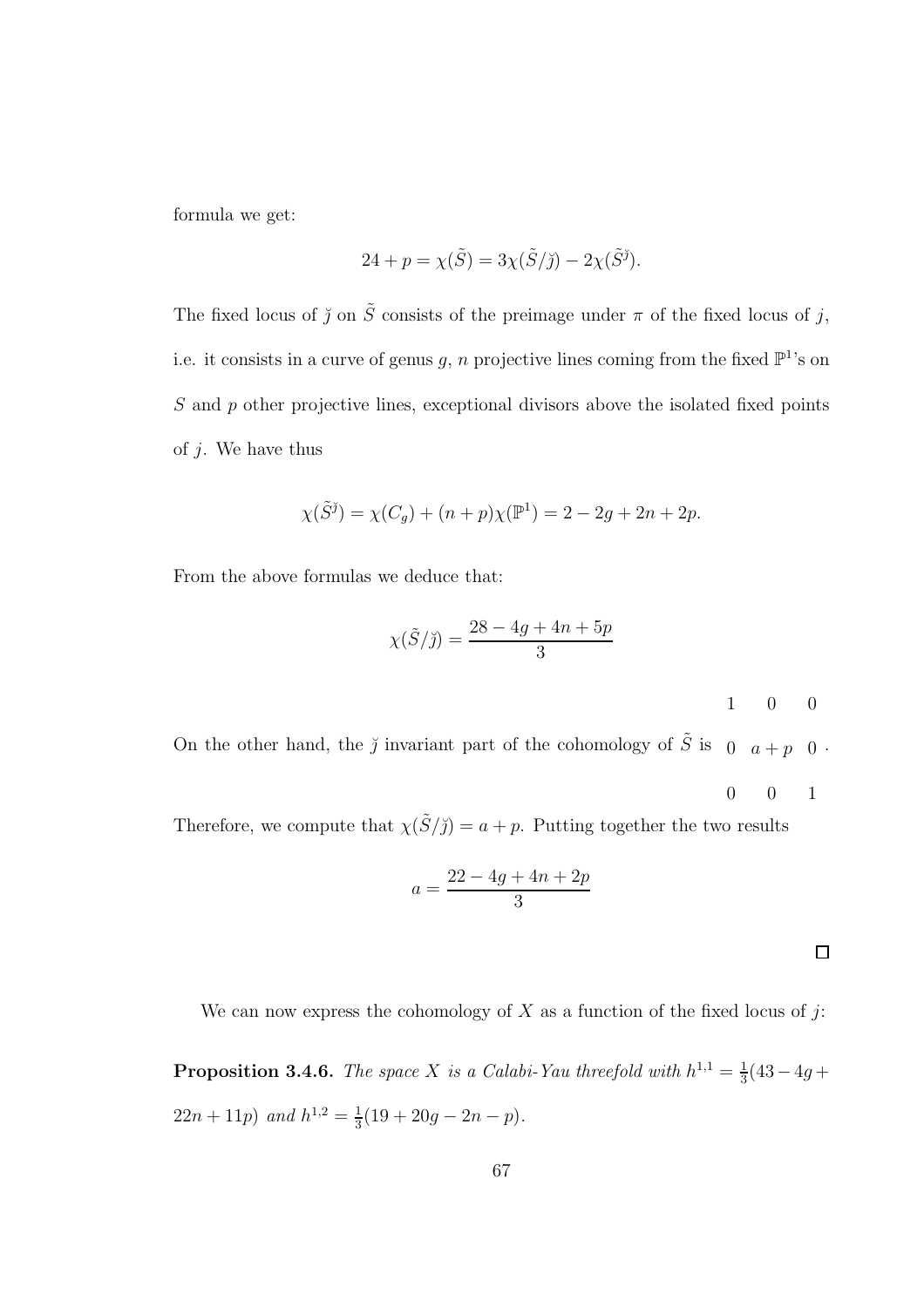formula we get:

$$24 + p = \chi(\tilde{S}) = 3\chi(\tilde{S}/\breve{\jmath}) - 2\chi(\tilde{S}^{\breve{\jmath}}).$$

The fixed locus of $\breve{\jmath}$ on $\tilde{S}$ consists of the preimage under $\pi$ of the fixed locus of $j$, i.e. it consists in a curve of genus $g$, $n$ projective lines coming from the fixed $\mathbb{P}^1$'s on $S$ and $p$ other projective lines, exceptional divisors above the isolated fixed points of $j$. We have thus

$$\chi(\tilde{S}^{\breve{\jmath}}) = \chi(C_g) + (n+p)\chi(\mathbb{P}^1) = 2 - 2g + 2n + 2p.$$

From the above formulas we deduce that:

$$\chi(\tilde{S}/\breve{\jmath}) = \frac{28 - 4g + 4n + 5p}{3}$$

On the other hand, the $\breve{\jmath}$ invariant part of the cohomology of $\tilde{S}$ is $\begin{matrix} 1 & 0 & 0 \\ 0 & a+p & 0 \\ 0 & 0 & 1 \end{matrix}$.

Therefore, we compute that $\chi(\tilde{S}/\breve{\jmath}) = a + p$. Putting together the two results

$$a = \frac{22 - 4g + 4n + 2p}{3}$$

$\square$

We can now express the cohomology of $X$ as a function of the fixed locus of $j$:

**Proposition 3.4.6.** *The space $X$ is a Calabi-Yau threefold with $h^{1,1} = \frac{1}{3}(43 - 4g + 22n + 11p)$ and $h^{1,2} = \frac{1}{3}(19 + 20g - 2n - p)$.*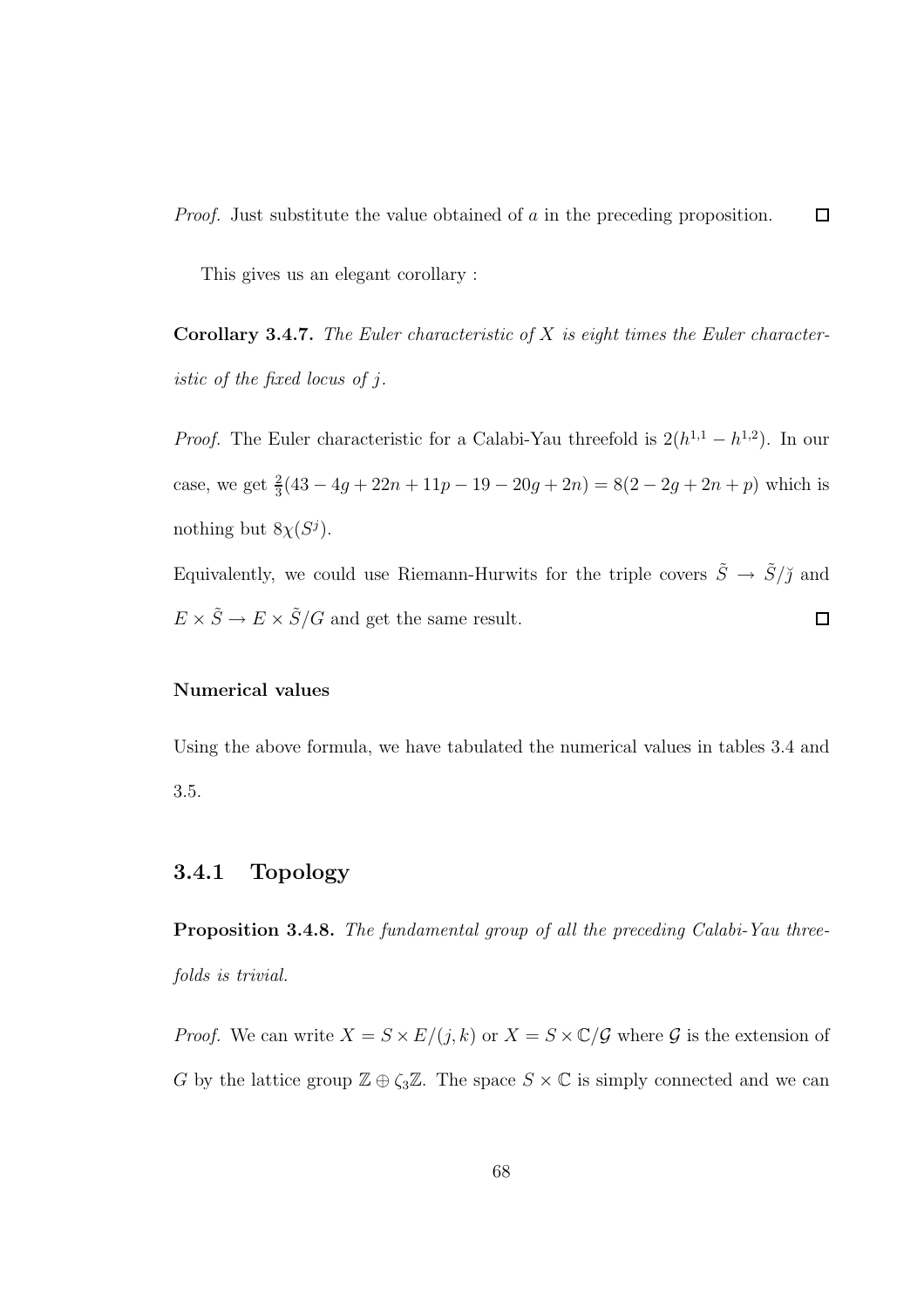*Proof.* Just substitute the value obtained of $a$ in the preceding proposition. $\square$

This gives us an elegant corollary :

**Corollary 3.4.7.** *The Euler characteristic of $X$ is eight times the Euler characteristic of the fixed locus of $j$.*

*Proof.* The Euler characteristic for a Calabi-Yau threefold is $2(h^{1,1} - h^{1,2})$. In our case, we get $\frac{2}{3}(43 - 4g + 22n + 11p - 19 - 20g + 2n) = 8(2 - 2g + 2n + p)$ which is nothing but $8\chi(S^j)$.

Equivalently, we could use Riemann-Hurwits for the triple covers $\tilde{S} \to \tilde{S}/\breve{j}$ and $E \times \tilde{S} \to E \times \tilde{S}/G$ and get the same result. $\square$

**Numerical values**

Using the above formula, we have tabulated the numerical values in tables 3.4 and 3.5.

### 3.4.1 Topology

**Proposition 3.4.8.** *The fundamental group of all the preceding Calabi-Yau threefolds is trivial.*

*Proof.* We can write $X = S \times E/(j, k)$ or $X = S \times \mathbb{C}/\mathcal{G}$ where $\mathcal{G}$ is the extension of $G$ by the lattice group $\mathbb{Z} \oplus \zeta_3\mathbb{Z}$. The space $S \times \mathbb{C}$ is simply connected and we can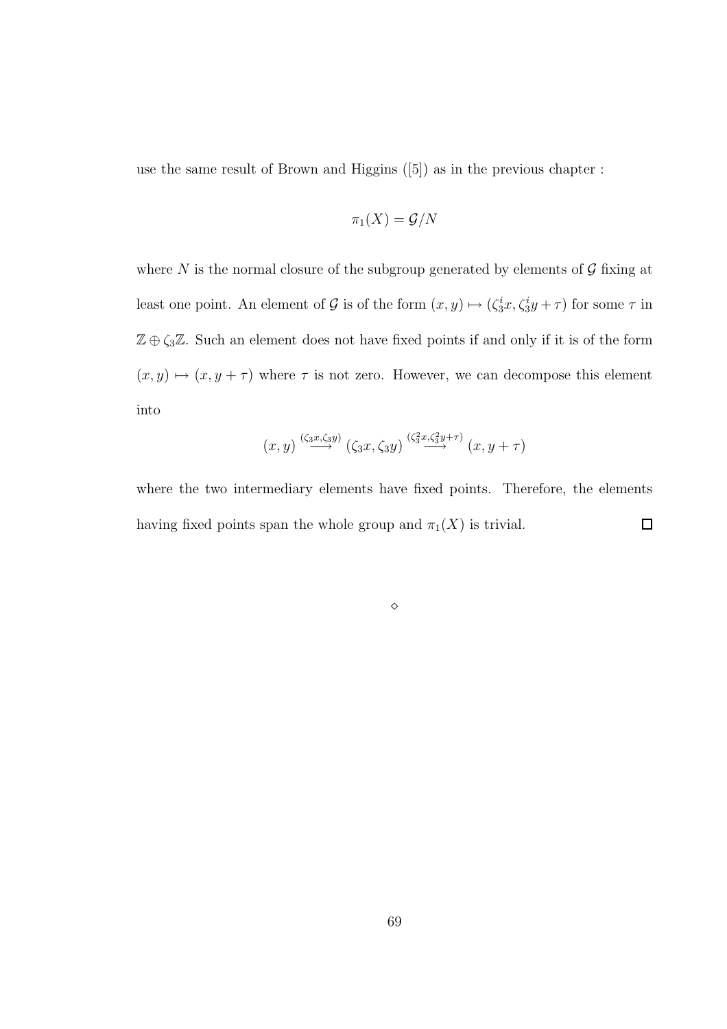use the same result of Brown and Higgins ([5]) as in the previous chapter :

$$\pi_1(X) = \mathcal{G}/N$$

where $N$ is the normal closure of the subgroup generated by elements of $\mathcal{G}$ fixing at least one point. An element of $\mathcal{G}$ is of the form $(x, y) \mapsto (\zeta_3^i x, \zeta_3^i y + \tau)$ for some $\tau$ in $\mathbb{Z} \oplus \zeta_3\mathbb{Z}$. Such an element does not have fixed points if and only if it is of the form $(x, y) \mapsto (x, y + \tau)$ where $\tau$ is not zero. However, we can decompose this element into

$$(x, y) \overset{(\zeta_3 x, \zeta_3 y)}{\longrightarrow} (\zeta_3 x, \zeta_3 y) \overset{(\zeta_3^2 x, \zeta_3^2 y + \tau)}{\longrightarrow} (x, y + \tau)$$

where the two intermediary elements have fixed points. Therefore, the elements having fixed points span the whole group and $\pi_1(X)$ is trivial. $\square$

$\diamond$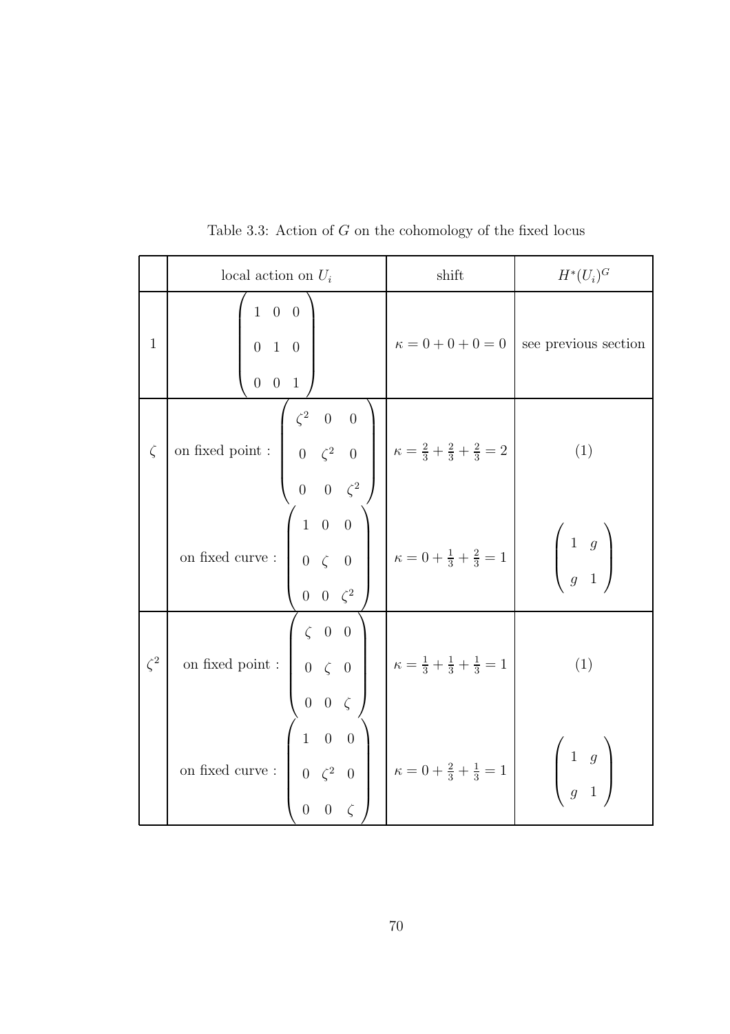Table 3.3: Action of $G$ on the cohomology of the fixed locus

| | local action on $U_i$ | shift | $H^*(U_i)^G$ |
|---|---|---|---|
| $1$ | $\begin{pmatrix} 1 & 0 & 0 \\ 0 & 1 & 0 \\ 0 & 0 & 1 \end{pmatrix}$ | $\kappa = 0+0+0 = 0$ | see previous section |
| $\zeta$ | on fixed point : $\begin{pmatrix} \zeta^2 & 0 & 0 \\ 0 & \zeta^2 & 0 \\ 0 & 0 & \zeta^2 \end{pmatrix}$ | $\kappa = \frac{2}{3}+\frac{2}{3}+\frac{2}{3} = 2$ | $(1)$ |
| | on fixed curve : $\begin{pmatrix} 1 & 0 & 0 \\ 0 & \zeta & 0 \\ 0 & 0 & \zeta^2 \end{pmatrix}$ | $\kappa = 0+\frac{1}{3}+\frac{2}{3} = 1$ | $\begin{pmatrix} 1 & g \\ g & 1 \end{pmatrix}$ |
| $\zeta^2$ | on fixed point : $\begin{pmatrix} \zeta & 0 & 0 \\ 0 & \zeta & 0 \\ 0 & 0 & \zeta \end{pmatrix}$ | $\kappa = \frac{1}{3}+\frac{1}{3}+\frac{1}{3} = 1$ | $(1)$ |
| | on fixed curve : $\begin{pmatrix} 1 & 0 & 0 \\ 0 & \zeta^2 & 0 \\ 0 & 0 & \zeta \end{pmatrix}$ | $\kappa = 0+\frac{2}{3}+\frac{1}{3} = 1$ | $\begin{pmatrix} 1 & g \\ g & 1 \end{pmatrix}$ |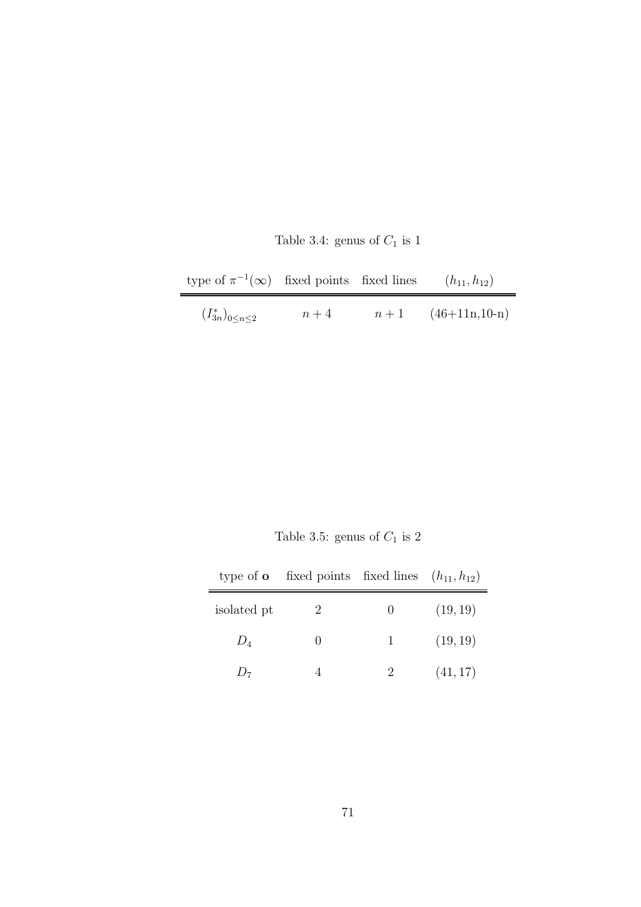Table 3.4: genus of $C_1$ is 1

| type of $\pi^{-1}(\infty)$ | fixed points | fixed lines | $(h_{11}, h_{12})$ |
|---|---|---|---|
| $(I_{3n}^*)_{0 \leq n \leq 2}$ | $n+4$ | $n+1$ | (46+11n,10-n) |

Table 3.5: genus of $C_1$ is 2

| type of **o** | fixed points | fixed lines | $(h_{11}, h_{12})$ |
|---|---|---|---|
| isolated pt | 2 | 0 | $(19, 19)$ |
| $D_4$ | 0 | 1 | $(19, 19)$ |
| $D_7$ | 4 | 2 | $(41, 17)$ |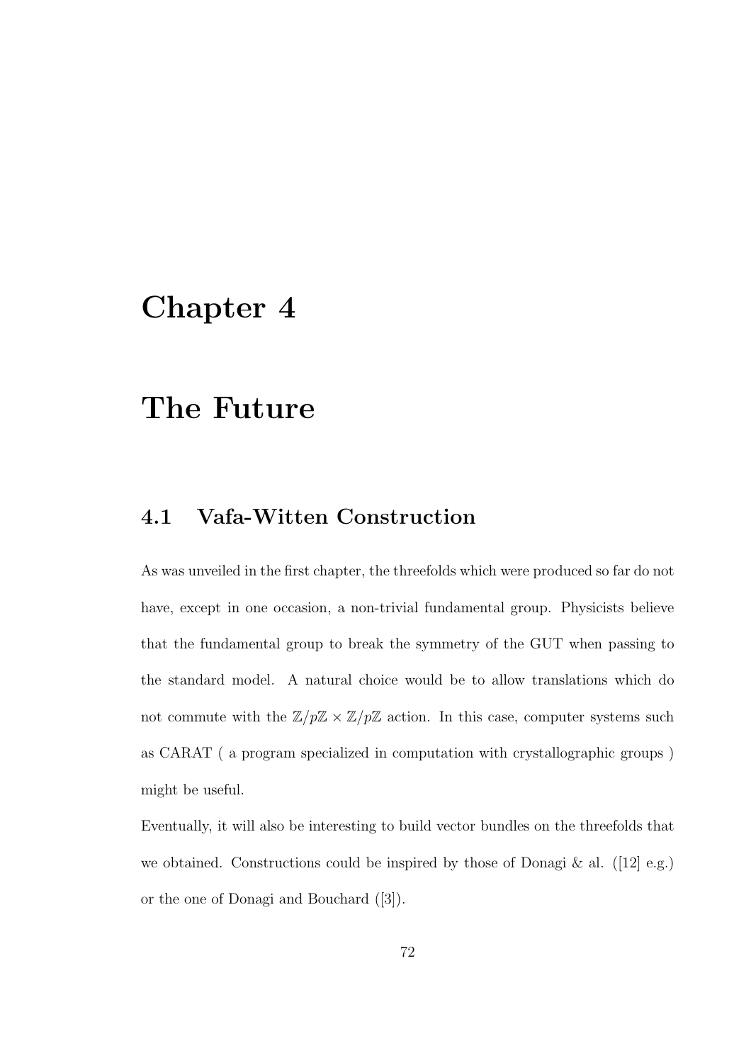# Chapter 4

# The Future

## 4.1 Vafa-Witten Construction

As was unveiled in the first chapter, the threefolds which were produced so far do not have, except in one occasion, a non-trivial fundamental group. Physicists believe that the fundamental group to break the symmetry of the GUT when passing to the standard model. A natural choice would be to allow translations which do not commute with the $\mathbb{Z}/p\mathbb{Z} \times \mathbb{Z}/p\mathbb{Z}$ action. In this case, computer systems such as CARAT ( a program specialized in computation with crystallographic groups ) might be useful.

Eventually, it will also be interesting to build vector bundles on the threefolds that we obtained. Constructions could be inspired by those of Donagi & al. ([12] e.g.) or the one of Donagi and Bouchard ([3]).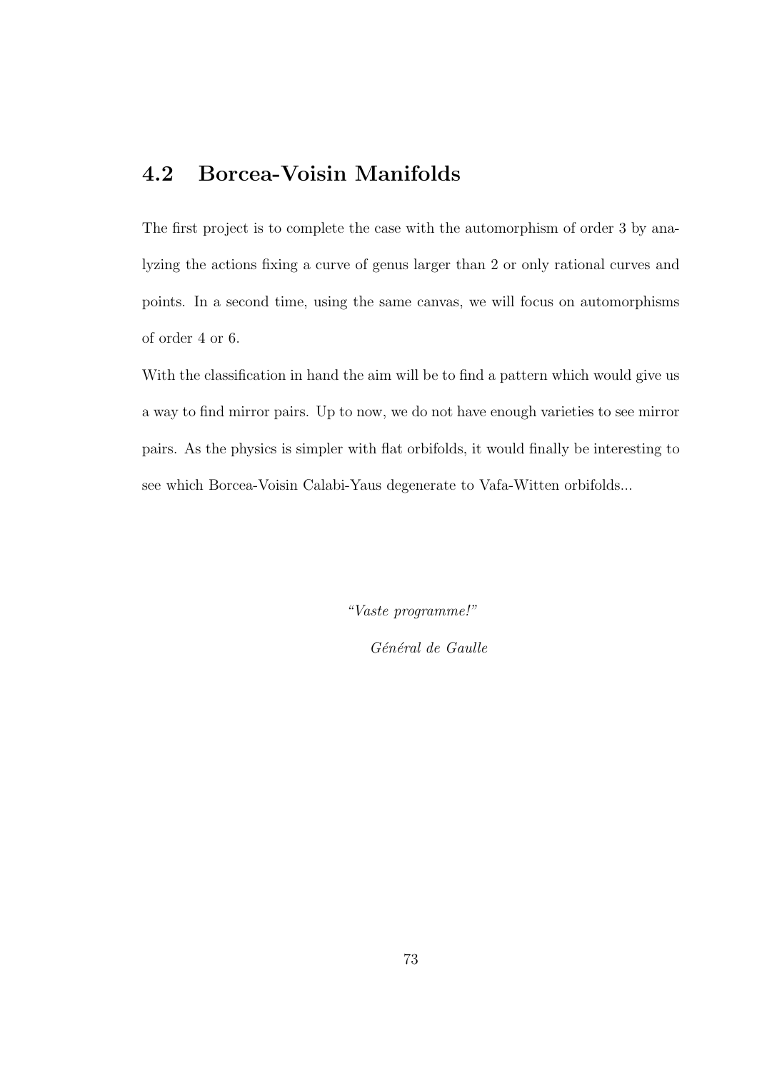## 4.2 Borcea-Voisin Manifolds

The first project is to complete the case with the automorphism of order 3 by analyzing the actions fixing a curve of genus larger than 2 or only rational curves and points. In a second time, using the same canvas, we will focus on automorphisms of order 4 or 6.

With the classification in hand the aim will be to find a pattern which would give us a way to find mirror pairs. Up to now, we do not have enough varieties to see mirror pairs. As the physics is simpler with flat orbifolds, it would finally be interesting to see which Borcea-Voisin Calabi-Yaus degenerate to Vafa-Witten orbifolds...

*"Vaste programme!"*

*Général de Gaulle*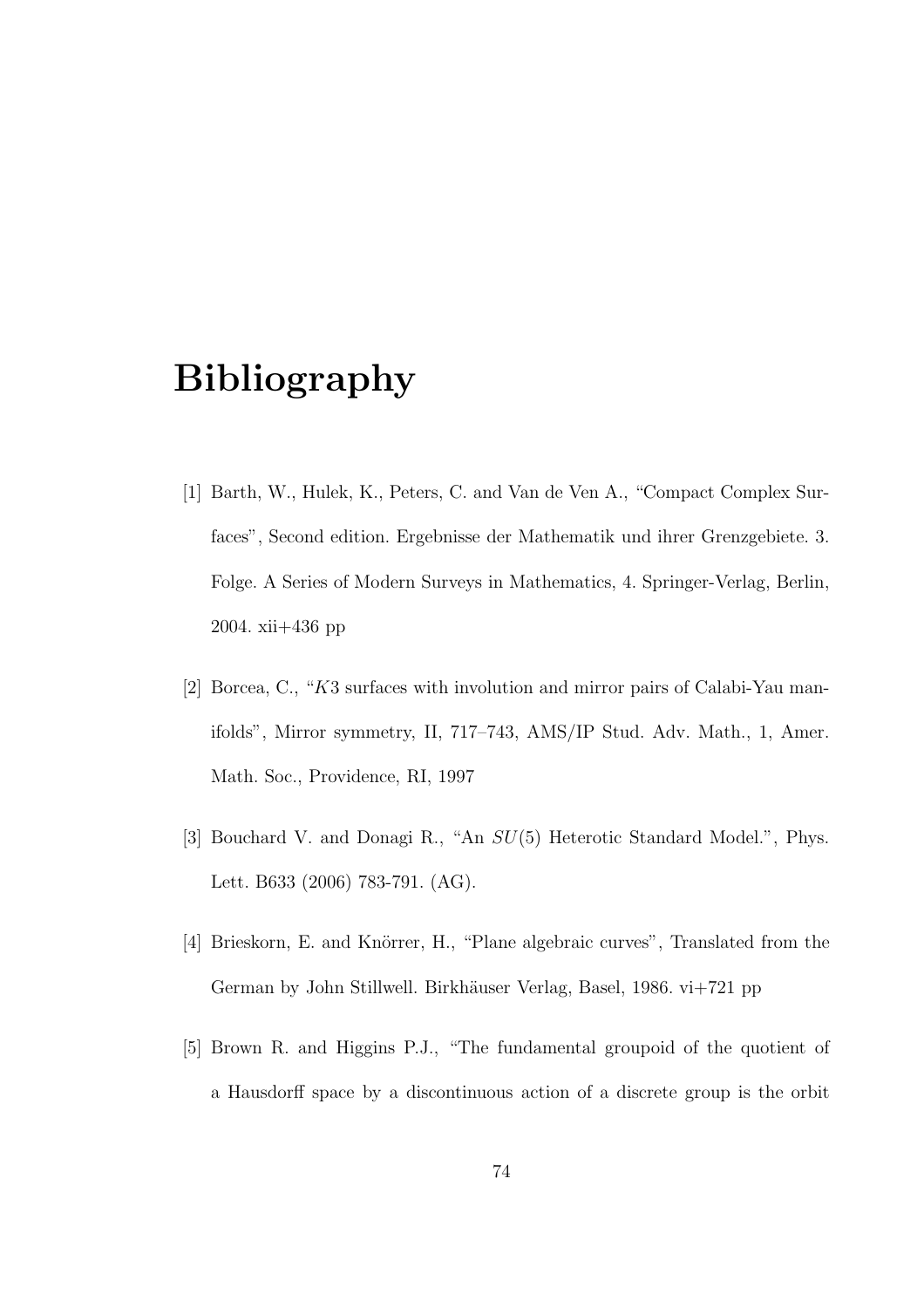# Bibliography

[1] Barth, W., Hulek, K., Peters, C. and Van de Ven A., "Compact Complex Surfaces", Second edition. Ergebnisse der Mathematik und ihrer Grenzgebiete. 3. Folge. A Series of Modern Surveys in Mathematics, 4. Springer-Verlag, Berlin, 2004. xii+436 pp

[2] Borcea, C., "$K3$ surfaces with involution and mirror pairs of Calabi-Yau manifolds", Mirror symmetry, II, 717–743, AMS/IP Stud. Adv. Math., 1, Amer. Math. Soc., Providence, RI, 1997

[3] Bouchard V. and Donagi R., "An $SU(5)$ Heterotic Standard Model.", Phys. Lett. B633 (2006) 783-791. (AG).

[4] Brieskorn, E. and Knörrer, H., "Plane algebraic curves", Translated from the German by John Stillwell. Birkhäuser Verlag, Basel, 1986. vi+721 pp

[5] Brown R. and Higgins P.J., "The fundamental groupoid of the quotient of a Hausdorff space by a discontinuous action of a discrete group is the orbit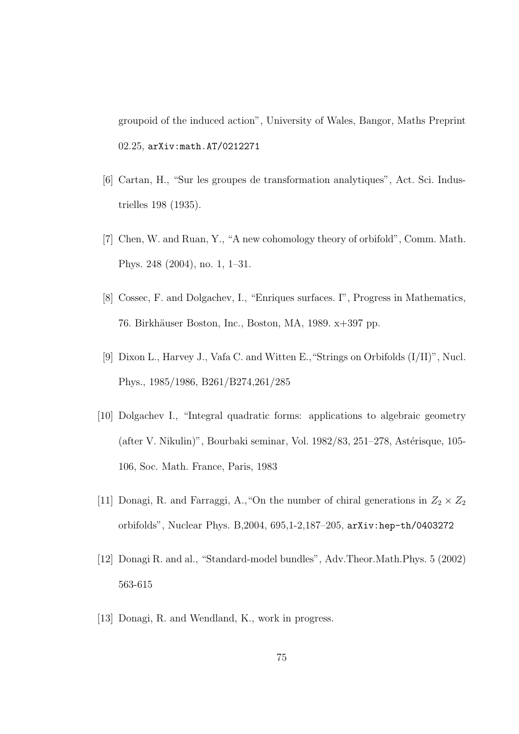groupoid of the induced action", University of Wales, Bangor, Maths Preprint 02.25, `arXiv:math.AT/0212271`

[6] Cartan, H., "Sur les groupes de transformation analytiques", Act. Sci. Industrielles 198 (1935).

[7] Chen, W. and Ruan, Y., "A new cohomology theory of orbifold", Comm. Math. Phys. 248 (2004), no. 1, 1–31.

[8] Cossec, F. and Dolgachev, I., "Enriques surfaces. I", Progress in Mathematics, 76. Birkhäuser Boston, Inc., Boston, MA, 1989. x+397 pp.

[9] Dixon L., Harvey J., Vafa C. and Witten E.,"Strings on Orbifolds (I/II)", Nucl. Phys., 1985/1986, B261/B274,261/285

[10] Dolgachev I., "Integral quadratic forms: applications to algebraic geometry (after V. Nikulin)", Bourbaki seminar, Vol. 1982/83, 251–278, Astérisque, 105-106, Soc. Math. France, Paris, 1983

[11] Donagi, R. and Farraggi, A.,"On the number of chiral generations in $Z_2 \times Z_2$ orbifolds", Nuclear Phys. B,2004, 695,1-2,187–205, `arXiv:hep-th/0403272`

[12] Donagi R. and al., "Standard-model bundles", Adv.Theor.Math.Phys. 5 (2002) 563-615

[13] Donagi, R. and Wendland, K., work in progress.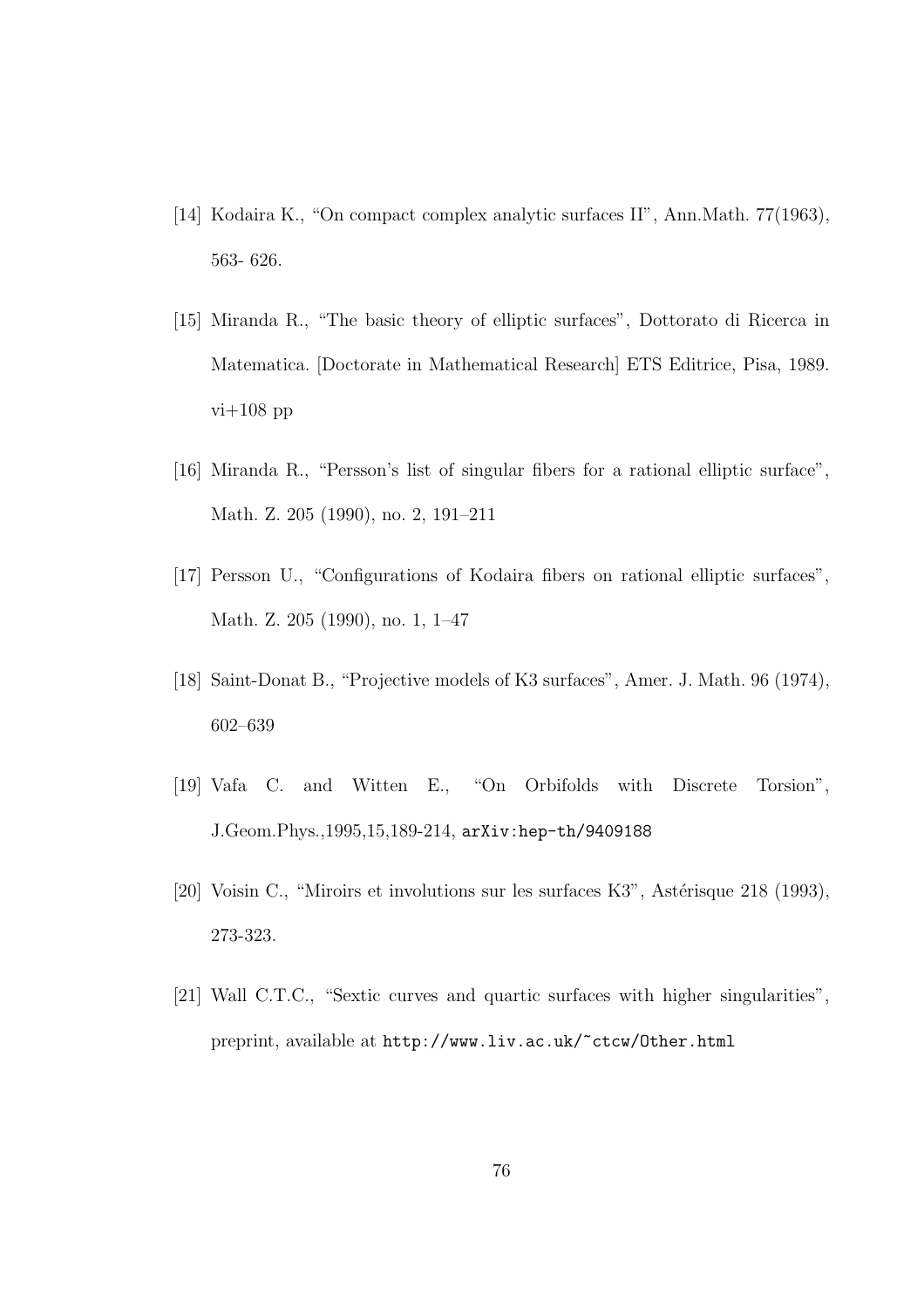[14] Kodaira K., "On compact complex analytic surfaces II", Ann.Math. 77(1963), 563- 626.

[15] Miranda R., "The basic theory of elliptic surfaces", Dottorato di Ricerca in Matematica. [Doctorate in Mathematical Research] ETS Editrice, Pisa, 1989. vi+108 pp

[16] Miranda R., "Persson's list of singular fibers for a rational elliptic surface", Math. Z. 205 (1990), no. 2, 191–211

[17] Persson U., "Configurations of Kodaira fibers on rational elliptic surfaces", Math. Z. 205 (1990), no. 1, 1–47

[18] Saint-Donat B., "Projective models of K3 surfaces", Amer. J. Math. 96 (1974), 602–639

[19] Vafa C. and Witten E., "On Orbifolds with Discrete Torsion", J.Geom.Phys.,1995,15,189-214, arXiv:hep-th/9409188

[20] Voisin C., "Miroirs et involutions sur les surfaces K3", Astérisque 218 (1993), 273-323.

[21] Wall C.T.C., "Sextic curves and quartic surfaces with higher singularities", preprint, available at http://www.liv.ac.uk/~ctcw/Other.html